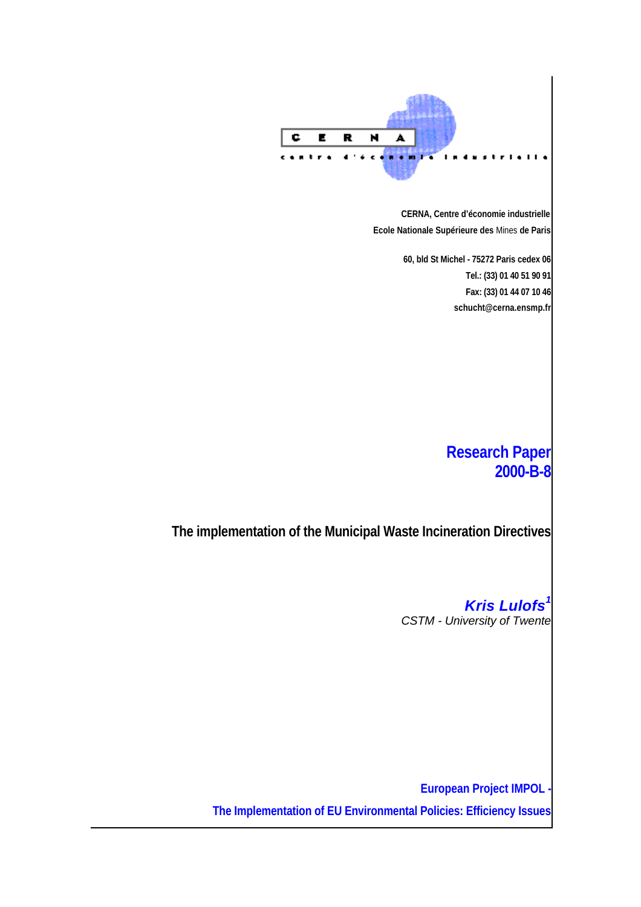CERNA

centre d'économie industrielle

**CERNA, Centre d'économie industrielle**

**Ecole Nationale Supérieure des** Mines **de Paris**

**60, bld St Michel - 75272 Paris cedex 06**

**Tel.: (33) 01 40 51 90 91**

**Fax: (33) 01 44 07 10 46**

**schucht@cerna.ensmp.fr**

# Research Paper 2000-B-8

# The implementation of the Municipal Waste Incineration Directives

***Kris Lulofs*** [1]

*CSTM - University of Twente*

**European Project IMPOL -**

**The Implementation of EU Environmental Policies: Efficiency Issues**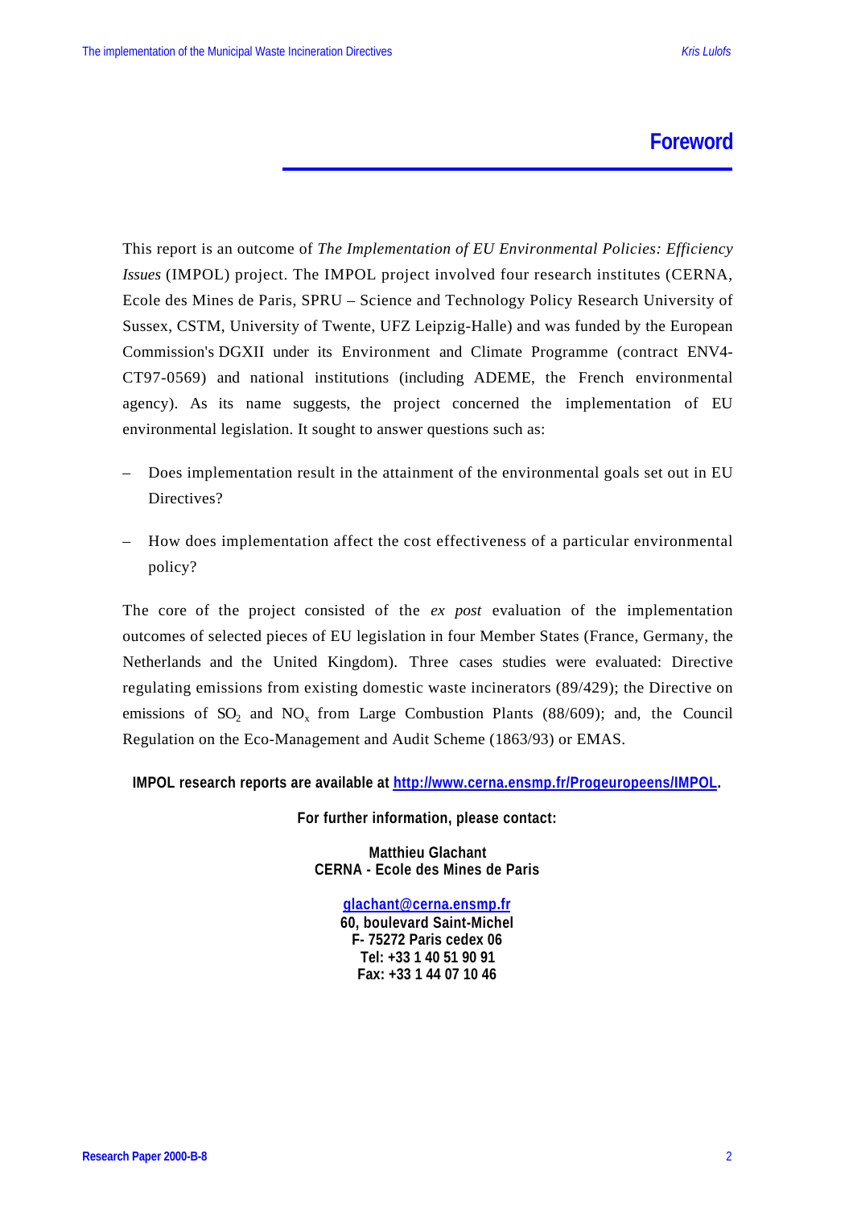# Foreword

This report is an outcome of *The Implementation of EU Environmental Policies: Efficiency Issues* (IMPOL) project. The IMPOL project involved four research institutes (CERNA, Ecole des Mines de Paris, SPRU – Science and Technology Policy Research University of Sussex, CSTM, University of Twente, UFZ Leipzig-Halle) and was funded by the European Commission's DGXII under its Environment and Climate Programme (contract ENV4-CT97-0569) and national institutions (including ADEME, the French environmental agency). As its name suggests, the project concerned the implementation of EU environmental legislation. It sought to answer questions such as:

– Does implementation result in the attainment of the environmental goals set out in EU Directives?

– How does implementation affect the cost effectiveness of a particular environmental policy?

The core of the project consisted of the *ex post* evaluation of the implementation outcomes of selected pieces of EU legislation in four Member States (France, Germany, the Netherlands and the United Kingdom). Three cases studies were evaluated: Directive regulating emissions from existing domestic waste incinerators (89/429); the Directive on emissions of $SO_2$ and $NO_x$ from Large Combustion Plants (88/609); and, the Council Regulation on the Eco-Management and Audit Scheme (1863/93) or EMAS.

**IMPOL research reports are available at http://www.cerna.ensmp.fr/Progeuropeens/IMPOL.**

**For further information, please contact:**

**Matthieu Glachant**
**CERNA - Ecole des Mines de Paris**

**glachant@cerna.ensmp.fr**
**60, boulevard Saint-Michel**
**F- 75272 Paris cedex 06**
**Tel: +33 1 40 51 90 91**
**Fax: +33 1 44 07 10 46**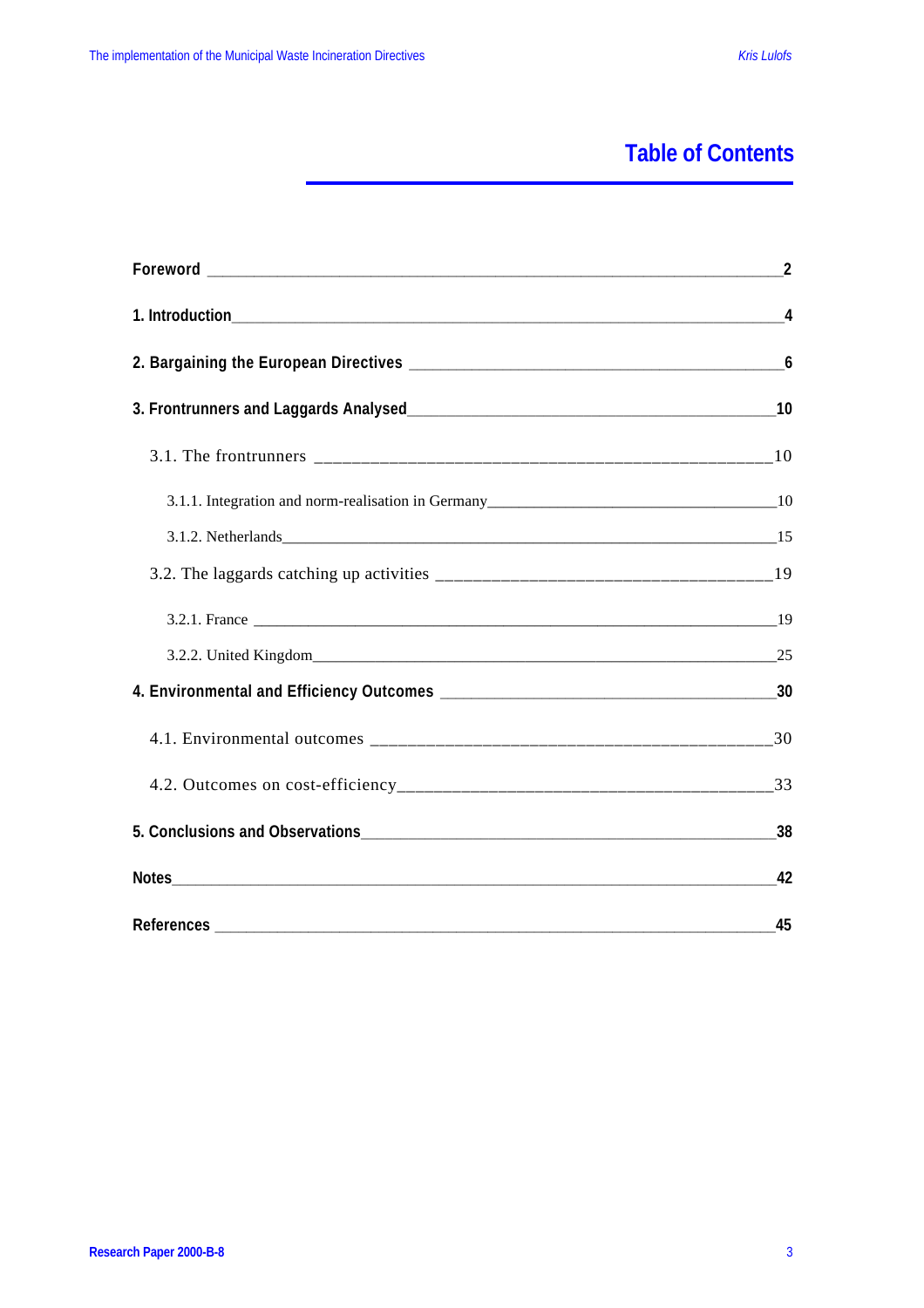# Table of Contents

Foreword 2

1. Introduction 4

2. Bargaining the European Directives 6

3. Frontrunners and Laggards Analysed 10

- 3.1. The frontrunners 10
  - 3.1.1. Integration and norm-realisation in Germany 10
  - 3.1.2. Netherlands 15
- 3.2. The laggards catching up activities 19
  - 3.2.1. France 19
  - 3.2.2. United Kingdom 25

4. Environmental and Efficiency Outcomes 30

- 4.1. Environmental outcomes 30
- 4.2. Outcomes on cost-efficiency 33

5. Conclusions and Observations 38

Notes 42

References 45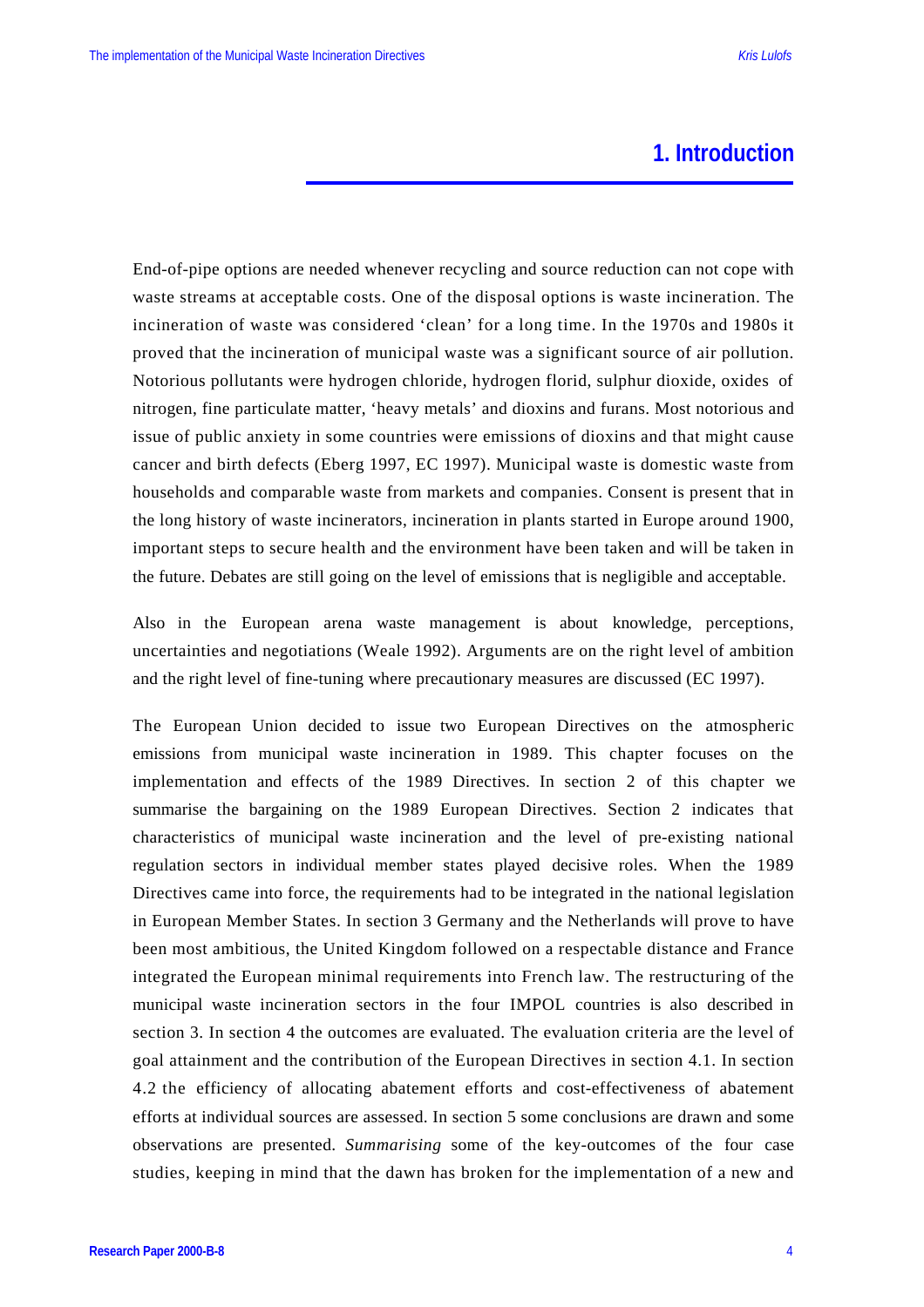# 1. Introduction

End-of-pipe options are needed whenever recycling and source reduction can not cope with waste streams at acceptable costs. One of the disposal options is waste incineration. The incineration of waste was considered 'clean' for a long time. In the 1970s and 1980s it proved that the incineration of municipal waste was a significant source of air pollution. Notorious pollutants were hydrogen chloride, hydrogen florid, sulphur dioxide, oxides of nitrogen, fine particulate matter, 'heavy metals' and dioxins and furans. Most notorious and issue of public anxiety in some countries were emissions of dioxins and that might cause cancer and birth defects (Eberg 1997, EC 1997). Municipal waste is domestic waste from households and comparable waste from markets and companies. Consent is present that in the long history of waste incinerators, incineration in plants started in Europe around 1900, important steps to secure health and the environment have been taken and will be taken in the future. Debates are still going on the level of emissions that is negligible and acceptable.

Also in the European arena waste management is about knowledge, perceptions, uncertainties and negotiations (Weale 1992). Arguments are on the right level of ambition and the right level of fine-tuning where precautionary measures are discussed (EC 1997).

The European Union decided to issue two European Directives on the atmospheric emissions from municipal waste incineration in 1989. This chapter focuses on the implementation and effects of the 1989 Directives. In section 2 of this chapter we summarise the bargaining on the 1989 European Directives. Section 2 indicates that characteristics of municipal waste incineration and the level of pre-existing national regulation sectors in individual member states played decisive roles. When the 1989 Directives came into force, the requirements had to be integrated in the national legislation in European Member States. In section 3 Germany and the Netherlands will prove to have been most ambitious, the United Kingdom followed on a respectable distance and France integrated the European minimal requirements into French law. The restructuring of the municipal waste incineration sectors in the four IMPOL countries is also described in section 3. In section 4 the outcomes are evaluated. The evaluation criteria are the level of goal attainment and the contribution of the European Directives in section 4.1. In section 4.2 the efficiency of allocating abatement efforts and cost-effectiveness of abatement efforts at individual sources are assessed. In section 5 some conclusions are drawn and some observations are presented. *Summarising* some of the key-outcomes of the four case studies, keeping in mind that the dawn has broken for the implementation of a new and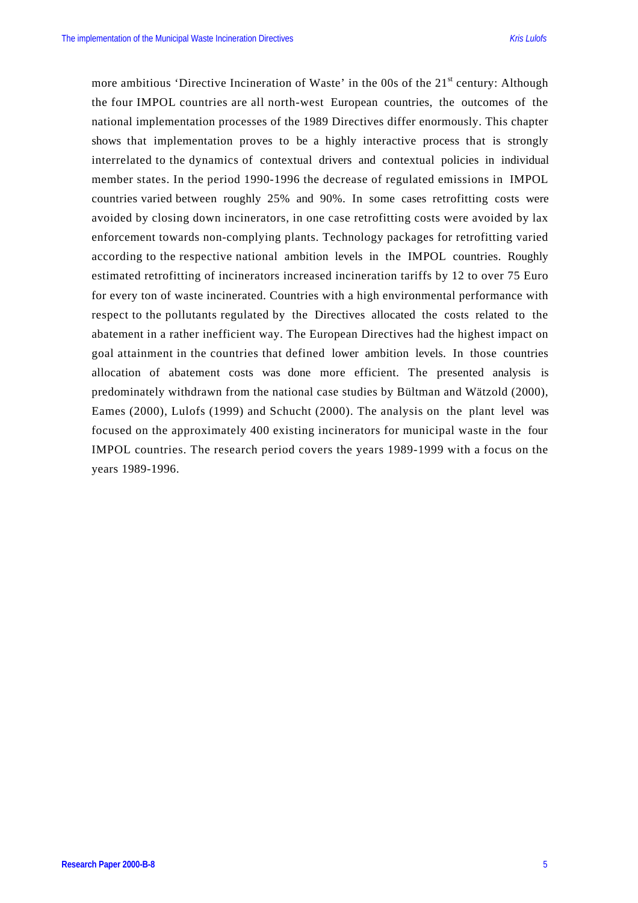more ambitious 'Directive Incineration of Waste' in the 00s of the 21st century: Although the four IMPOL countries are all north-west European countries, the outcomes of the national implementation processes of the 1989 Directives differ enormously. This chapter shows that implementation proves to be a highly interactive process that is strongly interrelated to the dynamics of contextual drivers and contextual policies in individual member states. In the period 1990-1996 the decrease of regulated emissions in IMPOL countries varied between roughly 25% and 90%. In some cases retrofitting costs were avoided by closing down incinerators, in one case retrofitting costs were avoided by lax enforcement towards non-complying plants. Technology packages for retrofitting varied according to the respective national ambition levels in the IMPOL countries. Roughly estimated retrofitting of incinerators increased incineration tariffs by 12 to over 75 Euro for every ton of waste incinerated. Countries with a high environmental performance with respect to the pollutants regulated by the Directives allocated the costs related to the abatement in a rather inefficient way. The European Directives had the highest impact on goal attainment in the countries that defined lower ambition levels. In those countries allocation of abatement costs was done more efficient. The presented analysis is predominately withdrawn from the national case studies by Bültman and Wätzold (2000), Eames (2000), Lulofs (1999) and Schucht (2000). The analysis on the plant level was focused on the approximately 400 existing incinerators for municipal waste in the four IMPOL countries. The research period covers the years 1989-1999 with a focus on the years 1989-1996.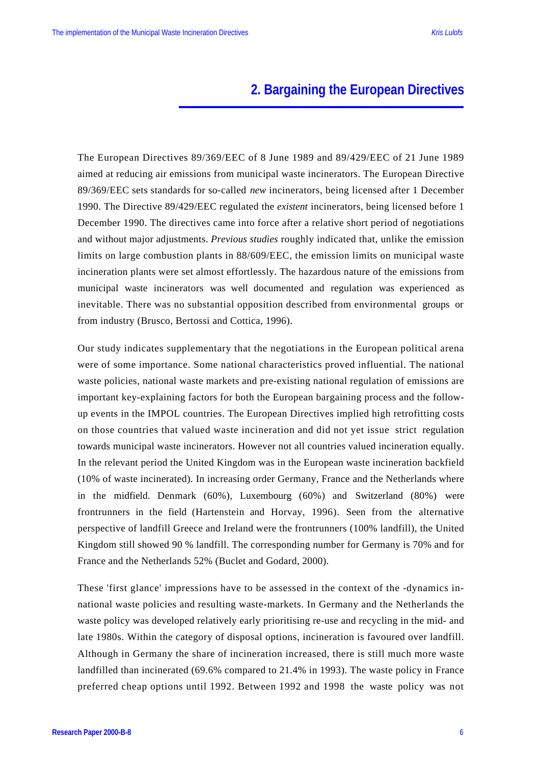# 2. Bargaining the European Directives

The European Directives 89/369/EEC of 8 June 1989 and 89/429/EEC of 21 June 1989 aimed at reducing air emissions from municipal waste incinerators. The European Directive 89/369/EEC sets standards for so-called *new* incinerators, being licensed after 1 December 1990. The Directive 89/429/EEC regulated the *existent* incinerators, being licensed before 1 December 1990. The directives came into force after a relative short period of negotiations and without major adjustments. *Previous studies* roughly indicated that, unlike the emission limits on large combustion plants in 88/609/EEC, the emission limits on municipal waste incineration plants were set almost effortlessly. The hazardous nature of the emissions from municipal waste incinerators was well documented and regulation was experienced as inevitable. There was no substantial opposition described from environmental groups or from industry (Brusco, Bertossi and Cottica, 1996).

Our study indicates supplementary that the negotiations in the European political arena were of some importance. Some national characteristics proved influential. The national waste policies, national waste markets and pre-existing national regulation of emissions are important key-explaining factors for both the European bargaining process and the follow-up events in the IMPOL countries. The European Directives implied high retrofitting costs on those countries that valued waste incineration and did not yet issue strict regulation towards municipal waste incinerators. However not all countries valued incineration equally. In the relevant period the United Kingdom was in the European waste incineration backfield (10% of waste incinerated). In increasing order Germany, France and the Netherlands where in the midfield. Denmark (60%), Luxembourg (60%) and Switzerland (80%) were frontrunners in the field (Hartenstein and Horvay, 1996). Seen from the alternative perspective of landfill Greece and Ireland were the frontrunners (100% landfill), the United Kingdom still showed 90 % landfill. The corresponding number for Germany is 70% and for France and the Netherlands 52% (Buclet and Godard, 2000).

These 'first glance' impressions have to be assessed in the context of the -dynamics in-national waste policies and resulting waste-markets. In Germany and the Netherlands the waste policy was developed relatively early prioritising re-use and recycling in the mid- and late 1980s. Within the category of disposal options, incineration is favoured over landfill. Although in Germany the share of incineration increased, there is still much more waste landfilled than incinerated (69.6% compared to 21.4% in 1993). The waste policy in France preferred cheap options until 1992. Between 1992 and 1998 the waste policy was not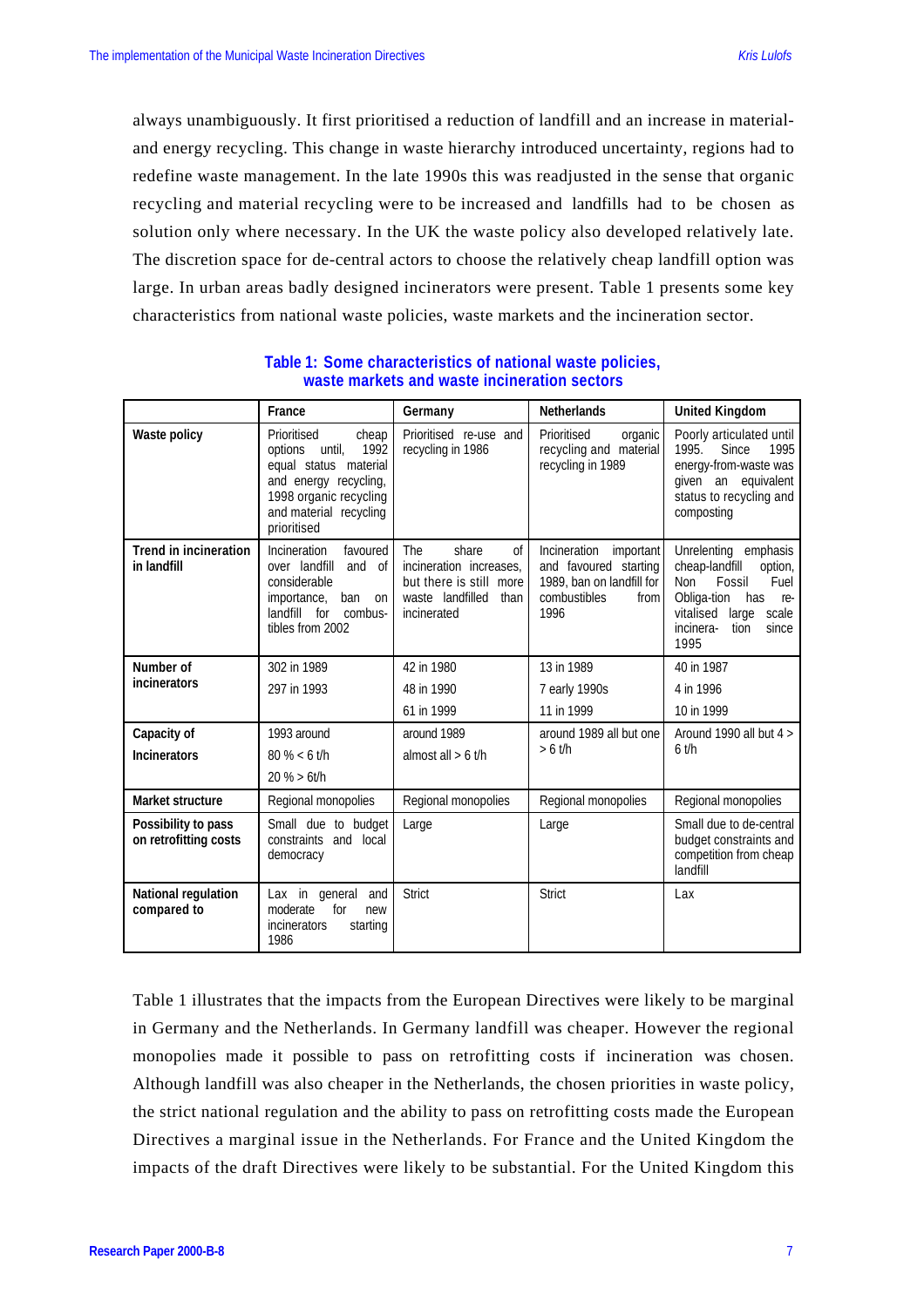always unambiguously. It first prioritised a reduction of landfill and an increase in material- and energy recycling. This change in waste hierarchy introduced uncertainty, regions had to redefine waste management. In the late 1990s this was readjusted in the sense that organic recycling and material recycling were to be increased and landfills had to be chosen as solution only where necessary. In the UK the waste policy also developed relatively late. The discretion space for de-central actors to choose the relatively cheap landfill option was large. In urban areas badly designed incinerators were present. Table 1 presents some key characteristics from national waste policies, waste markets and the incineration sector.

**Table 1: Some characteristics of national waste policies, waste markets and waste incineration sectors**

| | France | Germany | Netherlands | United Kingdom |
|---|---|---|---|---|
| **Waste policy** | Prioritised cheap options until, 1992 equal status material and energy recycling, 1998 organic recycling and material recycling prioritised | Prioritised re-use and recycling in 1986 | Prioritised organic recycling and material recycling in 1989 | Poorly articulated until 1995. Since 1995 energy-from-waste was given an equivalent status to recycling and composting |
| **Trend in incineration in landfill** | Incineration favoured over landfill and of considerable importance, ban on landfill for combus-tibles from 2002 | The share of incineration increases, but there is still more waste landfilled than incinerated | Incineration important and favoured starting 1989, ban on landfill for combustibles from 1996 | Unrelenting emphasis cheap-landfill option, Non Fossil Fuel Obliga-tion has re-vitalised large scale incinera- tion since 1995 |
| **Number of incinerators** | 302 in 1989<br>297 in 1993 | 42 in 1980<br>48 in 1990<br>61 in 1999 | 13 in 1989<br>7 early 1990s<br>11 in 1999 | 40 in 1987<br>4 in 1996<br>10 in 1999 |
| **Capacity of Incinerators** | 1993 around<br>80 % < 6 t/h<br>20 % > 6t/h | around 1989<br>almost all > 6 t/h | around 1989 all but one > 6 t/h | Around 1990 all but 4 > 6 t/h |
| **Market structure** | Regional monopolies | Regional monopolies | Regional monopolies | Regional monopolies |
| **Possibility to pass on retrofitting costs** | Small due to budget constraints and local democracy | Large | Large | Small due to de-central budget constraints and competition from cheap landfill |
| **National regulation compared to** | Lax in general and moderate for new incinerators starting 1986 | Strict | Strict | Lax |

Table 1 illustrates that the impacts from the European Directives were likely to be marginal in Germany and the Netherlands. In Germany landfill was cheaper. However the regional monopolies made it possible to pass on retrofitting costs if incineration was chosen. Although landfill was also cheaper in the Netherlands, the chosen priorities in waste policy, the strict national regulation and the ability to pass on retrofitting costs made the European Directives a marginal issue in the Netherlands. For France and the United Kingdom the impacts of the draft Directives were likely to be substantial. For the United Kingdom this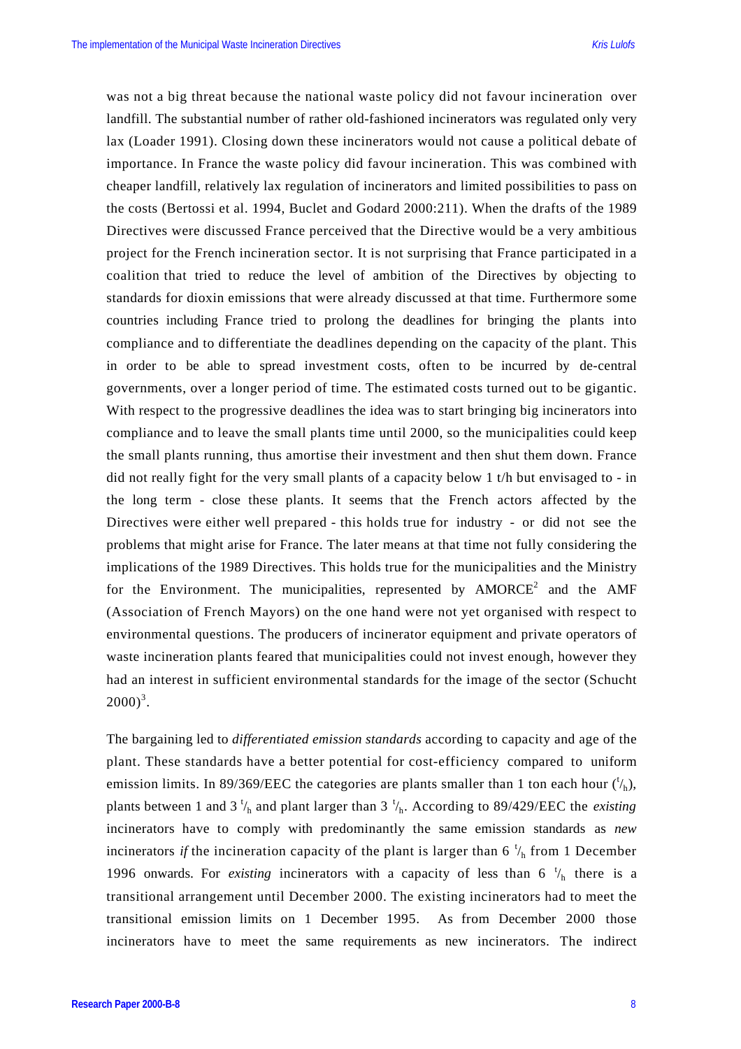was not a big threat because the national waste policy did not favour incineration over landfill. The substantial number of rather old-fashioned incinerators was regulated only very lax (Loader 1991). Closing down these incinerators would not cause a political debate of importance. In France the waste policy did favour incineration. This was combined with cheaper landfill, relatively lax regulation of incinerators and limited possibilities to pass on the costs (Bertossi et al. 1994, Buclet and Godard 2000:211). When the drafts of the 1989 Directives were discussed France perceived that the Directive would be a very ambitious project for the French incineration sector. It is not surprising that France participated in a coalition that tried to reduce the level of ambition of the Directives by objecting to standards for dioxin emissions that were already discussed at that time. Furthermore some countries including France tried to prolong the deadlines for bringing the plants into compliance and to differentiate the deadlines depending on the capacity of the plant. This in order to be able to spread investment costs, often to be incurred by de-central governments, over a longer period of time. The estimated costs turned out to be gigantic. With respect to the progressive deadlines the idea was to start bringing big incinerators into compliance and to leave the small plants time until 2000, so the municipalities could keep the small plants running, thus amortise their investment and then shut them down. France did not really fight for the very small plants of a capacity below 1 t/h but envisaged to - in the long term - close these plants. It seems that the French actors affected by the Directives were either well prepared - this holds true for industry - or did not see the problems that might arise for France. The later means at that time not fully considering the implications of the 1989 Directives. This holds true for the municipalities and the Ministry for the Environment. The municipalities, represented by AMORCE[2] and the AMF (Association of French Mayors) on the one hand were not yet organised with respect to environmental questions. The producers of incinerator equipment and private operators of waste incineration plants feared that municipalities could not invest enough, however they had an interest in sufficient environmental standards for the image of the sector (Schucht 2000)[3].

The bargaining led to *differentiated emission standards* according to capacity and age of the plant. These standards have a better potential for cost-efficiency compared to uniform emission limits. In 89/369/EEC the categories are plants smaller than 1 ton each hour ($^{t}/_{h}$), plants between 1 and 3 $^{t}/_{h}$ and plant larger than 3 $^{t}/_{h}$. According to 89/429/EEC the *existing* incinerators have to comply with predominantly the same emission standards as *new* incinerators *if* the incineration capacity of the plant is larger than 6 $^{t}/_{h}$ from 1 December 1996 onwards. For *existing* incinerators with a capacity of less than 6 $^{t}/_{h}$ there is a transitional arrangement until December 2000. The existing incinerators had to meet the transitional emission limits on 1 December 1995. As from December 2000 those incinerators have to meet the same requirements as new incinerators. The indirect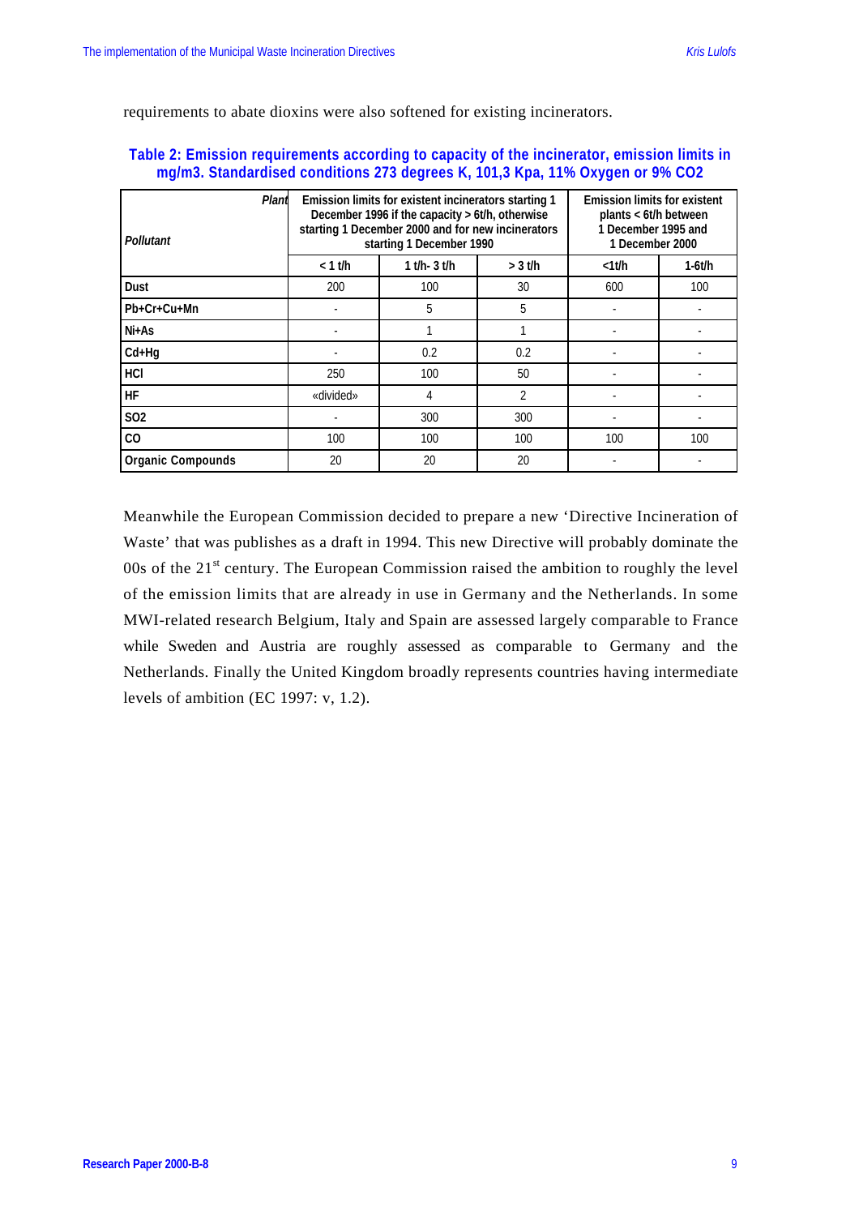requirements to abate dioxins were also softened for existing incinerators.

**Table 2: Emission requirements according to capacity of the incinerator, emission limits in mg/m3. Standardised conditions 273 degrees K, 101,3 Kpa, 11% Oxygen or 9% CO2**

| *Plant* / *Pollutant* | Emission limits for existent incinerators starting 1 December 1996 if the capacity > 6t/h, otherwise starting 1 December 2000 and for new incinerators starting 1 December 1990 | | | Emission limits for existent plants < 6t/h between 1 December 1995 and 1 December 2000 | |
|---|---|---|---|---|---|
| | < 1 t/h | 1 t/h- 3 t/h | > 3 t/h | <1t/h | 1-6t/h |
| **Dust** | 200 | 100 | 30 | 600 | 100 |
| **Pb+Cr+Cu+Mn** | - | 5 | 5 | - | - |
| **Ni+As** | - | 1 | 1 | - | - |
| **Cd+Hg** | - | 0.2 | 0.2 | - | - |
| **HCl** | 250 | 100 | 50 | - | - |
| **HF** | «divided» | 4 | 2 | - | - |
| **SO2** | - | 300 | 300 | - | - |
| **CO** | 100 | 100 | 100 | 100 | 100 |
| **Organic Compounds** | 20 | 20 | 20 | - | - |

Meanwhile the European Commission decided to prepare a new 'Directive Incineration of Waste' that was publishes as a draft in 1994. This new Directive will probably dominate the 00s of the 21st century. The European Commission raised the ambition to roughly the level of the emission limits that are already in use in Germany and the Netherlands. In some MWI-related research Belgium, Italy and Spain are assessed largely comparable to France while Sweden and Austria are roughly assessed as comparable to Germany and the Netherlands. Finally the United Kingdom broadly represents countries having intermediate levels of ambition (EC 1997: v, 1.2).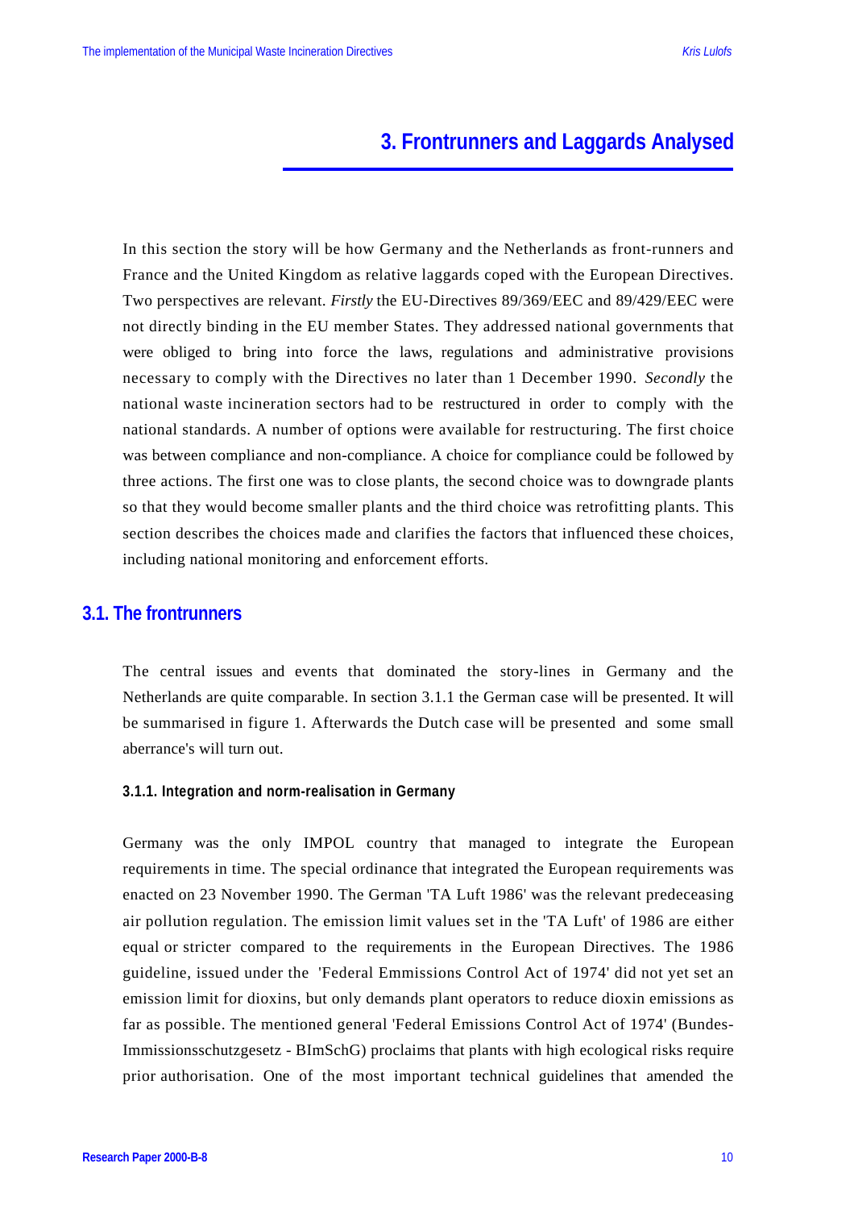# 3. Frontrunners and Laggards Analysed

In this section the story will be how Germany and the Netherlands as front-runners and France and the United Kingdom as relative laggards coped with the European Directives. Two perspectives are relevant. *Firstly* the EU-Directives 89/369/EEC and 89/429/EEC were not directly binding in the EU member States. They addressed national governments that were obliged to bring into force the laws, regulations and administrative provisions necessary to comply with the Directives no later than 1 December 1990. *Secondly* the national waste incineration sectors had to be restructured in order to comply with the national standards. A number of options were available for restructuring. The first choice was between compliance and non-compliance. A choice for compliance could be followed by three actions. The first one was to close plants, the second choice was to downgrade plants so that they would become smaller plants and the third choice was retrofitting plants. This section describes the choices made and clarifies the factors that influenced these choices, including national monitoring and enforcement efforts.

## 3.1. The frontrunners

The central issues and events that dominated the story-lines in Germany and the Netherlands are quite comparable. In section 3.1.1 the German case will be presented. It will be summarised in figure 1. Afterwards the Dutch case will be presented and some small aberrance's will turn out.

### 3.1.1. Integration and norm-realisation in Germany

Germany was the only IMPOL country that managed to integrate the European requirements in time. The special ordinance that integrated the European requirements was enacted on 23 November 1990. The German 'TA Luft 1986' was the relevant predeceasing air pollution regulation. The emission limit values set in the 'TA Luft' of 1986 are either equal or stricter compared to the requirements in the European Directives. The 1986 guideline, issued under the 'Federal Emmissions Control Act of 1974' did not yet set an emission limit for dioxins, but only demands plant operators to reduce dioxin emissions as far as possible. The mentioned general 'Federal Emissions Control Act of 1974' (Bundes-Immissionsschutzgesetz - BImSchG) proclaims that plants with high ecological risks require prior authorisation. One of the most important technical guidelines that amended the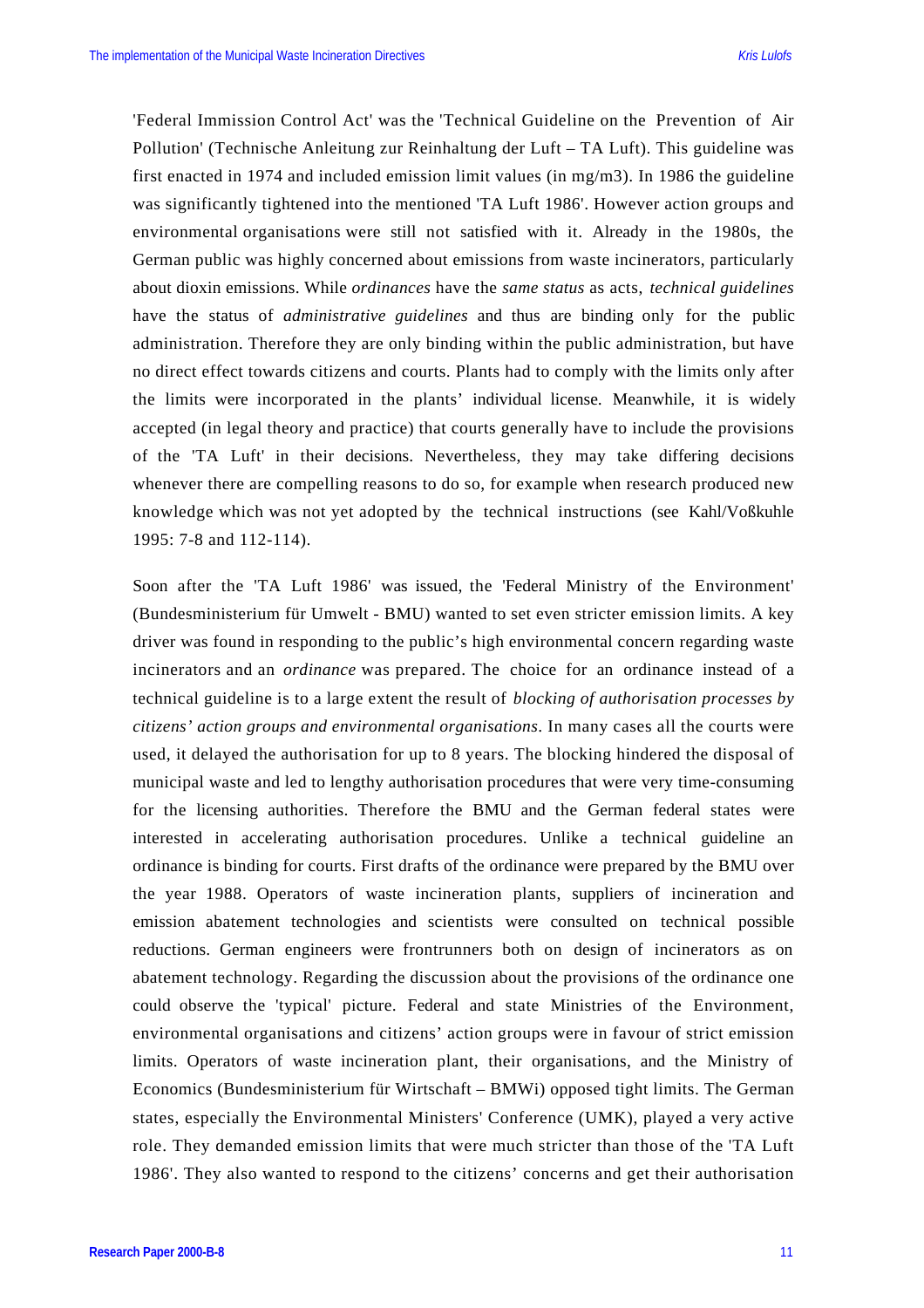'Federal Immission Control Act' was the 'Technical Guideline on the Prevention of Air Pollution' (Technische Anleitung zur Reinhaltung der Luft – TA Luft). This guideline was first enacted in 1974 and included emission limit values (in mg/m3). In 1986 the guideline was significantly tightened into the mentioned 'TA Luft 1986'. However action groups and environmental organisations were still not satisfied with it. Already in the 1980s, the German public was highly concerned about emissions from waste incinerators, particularly about dioxin emissions. While *ordinances* have the *same status* as acts, *technical guidelines* have the status of *administrative guidelines* and thus are binding only for the public administration. Therefore they are only binding within the public administration, but have no direct effect towards citizens and courts. Plants had to comply with the limits only after the limits were incorporated in the plants' individual license. Meanwhile, it is widely accepted (in legal theory and practice) that courts generally have to include the provisions of the 'TA Luft' in their decisions. Nevertheless, they may take differing decisions whenever there are compelling reasons to do so, for example when research produced new knowledge which was not yet adopted by the technical instructions (see Kahl/Voßkuhle 1995: 7-8 and 112-114).

Soon after the 'TA Luft 1986' was issued, the 'Federal Ministry of the Environment' (Bundesministerium für Umwelt - BMU) wanted to set even stricter emission limits. A key driver was found in responding to the public's high environmental concern regarding waste incinerators and an *ordinance* was prepared. The choice for an ordinance instead of a technical guideline is to a large extent the result of *blocking of authorisation processes by citizens' action groups and environmental organisations*. In many cases all the courts were used, it delayed the authorisation for up to 8 years. The blocking hindered the disposal of municipal waste and led to lengthy authorisation procedures that were very time-consuming for the licensing authorities. Therefore the BMU and the German federal states were interested in accelerating authorisation procedures. Unlike a technical guideline an ordinance is binding for courts. First drafts of the ordinance were prepared by the BMU over the year 1988. Operators of waste incineration plants, suppliers of incineration and emission abatement technologies and scientists were consulted on technical possible reductions. German engineers were frontrunners both on design of incinerators as on abatement technology. Regarding the discussion about the provisions of the ordinance one could observe the 'typical' picture. Federal and state Ministries of the Environment, environmental organisations and citizens' action groups were in favour of strict emission limits. Operators of waste incineration plant, their organisations, and the Ministry of Economics (Bundesministerium für Wirtschaft – BMWi) opposed tight limits. The German states, especially the Environmental Ministers' Conference (UMK), played a very active role. They demanded emission limits that were much stricter than those of the 'TA Luft 1986'. They also wanted to respond to the citizens' concerns and get their authorisation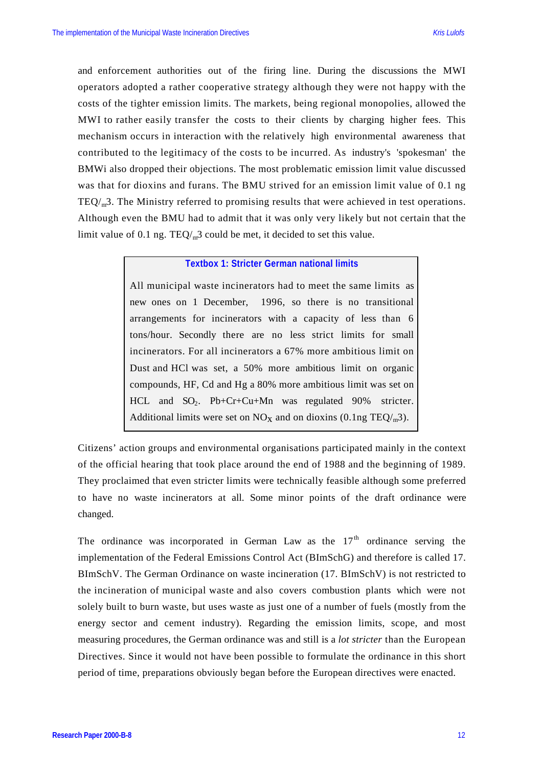and enforcement authorities out of the firing line. During the discussions the MWI operators adopted a rather cooperative strategy although they were not happy with the costs of the tighter emission limits. The markets, being regional monopolies, allowed the MWI to rather easily transfer the costs to their clients by charging higher fees. This mechanism occurs in interaction with the relatively high environmental awareness that contributed to the legitimacy of the costs to be incurred. As industry's 'spokesman' the BMWi also dropped their objections. The most problematic emission limit value discussed was that for dioxins and furans. The BMU strived for an emission limit value of 0.1 ng TEQ/$_m$3. The Ministry referred to promising results that were achieved in test operations. Although even the BMU had to admit that it was only very likely but not certain that the limit value of 0.1 ng. TEQ/$_m$3 could be met, it decided to set this value.

> **Textbox 1: Stricter German national limits**
>
> All municipal waste incinerators had to meet the same limits as new ones on 1 December, 1996, so there is no transitional arrangements for incinerators with a capacity of less than 6 tons/hour. Secondly there are no less strict limits for small incinerators. For all incinerators a 67% more ambitious limit on Dust and HCl was set, a 50% more ambitious limit on organic compounds, HF, Cd and Hg a 80% more ambitious limit was set on HCL and $SO_2$. Pb+Cr+Cu+Mn was regulated 90% stricter. Additional limits were set on $NO_X$ and on dioxins (0.1ng TEQ/$_m$3).

Citizens' action groups and environmental organisations participated mainly in the context of the official hearing that took place around the end of 1988 and the beginning of 1989. They proclaimed that even stricter limits were technically feasible although some preferred to have no waste incinerators at all. Some minor points of the draft ordinance were changed.

The ordinance was incorporated in German Law as the 17$^{th}$ ordinance serving the implementation of the Federal Emissions Control Act (BImSchG) and therefore is called 17. BImSchV. The German Ordinance on waste incineration (17. BImSchV) is not restricted to the incineration of municipal waste and also covers combustion plants which were not solely built to burn waste, but uses waste as just one of a number of fuels (mostly from the energy sector and cement industry). Regarding the emission limits, scope, and most measuring procedures, the German ordinance was and still is a *lot stricter* than the European Directives. Since it would not have been possible to formulate the ordinance in this short period of time, preparations obviously began before the European directives were enacted.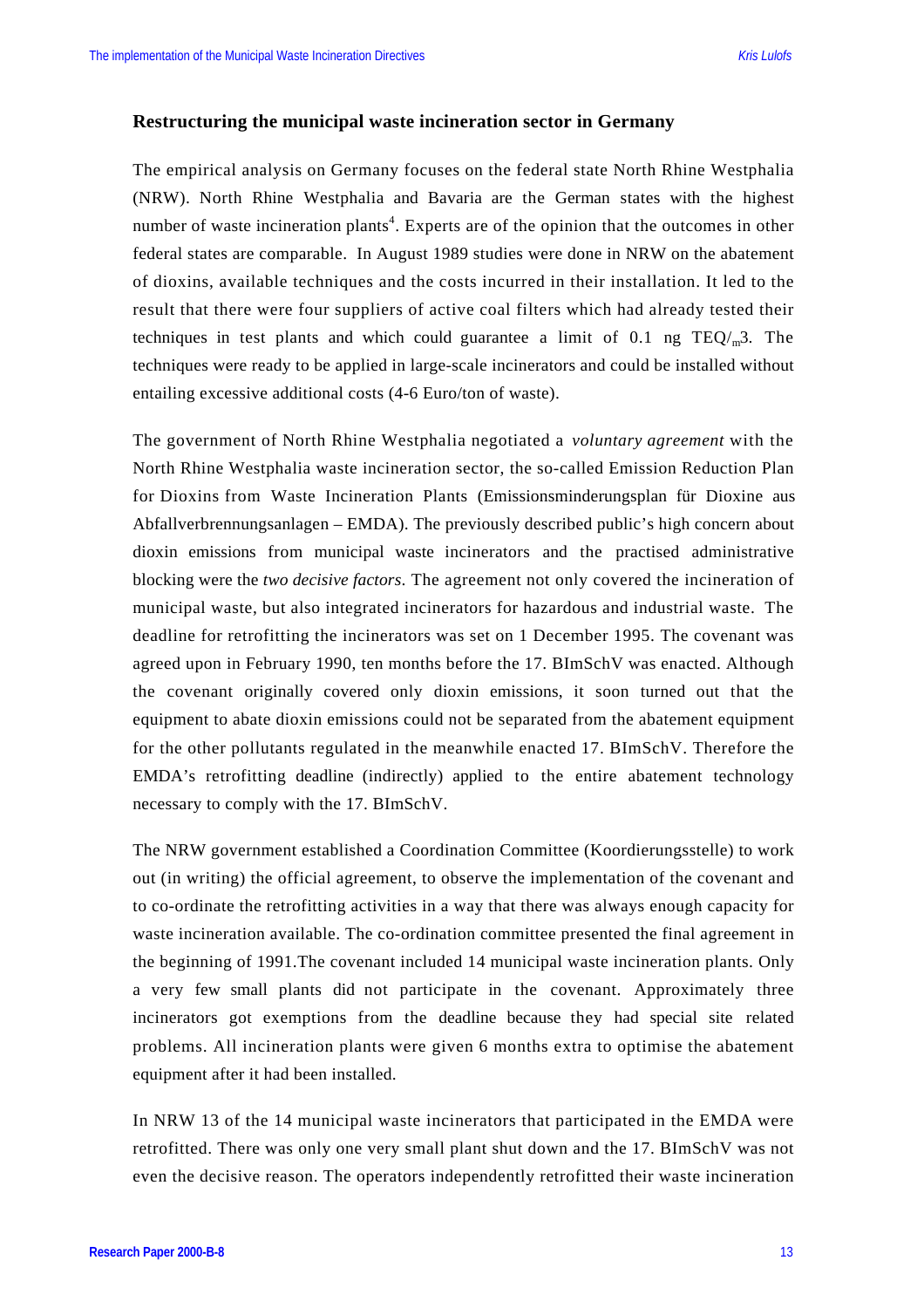## Restructuring the municipal waste incineration sector in Germany

The empirical analysis on Germany focuses on the federal state North Rhine Westphalia (NRW). North Rhine Westphalia and Bavaria are the German states with the highest number of waste incineration plants[4]. Experts are of the opinion that the outcomes in other federal states are comparable. In August 1989 studies were done in NRW on the abatement of dioxins, available techniques and the costs incurred in their installation. It led to the result that there were four suppliers of active coal filters which had already tested their techniques in test plants and which could guarantee a limit of 0.1 ng TEQ/$_{m}$3. The techniques were ready to be applied in large-scale incinerators and could be installed without entailing excessive additional costs (4-6 Euro/ton of waste).

The government of North Rhine Westphalia negotiated a *voluntary agreement* with the North Rhine Westphalia waste incineration sector, the so-called Emission Reduction Plan for Dioxins from Waste Incineration Plants (Emissionsminderungsplan für Dioxine aus Abfallverbrennungsanlagen – EMDA). The previously described public's high concern about dioxin emissions from municipal waste incinerators and the practised administrative blocking were the *two decisive factors.* The agreement not only covered the incineration of municipal waste, but also integrated incinerators for hazardous and industrial waste. The deadline for retrofitting the incinerators was set on 1 December 1995. The covenant was agreed upon in February 1990, ten months before the 17. BImSchV was enacted. Although the covenant originally covered only dioxin emissions, it soon turned out that the equipment to abate dioxin emissions could not be separated from the abatement equipment for the other pollutants regulated in the meanwhile enacted 17. BImSchV. Therefore the EMDA's retrofitting deadline (indirectly) applied to the entire abatement technology necessary to comply with the 17. BImSchV.

The NRW government established a Coordination Committee (Koordierungsstelle) to work out (in writing) the official agreement, to observe the implementation of the covenant and to co-ordinate the retrofitting activities in a way that there was always enough capacity for waste incineration available. The co-ordination committee presented the final agreement in the beginning of 1991.The covenant included 14 municipal waste incineration plants. Only a very few small plants did not participate in the covenant. Approximately three incinerators got exemptions from the deadline because they had special site related problems. All incineration plants were given 6 months extra to optimise the abatement equipment after it had been installed.

In NRW 13 of the 14 municipal waste incinerators that participated in the EMDA were retrofitted. There was only one very small plant shut down and the 17. BImSchV was not even the decisive reason. The operators independently retrofitted their waste incineration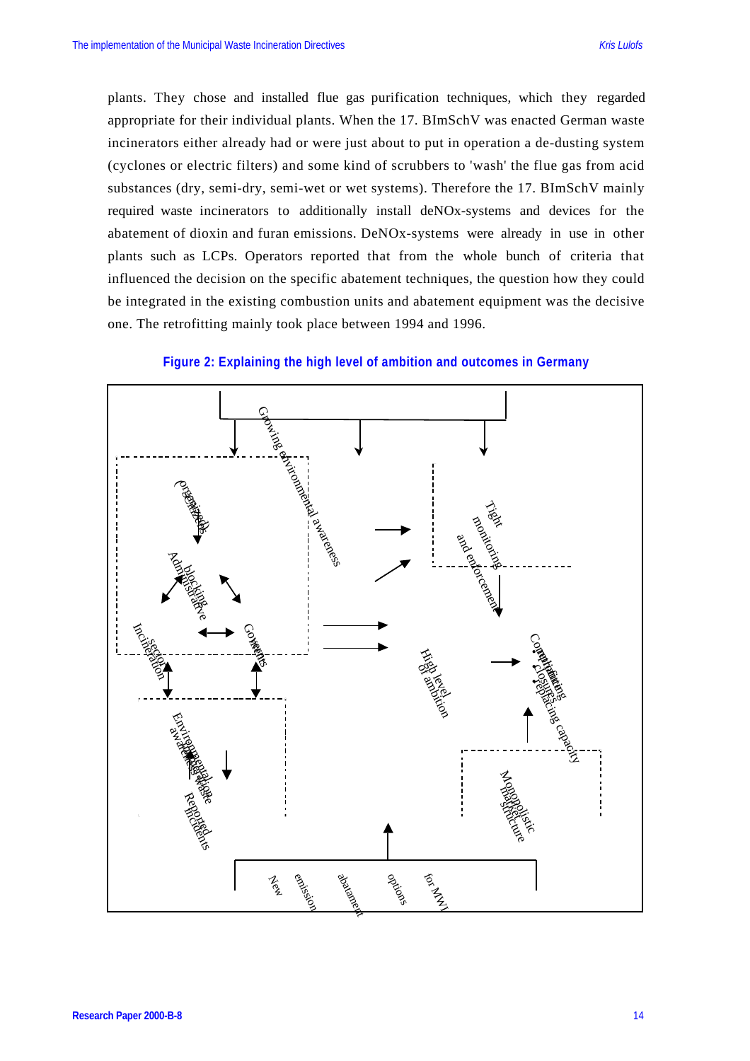plants. They chose and installed flue gas purification techniques, which they regarded appropriate for their individual plants. When the 17. BImSchV was enacted German waste incinerators either already had or were just about to put in operation a de-dusting system (cyclones or electric filters) and some kind of scrubbers to 'wash' the flue gas from acid substances (dry, semi-dry, semi-wet or wet systems). Therefore the 17. BImSchV mainly required waste incinerators to additionally install deNOx-systems and devices for the abatement of dioxin and furan emissions. DeNOx-systems were already in use in other plants such as LCPs. Operators reported that from the whole bunch of criteria that influenced the decision on the specific abatement techniques, the question how they could be integrated in the existing combustion units and abatement equipment was the decisive one. The retrofitting mainly took place between 1994 and 1996.

**Figure 2: Explaining the high level of ambition and outcomes in Germany**

Growing environmental awareness

(organized) Citizens

Administrative blocking

Incineration sector

Governments

Environmental awareness of waste managers

Reported incidents

Tight monitoring and enforcement

High level of ambition

Compliance through
- retrofitting
- closures
- replacing capacity

Monopolistic market structure

New emission abatement options for MWI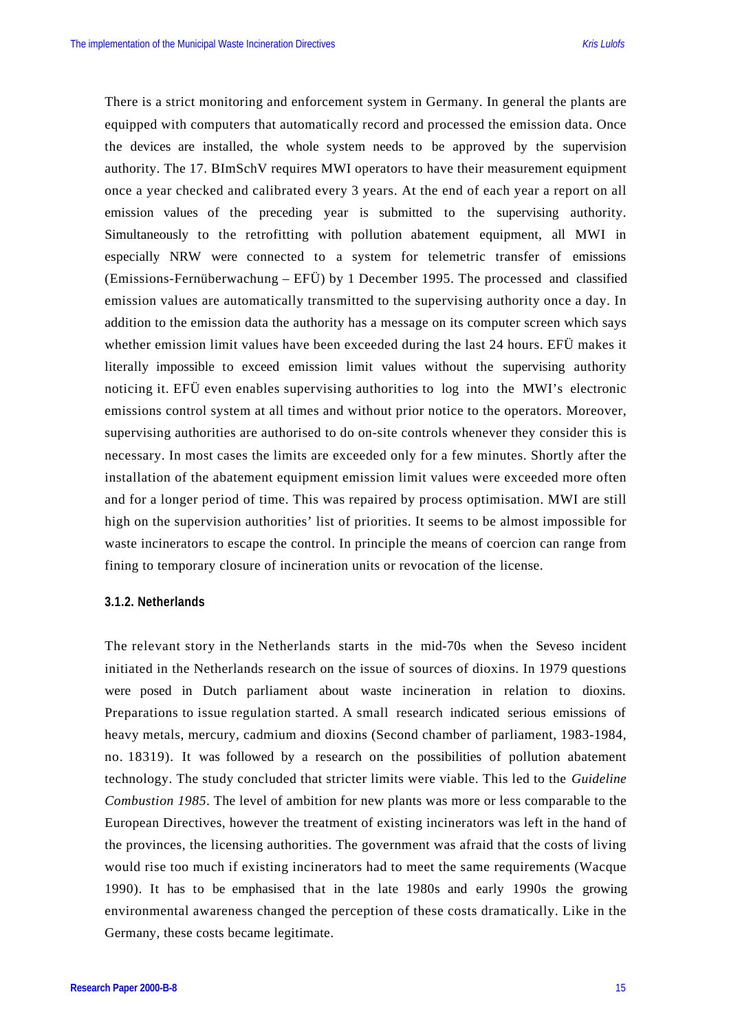There is a strict monitoring and enforcement system in Germany. In general the plants are equipped with computers that automatically record and processed the emission data. Once the devices are installed, the whole system needs to be approved by the supervision authority. The 17. BImSchV requires MWI operators to have their measurement equipment once a year checked and calibrated every 3 years. At the end of each year a report on all emission values of the preceding year is submitted to the supervising authority. Simultaneously to the retrofitting with pollution abatement equipment, all MWI in especially NRW were connected to a system for telemetric transfer of emissions (Emissions-Fernüberwachung – EFÜ) by 1 December 1995. The processed and classified emission values are automatically transmitted to the supervising authority once a day. In addition to the emission data the authority has a message on its computer screen which says whether emission limit values have been exceeded during the last 24 hours. EFÜ makes it literally impossible to exceed emission limit values without the supervising authority noticing it. EFÜ even enables supervising authorities to log into the MWI's electronic emissions control system at all times and without prior notice to the operators. Moreover, supervising authorities are authorised to do on-site controls whenever they consider this is necessary. In most cases the limits are exceeded only for a few minutes. Shortly after the installation of the abatement equipment emission limit values were exceeded more often and for a longer period of time. This was repaired by process optimisation. MWI are still high on the supervision authorities' list of priorities. It seems to be almost impossible for waste incinerators to escape the control. In principle the means of coercion can range from fining to temporary closure of incineration units or revocation of the license.

### 3.1.2. Netherlands

The relevant story in the Netherlands starts in the mid-70s when the Seveso incident initiated in the Netherlands research on the issue of sources of dioxins. In 1979 questions were posed in Dutch parliament about waste incineration in relation to dioxins. Preparations to issue regulation started. A small research indicated serious emissions of heavy metals, mercury, cadmium and dioxins (Second chamber of parliament, 1983-1984, no. 18319). It was followed by a research on the possibilities of pollution abatement technology. The study concluded that stricter limits were viable. This led to the *Guideline Combustion 1985*. The level of ambition for new plants was more or less comparable to the European Directives, however the treatment of existing incinerators was left in the hand of the provinces, the licensing authorities. The government was afraid that the costs of living would rise too much if existing incinerators had to meet the same requirements (Wacque 1990). It has to be emphasised that in the late 1980s and early 1990s the growing environmental awareness changed the perception of these costs dramatically. Like in the Germany, these costs became legitimate.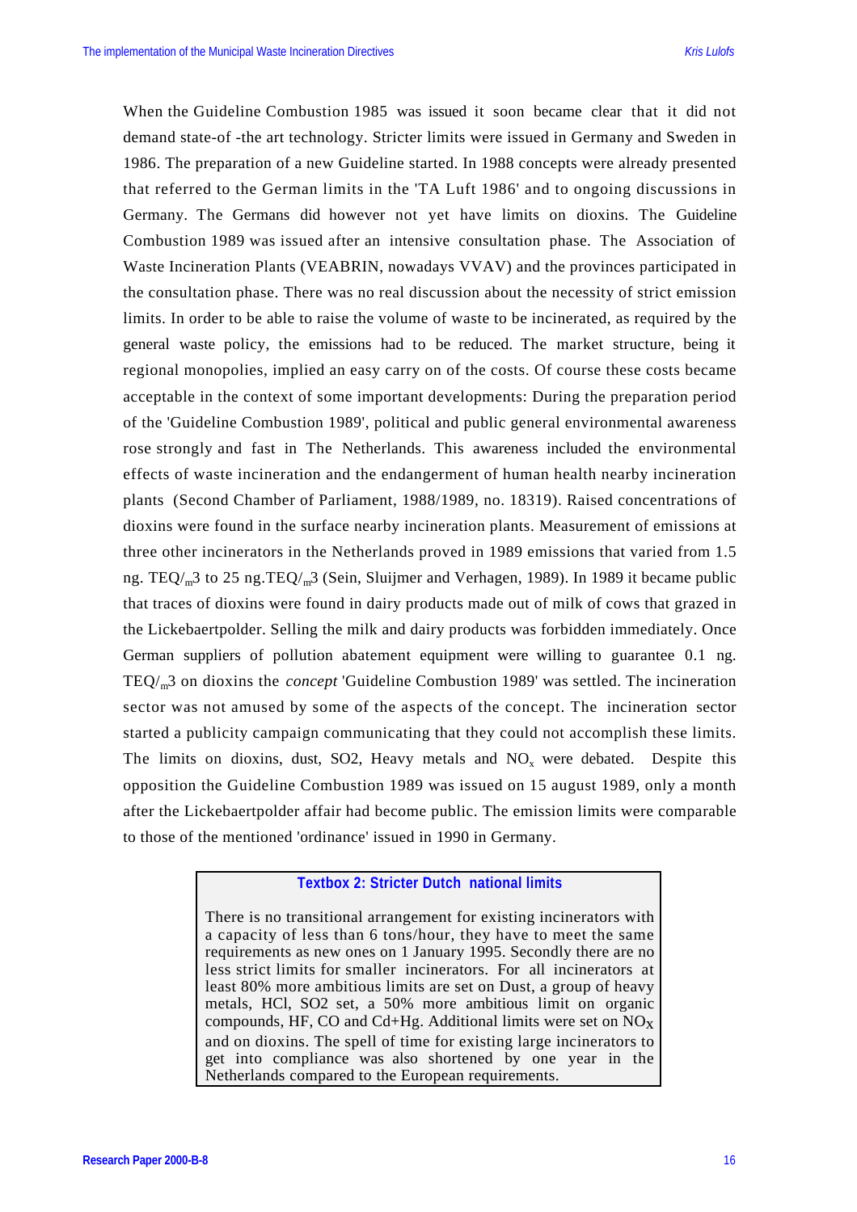When the Guideline Combustion 1985 was issued it soon became clear that it did not demand state-of -the art technology. Stricter limits were issued in Germany and Sweden in 1986. The preparation of a new Guideline started. In 1988 concepts were already presented that referred to the German limits in the 'TA Luft 1986' and to ongoing discussions in Germany. The Germans did however not yet have limits on dioxins. The Guideline Combustion 1989 was issued after an intensive consultation phase. The Association of Waste Incineration Plants (VEABRIN, nowadays VVAV) and the provinces participated in the consultation phase. There was no real discussion about the necessity of strict emission limits. In order to be able to raise the volume of waste to be incinerated, as required by the general waste policy, the emissions had to be reduced. The market structure, being it regional monopolies, implied an easy carry on of the costs. Of course these costs became acceptable in the context of some important developments: During the preparation period of the 'Guideline Combustion 1989', political and public general environmental awareness rose strongly and fast in The Netherlands. This awareness included the environmental effects of waste incineration and the endangerment of human health nearby incineration plants (Second Chamber of Parliament, 1988/1989, no. 18319). Raised concentrations of dioxins were found in the surface nearby incineration plants. Measurement of emissions at three other incinerators in the Netherlands proved in 1989 emissions that varied from 1.5 ng. TEQ/$_m$3 to 25 ng.TEQ/$_m$3 (Sein, Sluijmer and Verhagen, 1989). In 1989 it became public that traces of dioxins were found in dairy products made out of milk of cows that grazed in the Lickebaertpolder. Selling the milk and dairy products was forbidden immediately. Once German suppliers of pollution abatement equipment were willing to guarantee 0.1 ng. TEQ/$_m$3 on dioxins the *concept* 'Guideline Combustion 1989' was settled. The incineration sector was not amused by some of the aspects of the concept. The incineration sector started a publicity campaign communicating that they could not accomplish these limits. The limits on dioxins, dust, SO2, Heavy metals and $NO_x$ were debated. Despite this opposition the Guideline Combustion 1989 was issued on 15 august 1989, only a month after the Lickebaertpolder affair had become public. The emission limits were comparable to those of the mentioned 'ordinance' issued in 1990 in Germany.

> **Textbox 2: Stricter Dutch national limits**
>
> There is no transitional arrangement for existing incinerators with a capacity of less than 6 tons/hour, they have to meet the same requirements as new ones on 1 January 1995. Secondly there are no less strict limits for smaller incinerators. For all incinerators at least 80% more ambitious limits are set on Dust, a group of heavy metals, HCl, SO2 set, a 50% more ambitious limit on organic compounds, HF, CO and Cd+Hg. Additional limits were set on $NO_X$ and on dioxins. The spell of time for existing large incinerators to get into compliance was also shortened by one year in the Netherlands compared to the European requirements.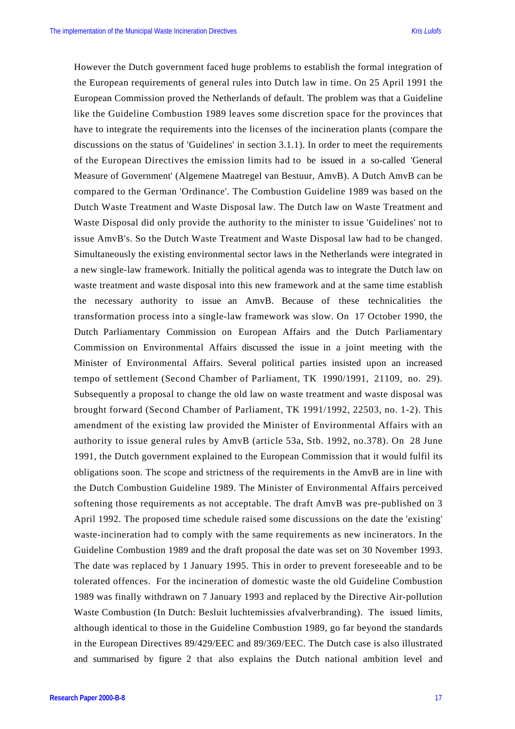However the Dutch government faced huge problems to establish the formal integration of the European requirements of general rules into Dutch law in time. On 25 April 1991 the European Commission proved the Netherlands of default. The problem was that a Guideline like the Guideline Combustion 1989 leaves some discretion space for the provinces that have to integrate the requirements into the licenses of the incineration plants (compare the discussions on the status of 'Guidelines' in section 3.1.1). In order to meet the requirements of the European Directives the emission limits had to be issued in a so-called 'General Measure of Government' (Algemene Maatregel van Bestuur, AmvB). A Dutch AmvB can be compared to the German 'Ordinance'. The Combustion Guideline 1989 was based on the Dutch Waste Treatment and Waste Disposal law. The Dutch law on Waste Treatment and Waste Disposal did only provide the authority to the minister to issue 'Guidelines' not to issue AmvB's. So the Dutch Waste Treatment and Waste Disposal law had to be changed. Simultaneously the existing environmental sector laws in the Netherlands were integrated in a new single-law framework. Initially the political agenda was to integrate the Dutch law on waste treatment and waste disposal into this new framework and at the same time establish the necessary authority to issue an AmvB. Because of these technicalities the transformation process into a single-law framework was slow. On 17 October 1990, the Dutch Parliamentary Commission on European Affairs and the Dutch Parliamentary Commission on Environmental Affairs discussed the issue in a joint meeting with the Minister of Environmental Affairs. Several political parties insisted upon an increased tempo of settlement (Second Chamber of Parliament, TK 1990/1991, 21109, no. 29). Subsequently a proposal to change the old law on waste treatment and waste disposal was brought forward (Second Chamber of Parliament, TK 1991/1992, 22503, no. 1-2). This amendment of the existing law provided the Minister of Environmental Affairs with an authority to issue general rules by AmvB (article 53a, Stb. 1992, no.378). On 28 June 1991, the Dutch government explained to the European Commission that it would fulfil its obligations soon. The scope and strictness of the requirements in the AmvB are in line with the Dutch Combustion Guideline 1989. The Minister of Environmental Affairs perceived softening those requirements as not acceptable. The draft AmvB was pre-published on 3 April 1992. The proposed time schedule raised some discussions on the date the 'existing' waste-incineration had to comply with the same requirements as new incinerators. In the Guideline Combustion 1989 and the draft proposal the date was set on 30 November 1993. The date was replaced by 1 January 1995. This in order to prevent foreseeable and to be tolerated offences. For the incineration of domestic waste the old Guideline Combustion 1989 was finally withdrawn on 7 January 1993 and replaced by the Directive Air-pollution Waste Combustion (In Dutch: Besluit luchtemissies afvalverbranding). The issued limits, although identical to those in the Guideline Combustion 1989, go far beyond the standards in the European Directives 89/429/EEC and 89/369/EEC. The Dutch case is also illustrated and summarised by figure 2 that also explains the Dutch national ambition level and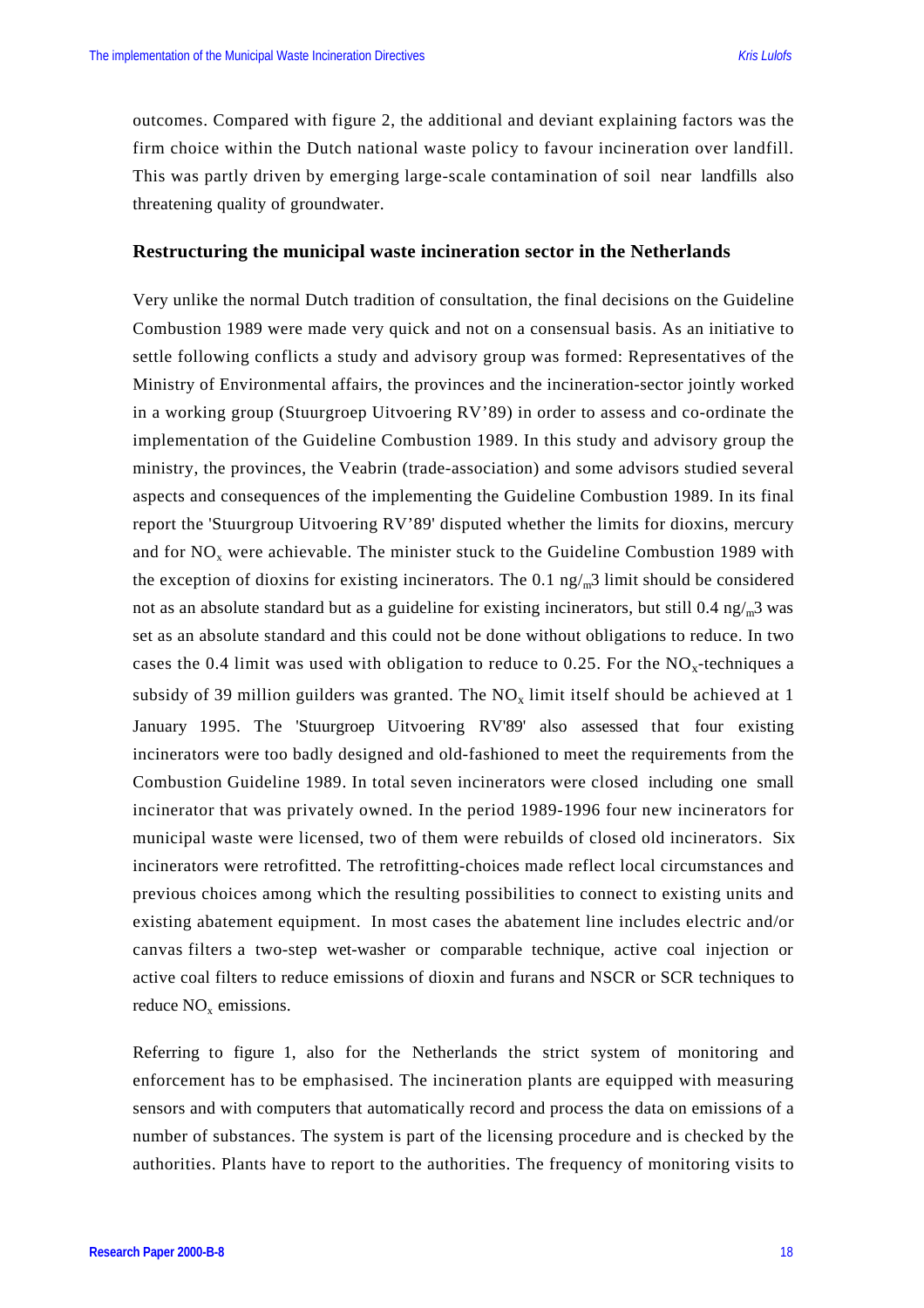outcomes. Compared with figure 2, the additional and deviant explaining factors was the firm choice within the Dutch national waste policy to favour incineration over landfill. This was partly driven by emerging large-scale contamination of soil near landfills also threatening quality of groundwater.

### Restructuring the municipal waste incineration sector in the Netherlands

Very unlike the normal Dutch tradition of consultation, the final decisions on the Guideline Combustion 1989 were made very quick and not on a consensual basis. As an initiative to settle following conflicts a study and advisory group was formed: Representatives of the Ministry of Environmental affairs, the provinces and the incineration-sector jointly worked in a working group (Stuurgroep Uitvoering RV'89) in order to assess and co-ordinate the implementation of the Guideline Combustion 1989. In this study and advisory group the ministry, the provinces, the Veabrin (trade-association) and some advisors studied several aspects and consequences of the implementing the Guideline Combustion 1989. In its final report the 'Stuurgroup Uitvoering RV'89' disputed whether the limits for dioxins, mercury and for $NO_x$ were achievable. The minister stuck to the Guideline Combustion 1989 with the exception of dioxins for existing incinerators. The 0.1 $ng/_m3$ limit should be considered not as an absolute standard but as a guideline for existing incinerators, but still 0.4 $ng/_m3$ was set as an absolute standard and this could not be done without obligations to reduce. In two cases the 0.4 limit was used with obligation to reduce to 0.25. For the $NO_x$-techniques a subsidy of 39 million guilders was granted. The $NO_x$ limit itself should be achieved at 1 January 1995. The 'Stuurgroep Uitvoering RV'89' also assessed that four existing incinerators were too badly designed and old-fashioned to meet the requirements from the Combustion Guideline 1989. In total seven incinerators were closed including one small incinerator that was privately owned. In the period 1989-1996 four new incinerators for municipal waste were licensed, two of them were rebuilds of closed old incinerators. Six incinerators were retrofitted. The retrofitting-choices made reflect local circumstances and previous choices among which the resulting possibilities to connect to existing units and existing abatement equipment. In most cases the abatement line includes electric and/or canvas filters a two-step wet-washer or comparable technique, active coal injection or active coal filters to reduce emissions of dioxin and furans and NSCR or SCR techniques to reduce $NO_x$ emissions.

Referring to figure 1, also for the Netherlands the strict system of monitoring and enforcement has to be emphasised. The incineration plants are equipped with measuring sensors and with computers that automatically record and process the data on emissions of a number of substances. The system is part of the licensing procedure and is checked by the authorities. Plants have to report to the authorities. The frequency of monitoring visits to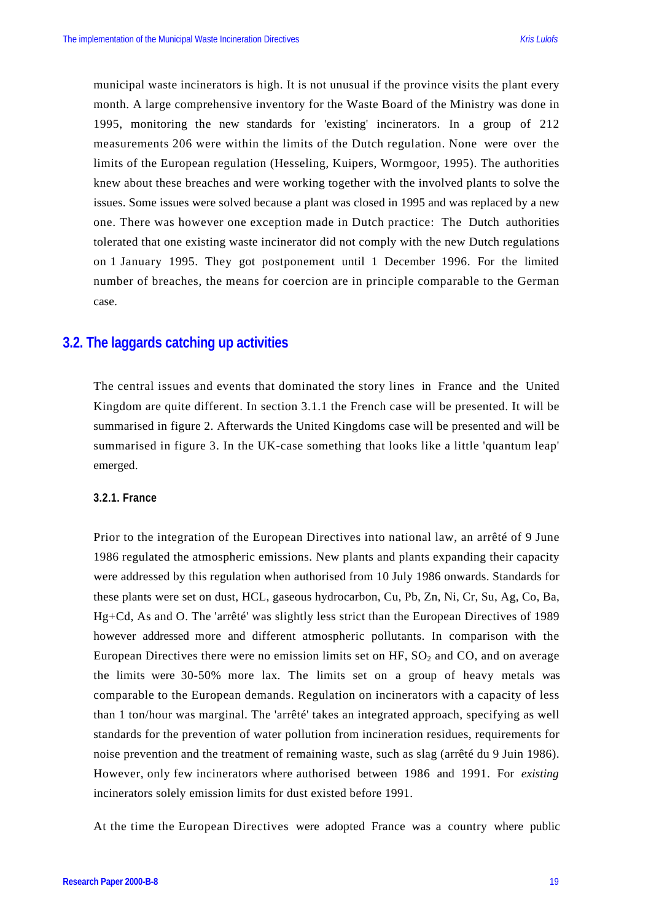municipal waste incinerators is high. It is not unusual if the province visits the plant every month. A large comprehensive inventory for the Waste Board of the Ministry was done in 1995, monitoring the new standards for 'existing' incinerators. In a group of 212 measurements 206 were within the limits of the Dutch regulation. None were over the limits of the European regulation (Hesseling, Kuipers, Wormgoor, 1995). The authorities knew about these breaches and were working together with the involved plants to solve the issues. Some issues were solved because a plant was closed in 1995 and was replaced by a new one. There was however one exception made in Dutch practice: The Dutch authorities tolerated that one existing waste incinerator did not comply with the new Dutch regulations on 1 January 1995. They got postponement until 1 December 1996. For the limited number of breaches, the means for coercion are in principle comparable to the German case.

## 3.2. The laggards catching up activities

The central issues and events that dominated the story lines in France and the United Kingdom are quite different. In section 3.1.1 the French case will be presented. It will be summarised in figure 2. Afterwards the United Kingdoms case will be presented and will be summarised in figure 3. In the UK-case something that looks like a little 'quantum leap' emerged.

### 3.2.1. France

Prior to the integration of the European Directives into national law, an arrêté of 9 June 1986 regulated the atmospheric emissions. New plants and plants expanding their capacity were addressed by this regulation when authorised from 10 July 1986 onwards. Standards for these plants were set on dust, HCL, gaseous hydrocarbon, Cu, Pb, Zn, Ni, Cr, Su, Ag, Co, Ba, Hg+Cd, As and O. The 'arrêté' was slightly less strict than the European Directives of 1989 however addressed more and different atmospheric pollutants. In comparison with the European Directives there were no emission limits set on HF, $SO_2$ and CO, and on average the limits were 30-50% more lax. The limits set on a group of heavy metals was comparable to the European demands. Regulation on incinerators with a capacity of less than 1 ton/hour was marginal. The 'arrêté' takes an integrated approach, specifying as well standards for the prevention of water pollution from incineration residues, requirements for noise prevention and the treatment of remaining waste, such as slag (arrêté du 9 Juin 1986). However, only few incinerators where authorised between 1986 and 1991. For *existing* incinerators solely emission limits for dust existed before 1991.

At the time the European Directives were adopted France was a country where public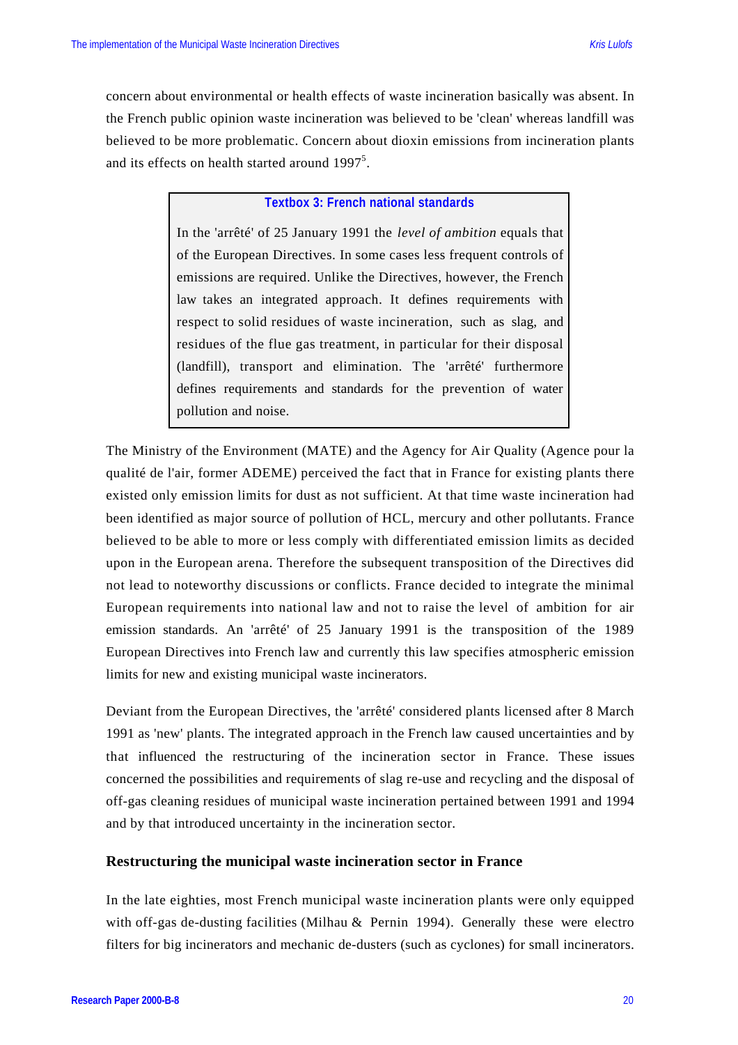concern about environmental or health effects of waste incineration basically was absent. In the French public opinion waste incineration was believed to be 'clean' whereas landfill was believed to be more problematic. Concern about dioxin emissions from incineration plants and its effects on health started around 1997[5].

> **Textbox 3: French national standards**
>
> In the 'arrêté' of 25 January 1991 the *level of ambition* equals that of the European Directives. In some cases less frequent controls of emissions are required. Unlike the Directives, however, the French law takes an integrated approach. It defines requirements with respect to solid residues of waste incineration, such as slag, and residues of the flue gas treatment, in particular for their disposal (landfill), transport and elimination. The 'arrêté' furthermore defines requirements and standards for the prevention of water pollution and noise.

The Ministry of the Environment (MATE) and the Agency for Air Quality (Agence pour la qualité de l'air, former ADEME) perceived the fact that in France for existing plants there existed only emission limits for dust as not sufficient. At that time waste incineration had been identified as major source of pollution of HCL, mercury and other pollutants. France believed to be able to more or less comply with differentiated emission limits as decided upon in the European arena. Therefore the subsequent transposition of the Directives did not lead to noteworthy discussions or conflicts. France decided to integrate the minimal European requirements into national law and not to raise the level of ambition for air emission standards. An 'arrêté' of 25 January 1991 is the transposition of the 1989 European Directives into French law and currently this law specifies atmospheric emission limits for new and existing municipal waste incinerators.

Deviant from the European Directives, the 'arrêté' considered plants licensed after 8 March 1991 as 'new' plants. The integrated approach in the French law caused uncertainties and by that influenced the restructuring of the incineration sector in France. These issues concerned the possibilities and requirements of slag re-use and recycling and the disposal of off-gas cleaning residues of municipal waste incineration pertained between 1991 and 1994 and by that introduced uncertainty in the incineration sector.

### Restructuring the municipal waste incineration sector in France

In the late eighties, most French municipal waste incineration plants were only equipped with off-gas de-dusting facilities (Milhau & Pernin 1994). Generally these were electro filters for big incinerators and mechanic de-dusters (such as cyclones) for small incinerators.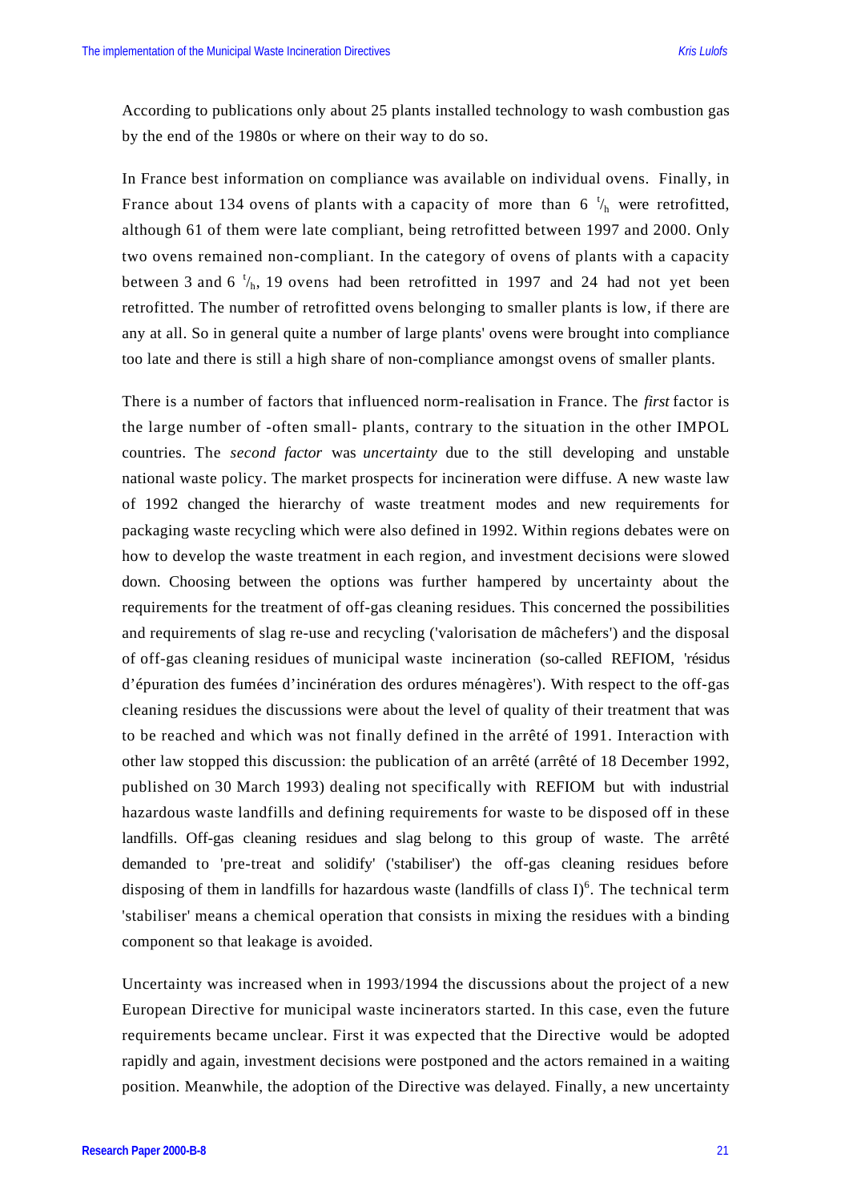According to publications only about 25 plants installed technology to wash combustion gas by the end of the 1980s or where on their way to do so.

In France best information on compliance was available on individual ovens. Finally, in France about 134 ovens of plants with a capacity of more than 6 $^{t}/_{h}$ were retrofitted, although 61 of them were late compliant, being retrofitted between 1997 and 2000. Only two ovens remained non-compliant. In the category of ovens of plants with a capacity between 3 and 6 $^{t}/_{h}$, 19 ovens had been retrofitted in 1997 and 24 had not yet been retrofitted. The number of retrofitted ovens belonging to smaller plants is low, if there are any at all. So in general quite a number of large plants' ovens were brought into compliance too late and there is still a high share of non-compliance amongst ovens of smaller plants.

There is a number of factors that influenced norm-realisation in France. The *first* factor is the large number of -often small- plants, contrary to the situation in the other IMPOL countries. The *second factor* was *uncertainty* due to the still developing and unstable national waste policy. The market prospects for incineration were diffuse. A new waste law of 1992 changed the hierarchy of waste treatment modes and new requirements for packaging waste recycling which were also defined in 1992. Within regions debates were on how to develop the waste treatment in each region, and investment decisions were slowed down. Choosing between the options was further hampered by uncertainty about the requirements for the treatment of off-gas cleaning residues. This concerned the possibilities and requirements of slag re-use and recycling ('valorisation de mâchefers') and the disposal of off-gas cleaning residues of municipal waste incineration (so-called REFIOM, 'résidus d'épuration des fumées d'incinération des ordures ménagères'). With respect to the off-gas cleaning residues the discussions were about the level of quality of their treatment that was to be reached and which was not finally defined in the arrêté of 1991. Interaction with other law stopped this discussion: the publication of an arrêté (arrêté of 18 December 1992, published on 30 March 1993) dealing not specifically with REFIOM but with industrial hazardous waste landfills and defining requirements for waste to be disposed off in these landfills. Off-gas cleaning residues and slag belong to this group of waste. The arrêté demanded to 'pre-treat and solidify' ('stabiliser') the off-gas cleaning residues before disposing of them in landfills for hazardous waste (landfills of class I)[6]. The technical term 'stabiliser' means a chemical operation that consists in mixing the residues with a binding component so that leakage is avoided.

Uncertainty was increased when in 1993/1994 the discussions about the project of a new European Directive for municipal waste incinerators started. In this case, even the future requirements became unclear. First it was expected that the Directive would be adopted rapidly and again, investment decisions were postponed and the actors remained in a waiting position. Meanwhile, the adoption of the Directive was delayed. Finally, a new uncertainty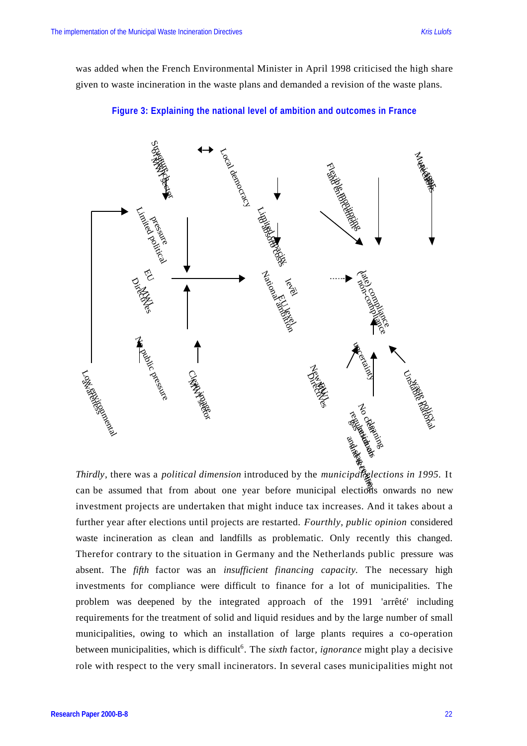was added when the French Environmental Minister in April 1998 criticised the high share given to waste incineration in the waste plans and demanded a revision of the waste plans.

**Figure 3: Explaining the national level of ambition and outcomes in France**

*Thirdly*, there was a *political dimension* introduced by the *municipal elections in 1995*. It can be assumed that from about one year before municipal elections onwards no new investment projects are undertaken that might induce tax increases. And it takes about a further year after elections until projects are restarted. *Fourthly, public opinion* considered waste incineration as clean and landfills as problematic. Only recently this changed. Therefor contrary to the situation in Germany and the Netherlands public pressure was absent. The *fifth* factor was an *insufficient financing capacity.* The necessary high investments for compliance were difficult to finance for a lot of municipalities. The problem was deepened by the integrated approach of the 1991 'arrêté' including requirements for the treatment of solid and liquid residues and by the large number of small municipalities, owing to which an installation of large plants requires a co-operation between municipalities, which is difficult[6]. The *sixth* factor, *ignorance* might play a decisive role with respect to the very small incinerators. In several cases municipalities might not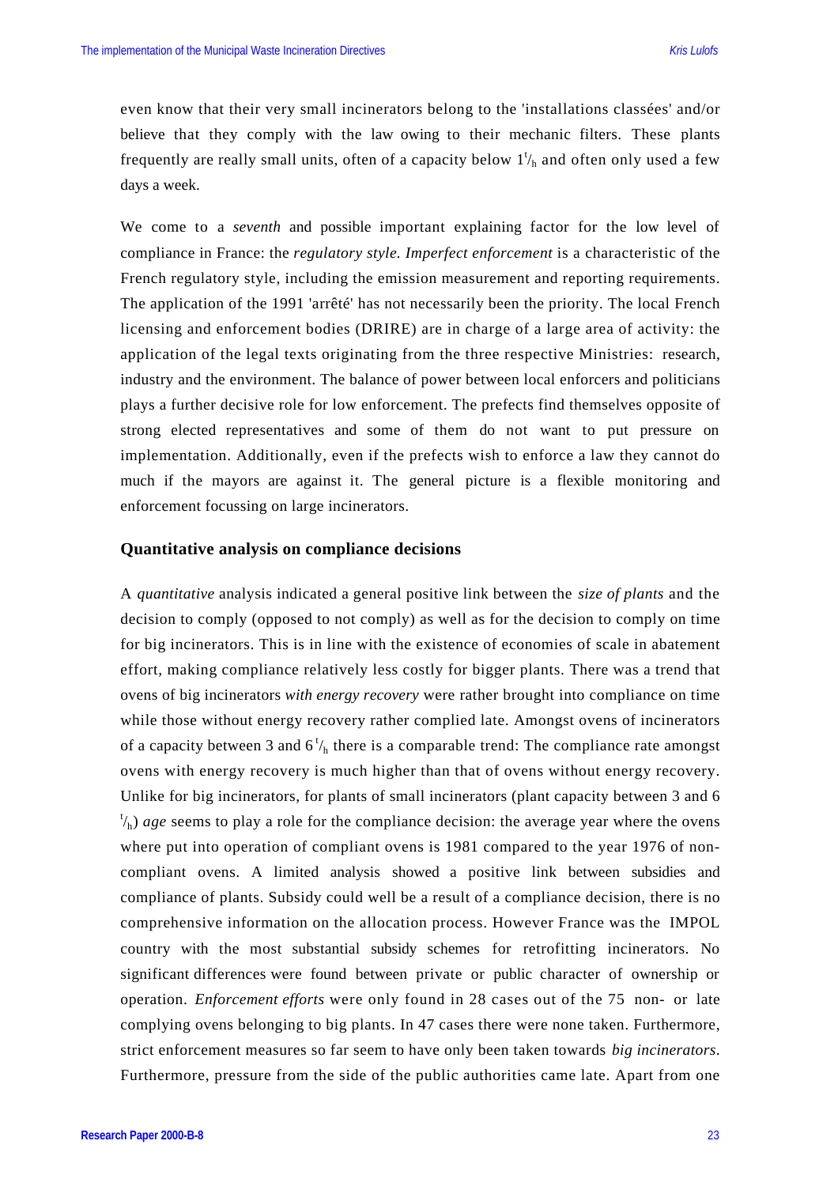even know that their very small incinerators belong to the 'installations classées' and/or believe that they comply with the law owing to their mechanic filters. These plants frequently are really small units, often of a capacity below $1^{t}/_{h}$ and often only used a few days a week.

We come to a *seventh* and possible important explaining factor for the low level of compliance in France: the *regulatory style. Imperfect enforcement* is a characteristic of the French regulatory style, including the emission measurement and reporting requirements. The application of the 1991 'arrêté' has not necessarily been the priority. The local French licensing and enforcement bodies (DRIRE) are in charge of a large area of activity: the application of the legal texts originating from the three respective Ministries: research, industry and the environment. The balance of power between local enforcers and politicians plays a further decisive role for low enforcement. The prefects find themselves opposite of strong elected representatives and some of them do not want to put pressure on implementation. Additionally, even if the prefects wish to enforce a law they cannot do much if the mayors are against it. The general picture is a flexible monitoring and enforcement focussing on large incinerators.

### Quantitative analysis on compliance decisions

A *quantitative* analysis indicated a general positive link between the *size of plants* and the decision to comply (opposed to not comply) as well as for the decision to comply on time for big incinerators. This is in line with the existence of economies of scale in abatement effort, making compliance relatively less costly for bigger plants. There was a trend that ovens of big incinerators *with energy recovery* were rather brought into compliance on time while those without energy recovery rather complied late. Amongst ovens of incinerators of a capacity between 3 and $6^{t}/_{h}$ there is a comparable trend: The compliance rate amongst ovens with energy recovery is much higher than that of ovens without energy recovery. Unlike for big incinerators, for plants of small incinerators (plant capacity between 3 and 6 $^{t}/_{h}$) *age* seems to play a role for the compliance decision: the average year where the ovens where put into operation of compliant ovens is 1981 compared to the year 1976 of non-compliant ovens. A limited analysis showed a positive link between subsidies and compliance of plants. Subsidy could well be a result of a compliance decision, there is no comprehensive information on the allocation process. However France was the IMPOL country with the most substantial subsidy schemes for retrofitting incinerators. No significant differences were found between private or public character of ownership or operation. *Enforcement efforts* were only found in 28 cases out of the 75 non- or late complying ovens belonging to big plants. In 47 cases there were none taken. Furthermore, strict enforcement measures so far seem to have only been taken towards *big incinerators*. Furthermore, pressure from the side of the public authorities came late. Apart from one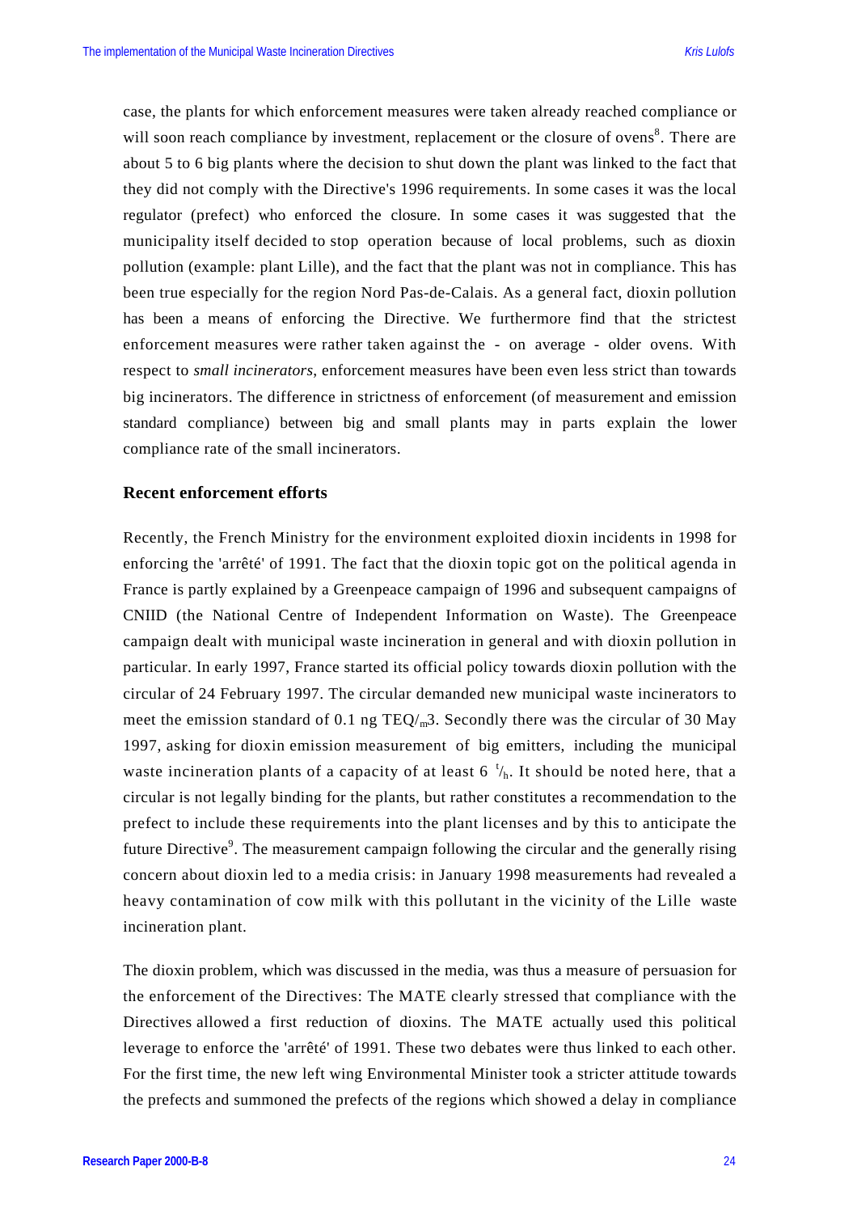case, the plants for which enforcement measures were taken already reached compliance or will soon reach compliance by investment, replacement or the closure of ovens[8]. There are about 5 to 6 big plants where the decision to shut down the plant was linked to the fact that they did not comply with the Directive's 1996 requirements. In some cases it was the local regulator (prefect) who enforced the closure. In some cases it was suggested that the municipality itself decided to stop operation because of local problems, such as dioxin pollution (example: plant Lille), and the fact that the plant was not in compliance. This has been true especially for the region Nord Pas-de-Calais. As a general fact, dioxin pollution has been a means of enforcing the Directive. We furthermore find that the strictest enforcement measures were rather taken against the - on average - older ovens. With respect to *small incinerators*, enforcement measures have been even less strict than towards big incinerators. The difference in strictness of enforcement (of measurement and emission standard compliance) between big and small plants may in parts explain the lower compliance rate of the small incinerators.

### Recent enforcement efforts

Recently, the French Ministry for the environment exploited dioxin incidents in 1998 for enforcing the 'arrêté' of 1991. The fact that the dioxin topic got on the political agenda in France is partly explained by a Greenpeace campaign of 1996 and subsequent campaigns of CNIID (the National Centre of Independent Information on Waste). The Greenpeace campaign dealt with municipal waste incineration in general and with dioxin pollution in particular. In early 1997, France started its official policy towards dioxin pollution with the circular of 24 February 1997. The circular demanded new municipal waste incinerators to meet the emission standard of 0.1 ng TEQ/$_m$3. Secondly there was the circular of 30 May 1997, asking for dioxin emission measurement of big emitters, including the municipal waste incineration plants of a capacity of at least 6 $^t/_h$. It should be noted here, that a circular is not legally binding for the plants, but rather constitutes a recommendation to the prefect to include these requirements into the plant licenses and by this to anticipate the future Directive[9]. The measurement campaign following the circular and the generally rising concern about dioxin led to a media crisis: in January 1998 measurements had revealed a heavy contamination of cow milk with this pollutant in the vicinity of the Lille waste incineration plant.

The dioxin problem, which was discussed in the media, was thus a measure of persuasion for the enforcement of the Directives: The MATE clearly stressed that compliance with the Directives allowed a first reduction of dioxins. The MATE actually used this political leverage to enforce the 'arrêté' of 1991. These two debates were thus linked to each other. For the first time, the new left wing Environmental Minister took a stricter attitude towards the prefects and summoned the prefects of the regions which showed a delay in compliance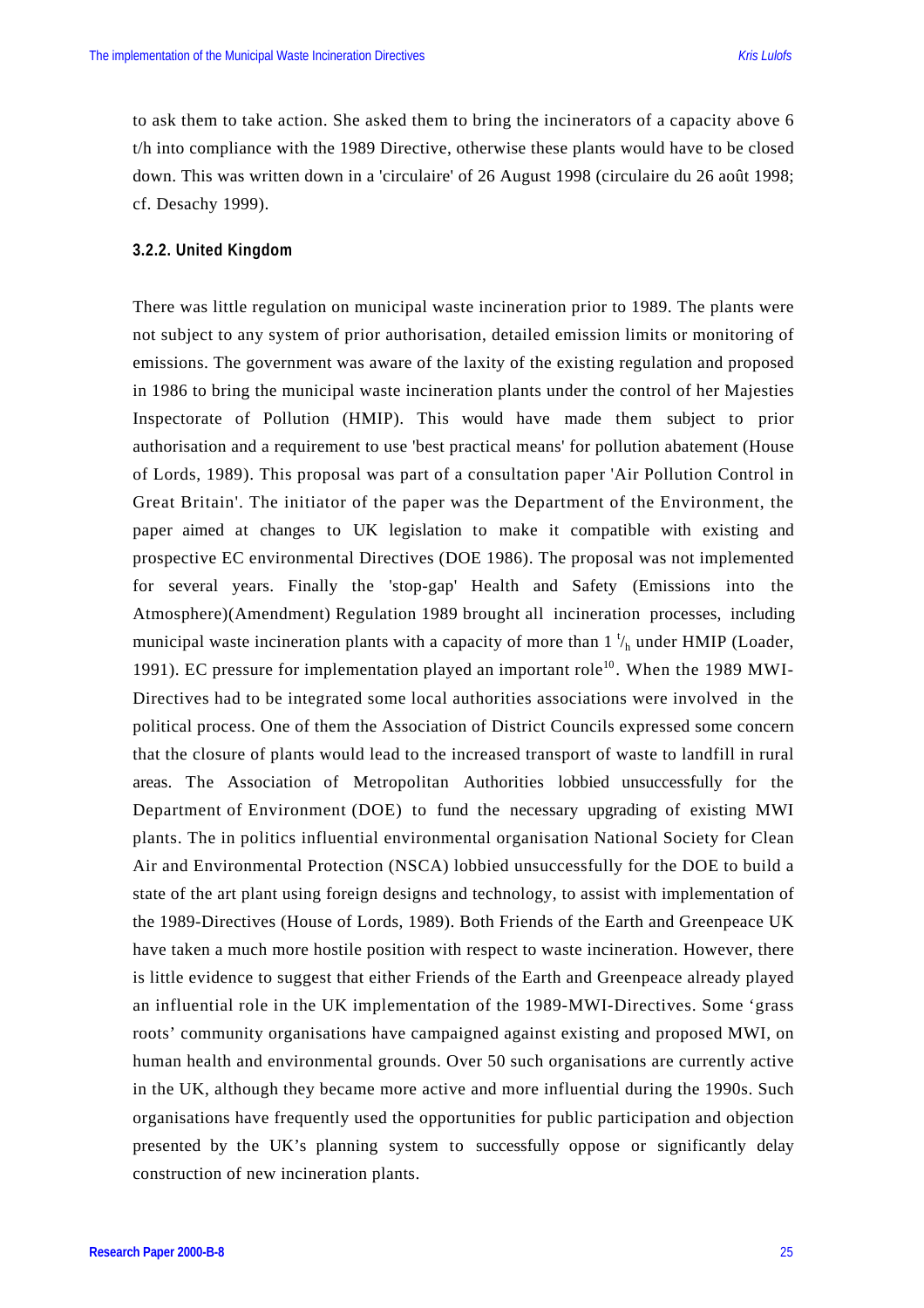to ask them to take action. She asked them to bring the incinerators of a capacity above 6 t/h into compliance with the 1989 Directive, otherwise these plants would have to be closed down. This was written down in a 'circulaire' of 26 August 1998 (circulaire du 26 août 1998; cf. Desachy 1999).

### 3.2.2. United Kingdom

There was little regulation on municipal waste incineration prior to 1989. The plants were not subject to any system of prior authorisation, detailed emission limits or monitoring of emissions. The government was aware of the laxity of the existing regulation and proposed in 1986 to bring the municipal waste incineration plants under the control of her Majesties Inspectorate of Pollution (HMIP). This would have made them subject to prior authorisation and a requirement to use 'best practical means' for pollution abatement (House of Lords, 1989). This proposal was part of a consultation paper 'Air Pollution Control in Great Britain'. The initiator of the paper was the Department of the Environment, the paper aimed at changes to UK legislation to make it compatible with existing and prospective EC environmental Directives (DOE 1986). The proposal was not implemented for several years. Finally the 'stop-gap' Health and Safety (Emissions into the Atmosphere)(Amendment) Regulation 1989 brought all incineration processes, including municipal waste incineration plants with a capacity of more than 1 $^{t}/_{h}$ under HMIP (Loader, 1991). EC pressure for implementation played an important role[10]. When the 1989 MWI-Directives had to be integrated some local authorities associations were involved in the political process. One of them the Association of District Councils expressed some concern that the closure of plants would lead to the increased transport of waste to landfill in rural areas. The Association of Metropolitan Authorities lobbied unsuccessfully for the Department of Environment (DOE) to fund the necessary upgrading of existing MWI plants. The in politics influential environmental organisation National Society for Clean Air and Environmental Protection (NSCA) lobbied unsuccessfully for the DOE to build a state of the art plant using foreign designs and technology, to assist with implementation of the 1989-Directives (House of Lords, 1989). Both Friends of the Earth and Greenpeace UK have taken a much more hostile position with respect to waste incineration. However, there is little evidence to suggest that either Friends of the Earth and Greenpeace already played an influential role in the UK implementation of the 1989-MWI-Directives. Some ‘grass roots’ community organisations have campaigned against existing and proposed MWI, on human health and environmental grounds. Over 50 such organisations are currently active in the UK, although they became more active and more influential during the 1990s. Such organisations have frequently used the opportunities for public participation and objection presented by the UK’s planning system to successfully oppose or significantly delay construction of new incineration plants.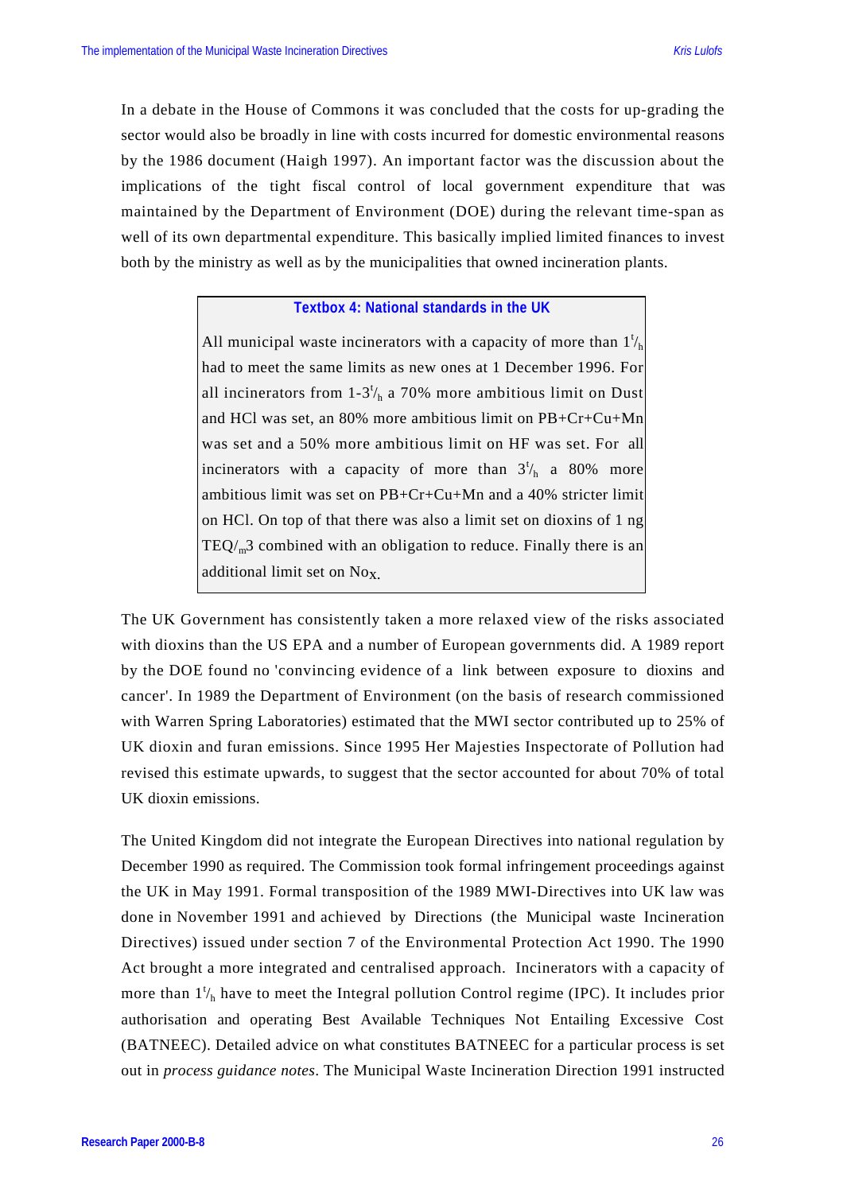In a debate in the House of Commons it was concluded that the costs for up-grading the sector would also be broadly in line with costs incurred for domestic environmental reasons by the 1986 document (Haigh 1997). An important factor was the discussion about the implications of the tight fiscal control of local government expenditure that was maintained by the Department of Environment (DOE) during the relevant time-span as well of its own departmental expenditure. This basically implied limited finances to invest both by the ministry as well as by the municipalities that owned incineration plants.

> **Textbox 4: National standards in the UK**
>
> All municipal waste incinerators with a capacity of more than $1^{t}/_{h}$ had to meet the same limits as new ones at 1 December 1996. For all incinerators from $1\text{-}3^{t}/_{h}$ a 70% more ambitious limit on Dust and HCl was set, an 80% more ambitious limit on PB+Cr+Cu+Mn was set and a 50% more ambitious limit on HF was set. For all incinerators with a capacity of more than $3^{t}/_{h}$ a 80% more ambitious limit was set on PB+Cr+Cu+Mn and a 40% stricter limit on HCl. On top of that there was also a limit set on dioxins of 1 ng $TEQ/_{m}3$ combined with an obligation to reduce. Finally there is an additional limit set on $No_X$.

The UK Government has consistently taken a more relaxed view of the risks associated with dioxins than the US EPA and a number of European governments did. A 1989 report by the DOE found no 'convincing evidence of a link between exposure to dioxins and cancer'. In 1989 the Department of Environment (on the basis of research commissioned with Warren Spring Laboratories) estimated that the MWI sector contributed up to 25% of UK dioxin and furan emissions. Since 1995 Her Majesties Inspectorate of Pollution had revised this estimate upwards, to suggest that the sector accounted for about 70% of total UK dioxin emissions.

The United Kingdom did not integrate the European Directives into national regulation by December 1990 as required. The Commission took formal infringement proceedings against the UK in May 1991. Formal transposition of the 1989 MWI-Directives into UK law was done in November 1991 and achieved by Directions (the Municipal waste Incineration Directives) issued under section 7 of the Environmental Protection Act 1990. The 1990 Act brought a more integrated and centralised approach. Incinerators with a capacity of more than $1^{t}/_{h}$ have to meet the Integral pollution Control regime (IPC). It includes prior authorisation and operating Best Available Techniques Not Entailing Excessive Cost (BATNEEC). Detailed advice on what constitutes BATNEEC for a particular process is set out in *process guidance notes*. The Municipal Waste Incineration Direction 1991 instructed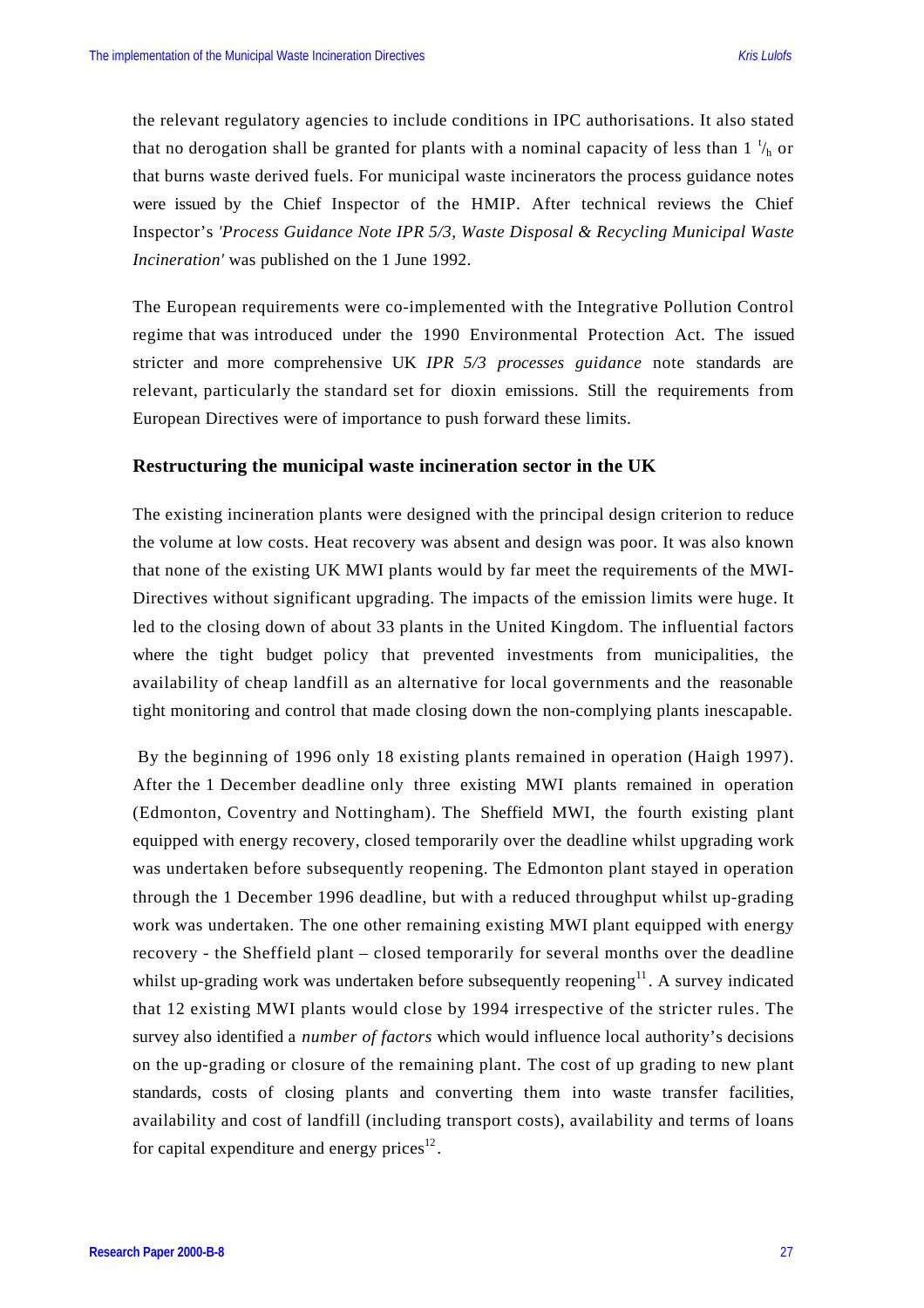the relevant regulatory agencies to include conditions in IPC authorisations. It also stated that no derogation shall be granted for plants with a nominal capacity of less than 1 $^t/_h$ or that burns waste derived fuels. For municipal waste incinerators the process guidance notes were issued by the Chief Inspector of the HMIP. After technical reviews the Chief Inspector's *'Process Guidance Note IPR 5/3, Waste Disposal & Recycling Municipal Waste Incineration'* was published on the 1 June 1992.

The European requirements were co-implemented with the Integrative Pollution Control regime that was introduced under the 1990 Environmental Protection Act. The issued stricter and more comprehensive UK *IPR 5/3 processes guidance* note standards are relevant, particularly the standard set for dioxin emissions. Still the requirements from European Directives were of importance to push forward these limits.

### Restructuring the municipal waste incineration sector in the UK

The existing incineration plants were designed with the principal design criterion to reduce the volume at low costs. Heat recovery was absent and design was poor. It was also known that none of the existing UK MWI plants would by far meet the requirements of the MWI-Directives without significant upgrading. The impacts of the emission limits were huge. It led to the closing down of about 33 plants in the United Kingdom. The influential factors where the tight budget policy that prevented investments from municipalities, the availability of cheap landfill as an alternative for local governments and the reasonable tight monitoring and control that made closing down the non-complying plants inescapable.

By the beginning of 1996 only 18 existing plants remained in operation (Haigh 1997). After the 1 December deadline only three existing MWI plants remained in operation (Edmonton, Coventry and Nottingham). The Sheffield MWI, the fourth existing plant equipped with energy recovery, closed temporarily over the deadline whilst upgrading work was undertaken before subsequently reopening. The Edmonton plant stayed in operation through the 1 December 1996 deadline, but with a reduced throughput whilst up-grading work was undertaken. The one other remaining existing MWI plant equipped with energy recovery - the Sheffield plant – closed temporarily for several months over the deadline whilst up-grading work was undertaken before subsequently reopening[11]. A survey indicated that 12 existing MWI plants would close by 1994 irrespective of the stricter rules. The survey also identified a *number of factors* which would influence local authority's decisions on the up-grading or closure of the remaining plant. The cost of up grading to new plant standards, costs of closing plants and converting them into waste transfer facilities, availability and cost of landfill (including transport costs), availability and terms of loans for capital expenditure and energy prices[12].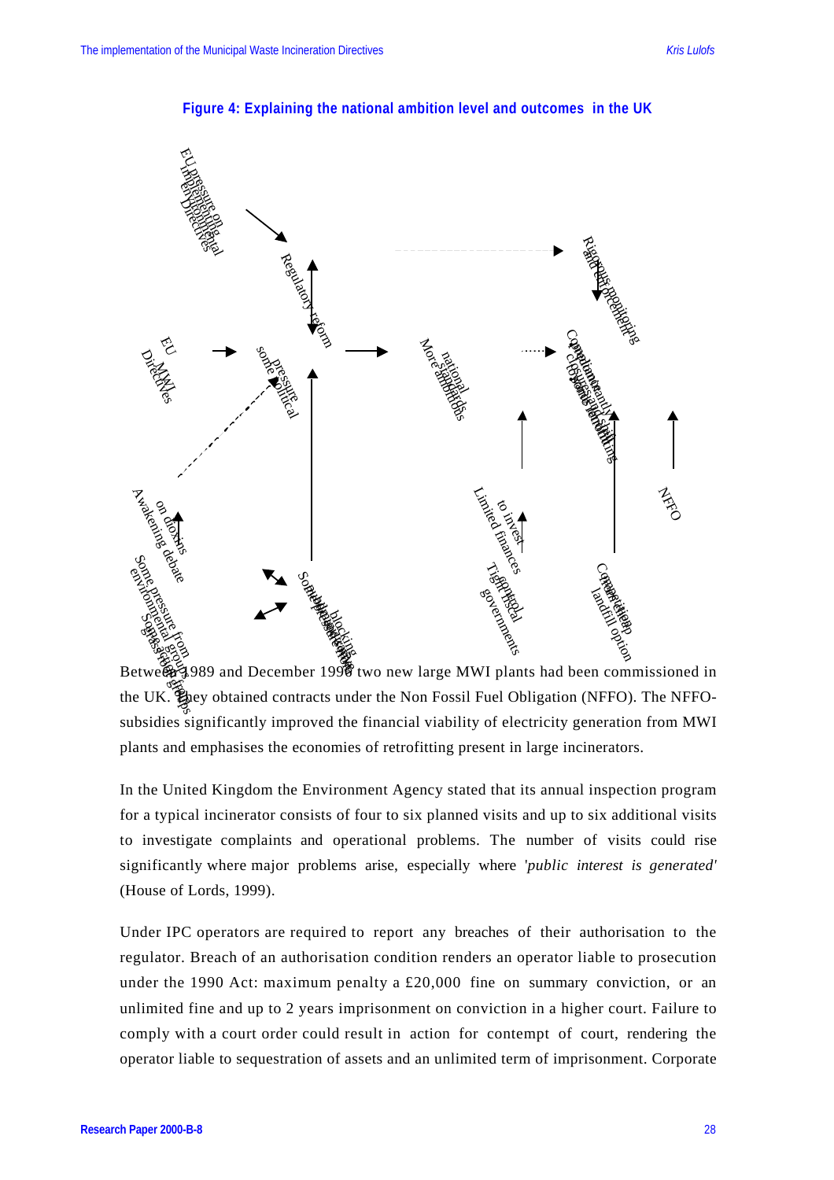**Figure 4: Explaining the national ambition level and outcomes in the UK**

Between 1989 and December 1996 two new large MWI plants had been commissioned in the UK. They obtained contracts under the Non Fossil Fuel Obligation (NFFO). The NFFO-subsidies significantly improved the financial viability of electricity generation from MWI plants and emphasises the economies of retrofitting present in large incinerators.

In the United Kingdom the Environment Agency stated that its annual inspection program for a typical incinerator consists of four to six planned visits and up to six additional visits to investigate complaints and operational problems. The number of visits could rise significantly where major problems arise, especially where *'public interest is generated'* (House of Lords, 1999).

Under IPC operators are required to report any breaches of their authorisation to the regulator. Breach of an authorisation condition renders an operator liable to prosecution under the 1990 Act: maximum penalty a £20,000 fine on summary conviction, or an unlimited fine and up to 2 years imprisonment on conviction in a higher court. Failure to comply with a court order could result in action for contempt of court, rendering the operator liable to sequestration of assets and an unlimited term of imprisonment. Corporate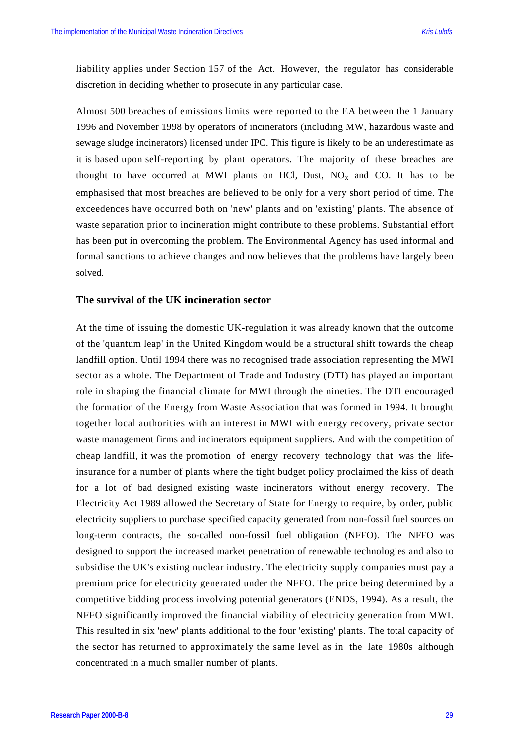liability applies under Section 157 of the Act. However, the regulator has considerable discretion in deciding whether to prosecute in any particular case.

Almost 500 breaches of emissions limits were reported to the EA between the 1 January 1996 and November 1998 by operators of incinerators (including MW, hazardous waste and sewage sludge incinerators) licensed under IPC. This figure is likely to be an underestimate as it is based upon self-reporting by plant operators. The majority of these breaches are thought to have occurred at MWI plants on HCl, Dust, $NO_x$ and CO. It has to be emphasised that most breaches are believed to be only for a very short period of time. The exceedences have occurred both on 'new' plants and on 'existing' plants. The absence of waste separation prior to incineration might contribute to these problems. Substantial effort has been put in overcoming the problem. The Environmental Agency has used informal and formal sanctions to achieve changes and now believes that the problems have largely been solved.

### The survival of the UK incineration sector

At the time of issuing the domestic UK-regulation it was already known that the outcome of the 'quantum leap' in the United Kingdom would be a structural shift towards the cheap landfill option. Until 1994 there was no recognised trade association representing the MWI sector as a whole. The Department of Trade and Industry (DTI) has played an important role in shaping the financial climate for MWI through the nineties. The DTI encouraged the formation of the Energy from Waste Association that was formed in 1994. It brought together local authorities with an interest in MWI with energy recovery, private sector waste management firms and incinerators equipment suppliers. And with the competition of cheap landfill, it was the promotion of energy recovery technology that was the life-insurance for a number of plants where the tight budget policy proclaimed the kiss of death for a lot of bad designed existing waste incinerators without energy recovery. The Electricity Act 1989 allowed the Secretary of State for Energy to require, by order, public electricity suppliers to purchase specified capacity generated from non-fossil fuel sources on long-term contracts, the so-called non-fossil fuel obligation (NFFO). The NFFO was designed to support the increased market penetration of renewable technologies and also to subsidise the UK's existing nuclear industry. The electricity supply companies must pay a premium price for electricity generated under the NFFO. The price being determined by a competitive bidding process involving potential generators (ENDS, 1994). As a result, the NFFO significantly improved the financial viability of electricity generation from MWI. This resulted in six 'new' plants additional to the four 'existing' plants. The total capacity of the sector has returned to approximately the same level as in the late 1980s although concentrated in a much smaller number of plants.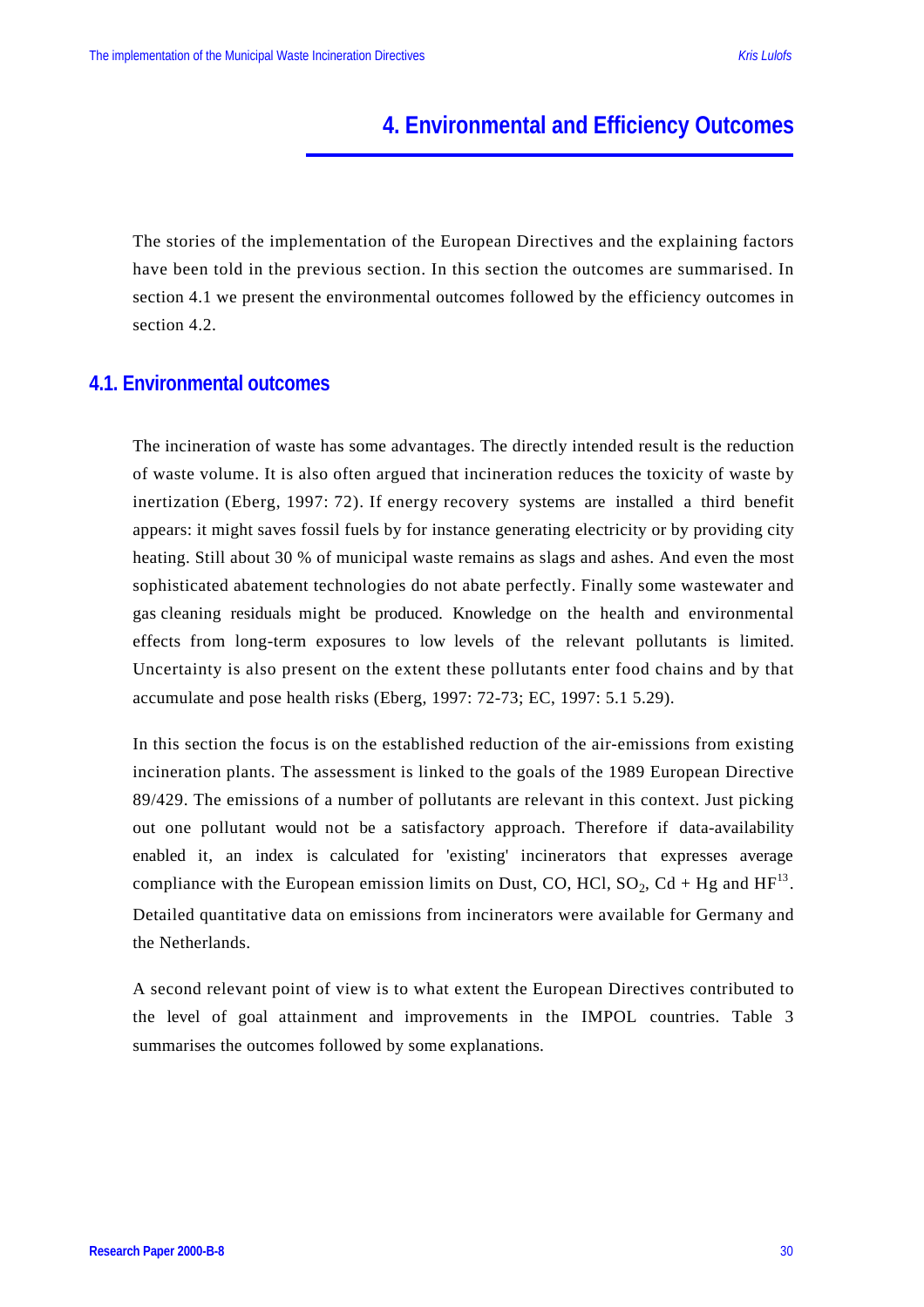# 4. Environmental and Efficiency Outcomes

The stories of the implementation of the European Directives and the explaining factors have been told in the previous section. In this section the outcomes are summarised. In section 4.1 we present the environmental outcomes followed by the efficiency outcomes in section 4.2.

## 4.1. Environmental outcomes

The incineration of waste has some advantages. The directly intended result is the reduction of waste volume. It is also often argued that incineration reduces the toxicity of waste by inertization (Eberg, 1997: 72). If energy recovery systems are installed a third benefit appears: it might saves fossil fuels by for instance generating electricity or by providing city heating. Still about 30 % of municipal waste remains as slags and ashes. And even the most sophisticated abatement technologies do not abate perfectly. Finally some wastewater and gas cleaning residuals might be produced. Knowledge on the health and environmental effects from long-term exposures to low levels of the relevant pollutants is limited. Uncertainty is also present on the extent these pollutants enter food chains and by that accumulate and pose health risks (Eberg, 1997: 72-73; EC, 1997: 5.1 5.29).

In this section the focus is on the established reduction of the air-emissions from existing incineration plants. The assessment is linked to the goals of the 1989 European Directive 89/429. The emissions of a number of pollutants are relevant in this context. Just picking out one pollutant would not be a satisfactory approach. Therefore if data-availability enabled it, an index is calculated for 'existing' incinerators that expresses average compliance with the European emission limits on Dust, CO, HCl, $SO_2$, Cd + Hg and HF[13]. Detailed quantitative data on emissions from incinerators were available for Germany and the Netherlands.

A second relevant point of view is to what extent the European Directives contributed to the level of goal attainment and improvements in the IMPOL countries. Table 3 summarises the outcomes followed by some explanations.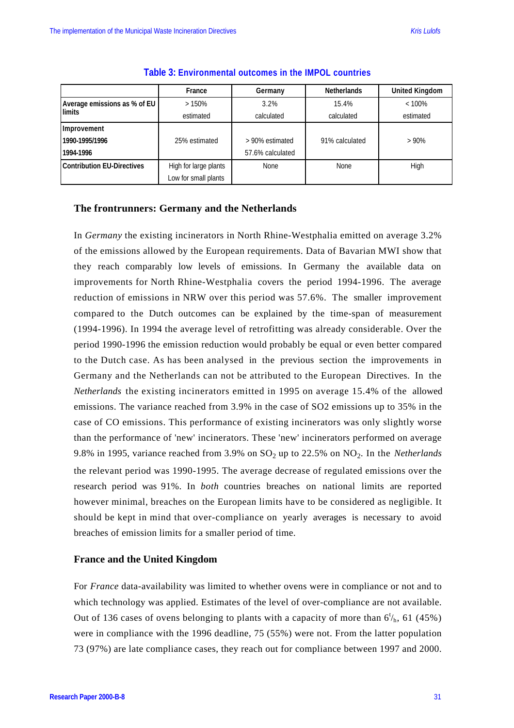**Table 3: Environmental outcomes in the IMPOL countries**

| | France | Germany | Netherlands | United Kingdom |
|---|---|---|---|---|
| **Average emissions as % of EU limits** | > 150%<br>estimated | 3.2%<br>calculated | 15.4%<br>calculated | < 100%<br>estimated |
| **Improvement**<br>**1990-1995/1996**<br>**1994-1996** | 25% estimated | > 90% estimated<br>57.6% calculated | 91% calculated | > 90% |
| **Contribution EU-Directives** | High for large plants<br>Low for small plants | None | None | High |

### The frontrunners: Germany and the Netherlands

In *Germany* the existing incinerators in North Rhine-Westphalia emitted on average 3.2% of the emissions allowed by the European requirements. Data of Bavarian MWI show that they reach comparably low levels of emissions. In Germany the available data on improvements for North Rhine-Westphalia covers the period 1994-1996. The average reduction of emissions in NRW over this period was 57.6%. The smaller improvement compared to the Dutch outcomes can be explained by the time-span of measurement (1994-1996). In 1994 the average level of retrofitting was already considerable. Over the period 1990-1996 the emission reduction would probably be equal or even better compared to the Dutch case. As has been analysed in the previous section the improvements in Germany and the Netherlands can not be attributed to the European Directives. In the *Netherlands* the existing incinerators emitted in 1995 on average 15.4% of the allowed emissions. The variance reached from 3.9% in the case of SO2 emissions up to 35% in the case of CO emissions. This performance of existing incinerators was only slightly worse than the performance of 'new' incinerators. These 'new' incinerators performed on average 9.8% in 1995, variance reached from 3.9% on $SO_2$ up to 22.5% on $NO_2$. In the *Netherlands* the relevant period was 1990-1995. The average decrease of regulated emissions over the research period was 91%. In *both* countries breaches on national limits are reported however minimal, breaches on the European limits have to be considered as negligible. It should be kept in mind that over-compliance on yearly averages is necessary to avoid breaches of emission limits for a smaller period of time.

### France and the United Kingdom

For *France* data-availability was limited to whether ovens were in compliance or not and to which technology was applied. Estimates of the level of over-compliance are not available. Out of 136 cases of ovens belonging to plants with a capacity of more than $6^{t}/_{h}$, 61 (45%) were in compliance with the 1996 deadline, 75 (55%) were not. From the latter population 73 (97%) are late compliance cases, they reach out for compliance between 1997 and 2000.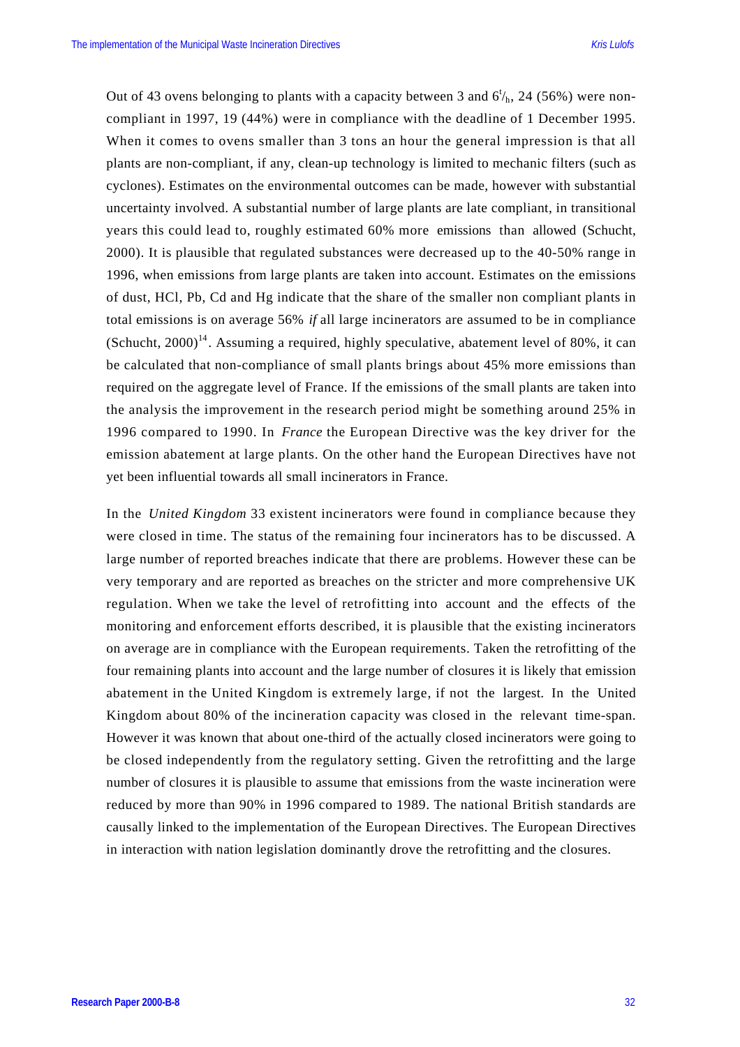Out of 43 ovens belonging to plants with a capacity between 3 and $6^t/_h$, 24 (56%) were non-compliant in 1997, 19 (44%) were in compliance with the deadline of 1 December 1995. When it comes to ovens smaller than 3 tons an hour the general impression is that all plants are non-compliant, if any, clean-up technology is limited to mechanic filters (such as cyclones). Estimates on the environmental outcomes can be made, however with substantial uncertainty involved. A substantial number of large plants are late compliant, in transitional years this could lead to, roughly estimated 60% more emissions than allowed (Schucht, 2000). It is plausible that regulated substances were decreased up to the 40-50% range in 1996, when emissions from large plants are taken into account. Estimates on the emissions of dust, HCl, Pb, Cd and Hg indicate that the share of the smaller non compliant plants in total emissions is on average 56% *if* all large incinerators are assumed to be in compliance (Schucht, 2000)[14]. Assuming a required, highly speculative, abatement level of 80%, it can be calculated that non-compliance of small plants brings about 45% more emissions than required on the aggregate level of France. If the emissions of the small plants are taken into the analysis the improvement in the research period might be something around 25% in 1996 compared to 1990. In *France* the European Directive was the key driver for the emission abatement at large plants. On the other hand the European Directives have not yet been influential towards all small incinerators in France.

In the *United Kingdom* 33 existent incinerators were found in compliance because they were closed in time. The status of the remaining four incinerators has to be discussed. A large number of reported breaches indicate that there are problems. However these can be very temporary and are reported as breaches on the stricter and more comprehensive UK regulation. When we take the level of retrofitting into account and the effects of the monitoring and enforcement efforts described, it is plausible that the existing incinerators on average are in compliance with the European requirements. Taken the retrofitting of the four remaining plants into account and the large number of closures it is likely that emission abatement in the United Kingdom is extremely large, if not the largest. In the United Kingdom about 80% of the incineration capacity was closed in the relevant time-span. However it was known that about one-third of the actually closed incinerators were going to be closed independently from the regulatory setting. Given the retrofitting and the large number of closures it is plausible to assume that emissions from the waste incineration were reduced by more than 90% in 1996 compared to 1989. The national British standards are causally linked to the implementation of the European Directives. The European Directives in interaction with nation legislation dominantly drove the retrofitting and the closures.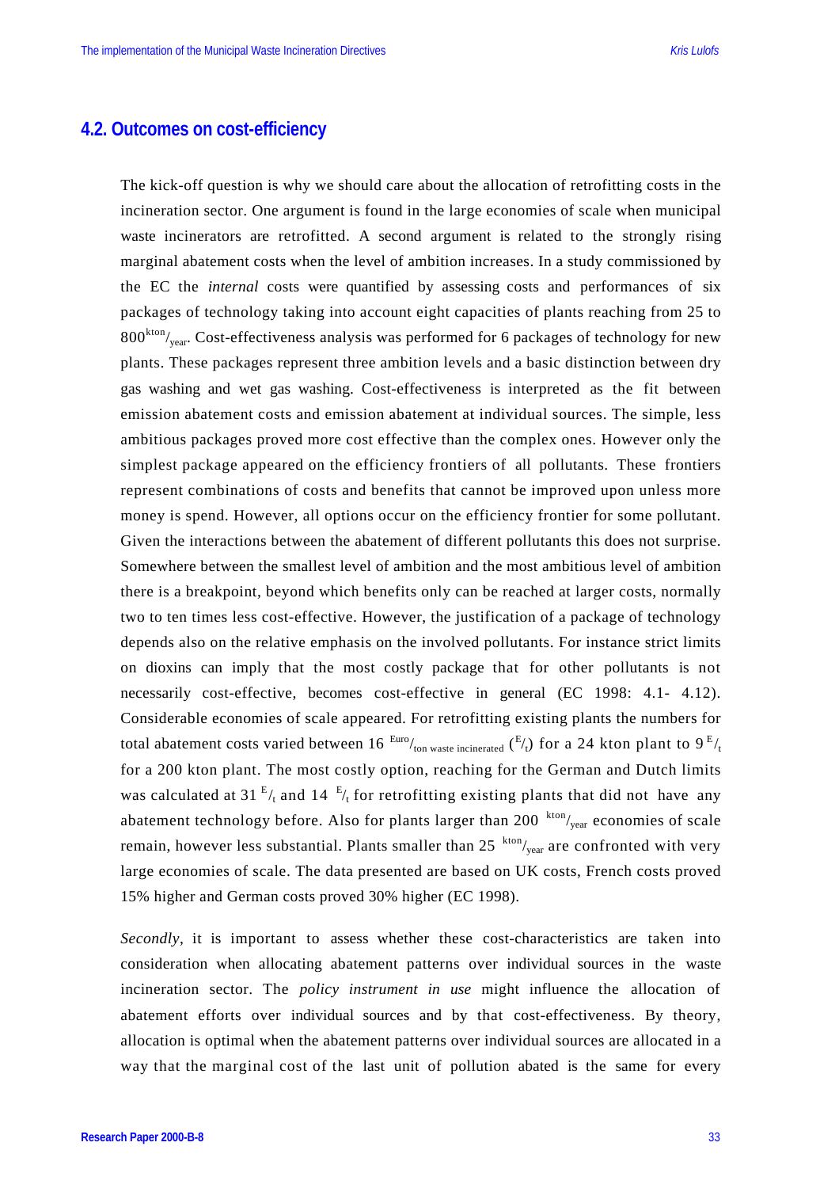## 4.2. Outcomes on cost-efficiency

The kick-off question is why we should care about the allocation of retrofitting costs in the incineration sector. One argument is found in the large economies of scale when municipal waste incinerators are retrofitted. A second argument is related to the strongly rising marginal abatement costs when the level of ambition increases. In a study commissioned by the EC the *internal* costs were quantified by assessing costs and performances of six packages of technology taking into account eight capacities of plants reaching from 25 to 800 $^{kton}/_{year}$. Cost-effectiveness analysis was performed for 6 packages of technology for new plants. These packages represent three ambition levels and a basic distinction between dry gas washing and wet gas washing. Cost-effectiveness is interpreted as the fit between emission abatement costs and emission abatement at individual sources. The simple, less ambitious packages proved more cost effective than the complex ones. However only the simplest package appeared on the efficiency frontiers of all pollutants. These frontiers represent combinations of costs and benefits that cannot be improved upon unless more money is spend. However, all options occur on the efficiency frontier for some pollutant. Given the interactions between the abatement of different pollutants this does not surprise. Somewhere between the smallest level of ambition and the most ambitious level of ambition there is a breakpoint, beyond which benefits only can be reached at larger costs, normally two to ten times less cost-effective. However, the justification of a package of technology depends also on the relative emphasis on the involved pollutants. For instance strict limits on dioxins can imply that the most costly package that for other pollutants is not necessarily cost-effective, becomes cost-effective in general (EC 1998: 4.1- 4.12). Considerable economies of scale appeared. For retrofitting existing plants the numbers for total abatement costs varied between 16 $^{Euro}/_{ton\ waste\ incinerated}$ ($^{E}/_{t}$) for a 24 kton plant to 9 $^{E}/_{t}$ for a 200 kton plant. The most costly option, reaching for the German and Dutch limits was calculated at 31 $^{E}/_{t}$ and 14 $^{E}/_{t}$ for retrofitting existing plants that did not have any abatement technology before. Also for plants larger than 200 $^{kton}/_{year}$ economies of scale remain, however less substantial. Plants smaller than 25 $^{kton}/_{year}$ are confronted with very large economies of scale. The data presented are based on UK costs, French costs proved 15% higher and German costs proved 30% higher (EC 1998).

*Secondly*, it is important to assess whether these cost-characteristics are taken into consideration when allocating abatement patterns over individual sources in the waste incineration sector. The *policy instrument in use* might influence the allocation of abatement efforts over individual sources and by that cost-effectiveness. By theory, allocation is optimal when the abatement patterns over individual sources are allocated in a way that the marginal cost of the last unit of pollution abated is the same for every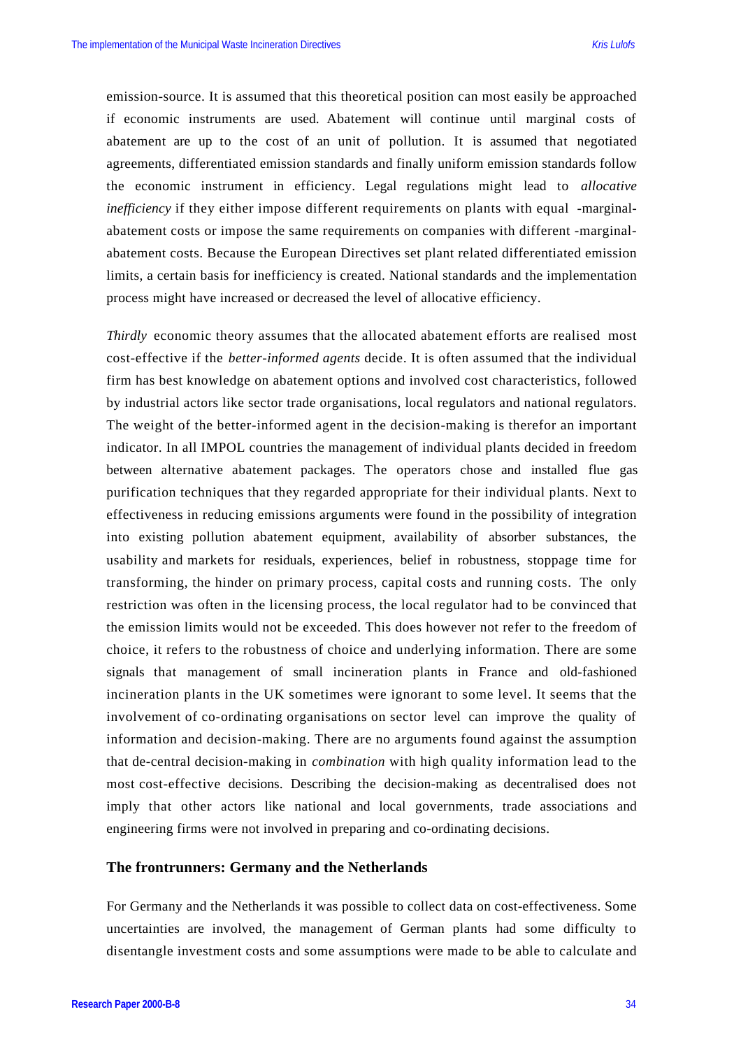emission-source. It is assumed that this theoretical position can most easily be approached if economic instruments are used. Abatement will continue until marginal costs of abatement are up to the cost of an unit of pollution. It is assumed that negotiated agreements, differentiated emission standards and finally uniform emission standards follow the economic instrument in efficiency. Legal regulations might lead to *allocative inefficiency* if they either impose different requirements on plants with equal -marginal-abatement costs or impose the same requirements on companies with different -marginal-abatement costs. Because the European Directives set plant related differentiated emission limits, a certain basis for inefficiency is created. National standards and the implementation process might have increased or decreased the level of allocative efficiency.

*Thirdly* economic theory assumes that the allocated abatement efforts are realised most cost-effective if the *better-informed agents* decide. It is often assumed that the individual firm has best knowledge on abatement options and involved cost characteristics, followed by industrial actors like sector trade organisations, local regulators and national regulators. The weight of the better-informed agent in the decision-making is therefor an important indicator. In all IMPOL countries the management of individual plants decided in freedom between alternative abatement packages. The operators chose and installed flue gas purification techniques that they regarded appropriate for their individual plants. Next to effectiveness in reducing emissions arguments were found in the possibility of integration into existing pollution abatement equipment, availability of absorber substances, the usability and markets for residuals, experiences, belief in robustness, stoppage time for transforming, the hinder on primary process, capital costs and running costs. The only restriction was often in the licensing process, the local regulator had to be convinced that the emission limits would not be exceeded. This does however not refer to the freedom of choice, it refers to the robustness of choice and underlying information. There are some signals that management of small incineration plants in France and old-fashioned incineration plants in the UK sometimes were ignorant to some level. It seems that the involvement of co-ordinating organisations on sector level can improve the quality of information and decision-making. There are no arguments found against the assumption that de-central decision-making in *combination* with high quality information lead to the most cost-effective decisions. Describing the decision-making as decentralised does not imply that other actors like national and local governments, trade associations and engineering firms were not involved in preparing and co-ordinating decisions.

### The frontrunners: Germany and the Netherlands

For Germany and the Netherlands it was possible to collect data on cost-effectiveness. Some uncertainties are involved, the management of German plants had some difficulty to disentangle investment costs and some assumptions were made to be able to calculate and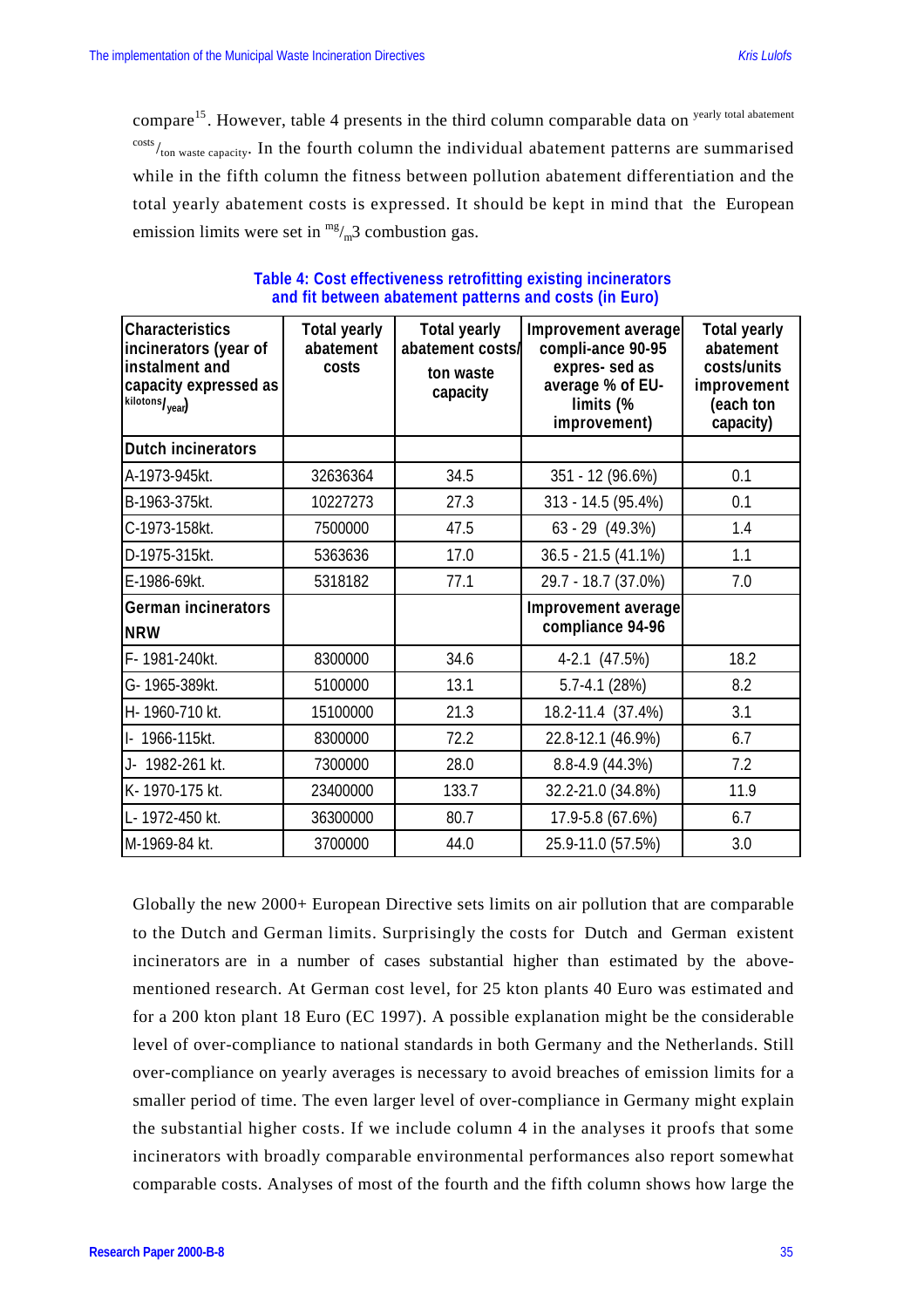compare[15]. However, table 4 presents in the third column comparable data on $^{\text{yearly total abatement costs}}/_{\text{ton waste capacity}}$. In the fourth column the individual abatement patterns are summarised while in the fifth column the fitness between pollution abatement differentiation and the total yearly abatement costs is expressed. It should be kept in mind that the European emission limits were set in $^{mg}/_{m}3$ combustion gas.

**Table 4: Cost effectiveness retrofitting existing incinerators and fit between abatement patterns and costs (in Euro)**

| Characteristics incinerators (year of instalment and capacity expressed as $^{kilotons}/_{year}$) | Total yearly abatement costs | Total yearly abatement costs/ ton waste capacity | Improvement average compli-ance 90-95 expres- sed as average % of EU-limits (% improvement) | Total yearly abatement costs/units improvement (each ton capacity) |
|---|---|---|---|---|
| **Dutch incinerators** | | | | |
| A-1973-945kt. | 32636364 | 34.5 | 351 - 12 (96.6%) | 0.1 |
| B-1963-375kt. | 10227273 | 27.3 | 313 - 14.5 (95.4%) | 0.1 |
| C-1973-158kt. | 7500000 | 47.5 | 63 - 29 (49.3%) | 1.4 |
| D-1975-315kt. | 5363636 | 17.0 | 36.5 - 21.5 (41.1%) | 1.1 |
| E-1986-69kt. | 5318182 | 77.1 | 29.7 - 18.7 (37.0%) | 7.0 |
| **German incinerators NRW** | | | **Improvement average compliance 94-96** | |
| F- 1981-240kt. | 8300000 | 34.6 | 4-2.1 (47.5%) | 18.2 |
| G- 1965-389kt. | 5100000 | 13.1 | 5.7-4.1 (28%) | 8.2 |
| H- 1960-710 kt. | 15100000 | 21.3 | 18.2-11.4 (37.4%) | 3.1 |
| I- 1966-115kt. | 8300000 | 72.2 | 22.8-12.1 (46.9%) | 6.7 |
| J- 1982-261 kt. | 7300000 | 28.0 | 8.8-4.9 (44.3%) | 7.2 |
| K- 1970-175 kt. | 23400000 | 133.7 | 32.2-21.0 (34.8%) | 11.9 |
| L- 1972-450 kt. | 36300000 | 80.7 | 17.9-5.8 (67.6%) | 6.7 |
| M-1969-84 kt. | 3700000 | 44.0 | 25.9-11.0 (57.5%) | 3.0 |

Globally the new 2000+ European Directive sets limits on air pollution that are comparable to the Dutch and German limits. Surprisingly the costs for Dutch and German existent incinerators are in a number of cases substantial higher than estimated by the above-mentioned research. At German cost level, for 25 kton plants 40 Euro was estimated and for a 200 kton plant 18 Euro (EC 1997). A possible explanation might be the considerable level of over-compliance to national standards in both Germany and the Netherlands. Still over-compliance on yearly averages is necessary to avoid breaches of emission limits for a smaller period of time. The even larger level of over-compliance in Germany might explain the substantial higher costs. If we include column 4 in the analyses it proofs that some incinerators with broadly comparable environmental performances also report somewhat comparable costs. Analyses of most of the fourth and the fifth column shows how large the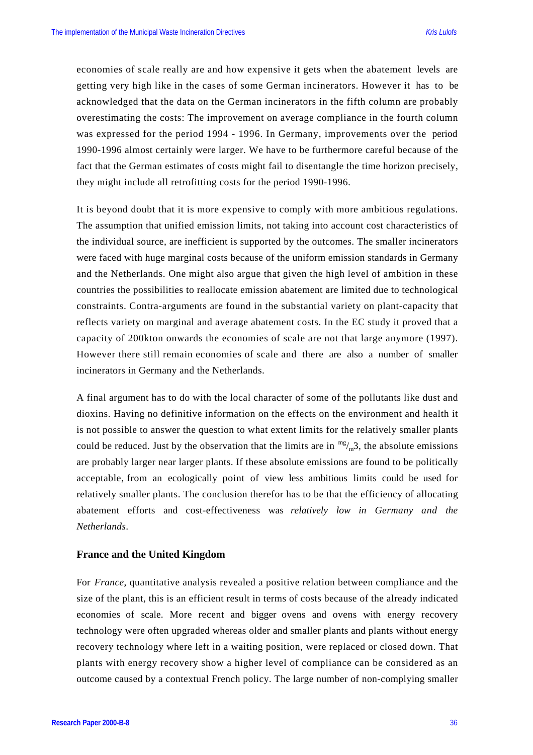economies of scale really are and how expensive it gets when the abatement levels are getting very high like in the cases of some German incinerators. However it has to be acknowledged that the data on the German incinerators in the fifth column are probably overestimating the costs: The improvement on average compliance in the fourth column was expressed for the period 1994 - 1996. In Germany, improvements over the period 1990-1996 almost certainly were larger. We have to be furthermore careful because of the fact that the German estimates of costs might fail to disentangle the time horizon precisely, they might include all retrofitting costs for the period 1990-1996.

It is beyond doubt that it is more expensive to comply with more ambitious regulations. The assumption that unified emission limits, not taking into account cost characteristics of the individual source, are inefficient is supported by the outcomes. The smaller incinerators were faced with huge marginal costs because of the uniform emission standards in Germany and the Netherlands. One might also argue that given the high level of ambition in these countries the possibilities to reallocate emission abatement are limited due to technological constraints. Contra-arguments are found in the substantial variety on plant-capacity that reflects variety on marginal and average abatement costs. In the EC study it proved that a capacity of 200kton onwards the economies of scale are not that large anymore (1997). However there still remain economies of scale and there are also a number of smaller incinerators in Germany and the Netherlands.

A final argument has to do with the local character of some of the pollutants like dust and dioxins. Having no definitive information on the effects on the environment and health it is not possible to answer the question to what extent limits for the relatively smaller plants could be reduced. Just by the observation that the limits are in $^{mg}/_{m}3$, the absolute emissions are probably larger near larger plants. If these absolute emissions are found to be politically acceptable, from an ecologically point of view less ambitious limits could be used for relatively smaller plants. The conclusion therefor has to be that the efficiency of allocating abatement efforts and cost-effectiveness was *relatively low in Germany and the Netherlands*.

### France and the United Kingdom

For *France*, quantitative analysis revealed a positive relation between compliance and the size of the plant, this is an efficient result in terms of costs because of the already indicated economies of scale. More recent and bigger ovens and ovens with energy recovery technology were often upgraded whereas older and smaller plants and plants without energy recovery technology where left in a waiting position, were replaced or closed down. That plants with energy recovery show a higher level of compliance can be considered as an outcome caused by a contextual French policy. The large number of non-complying smaller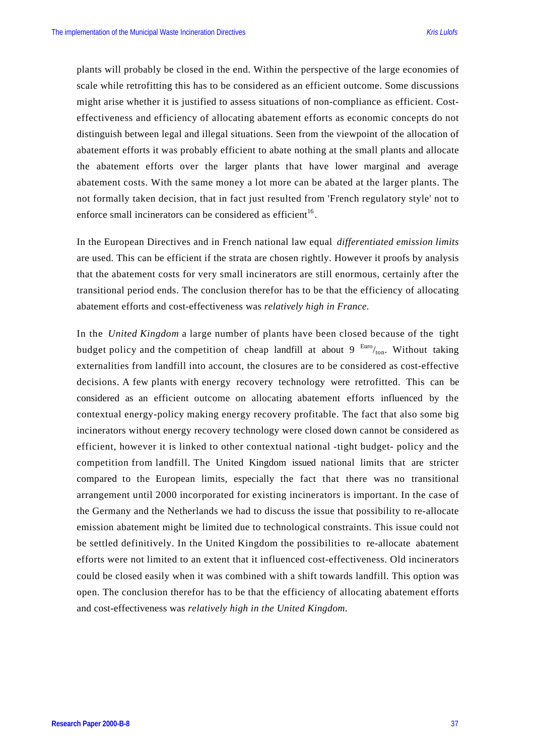plants will probably be closed in the end. Within the perspective of the large economies of scale while retrofitting this has to be considered as an efficient outcome. Some discussions might arise whether it is justified to assess situations of non-compliance as efficient. Cost-effectiveness and efficiency of allocating abatement efforts as economic concepts do not distinguish between legal and illegal situations. Seen from the viewpoint of the allocation of abatement efforts it was probably efficient to abate nothing at the small plants and allocate the abatement efforts over the larger plants that have lower marginal and average abatement costs. With the same money a lot more can be abated at the larger plants. The not formally taken decision, that in fact just resulted from 'French regulatory style' not to enforce small incinerators can be considered as efficient[16].

In the European Directives and in French national law equal *differentiated emission limits* are used. This can be efficient if the strata are chosen rightly. However it proofs by analysis that the abatement costs for very small incinerators are still enormous, certainly after the transitional period ends. The conclusion therefor has to be that the efficiency of allocating abatement efforts and cost-effectiveness was *relatively high in France.*

In the *United Kingdom* a large number of plants have been closed because of the tight budget policy and the competition of cheap landfill at about 9 Euro/ton. Without taking externalities from landfill into account, the closures are to be considered as cost-effective decisions. A few plants with energy recovery technology were retrofitted. This can be considered as an efficient outcome on allocating abatement efforts influenced by the contextual energy-policy making energy recovery profitable. The fact that also some big incinerators without energy recovery technology were closed down cannot be considered as efficient, however it is linked to other contextual national -tight budget- policy and the competition from landfill. The United Kingdom issued national limits that are stricter compared to the European limits, especially the fact that there was no transitional arrangement until 2000 incorporated for existing incinerators is important. In the case of the Germany and the Netherlands we had to discuss the issue that possibility to re-allocate emission abatement might be limited due to technological constraints. This issue could not be settled definitively. In the United Kingdom the possibilities to re-allocate abatement efforts were not limited to an extent that it influenced cost-effectiveness. Old incinerators could be closed easily when it was combined with a shift towards landfill. This option was open. The conclusion therefor has to be that the efficiency of allocating abatement efforts and cost-effectiveness was *relatively high in the United Kingdom*.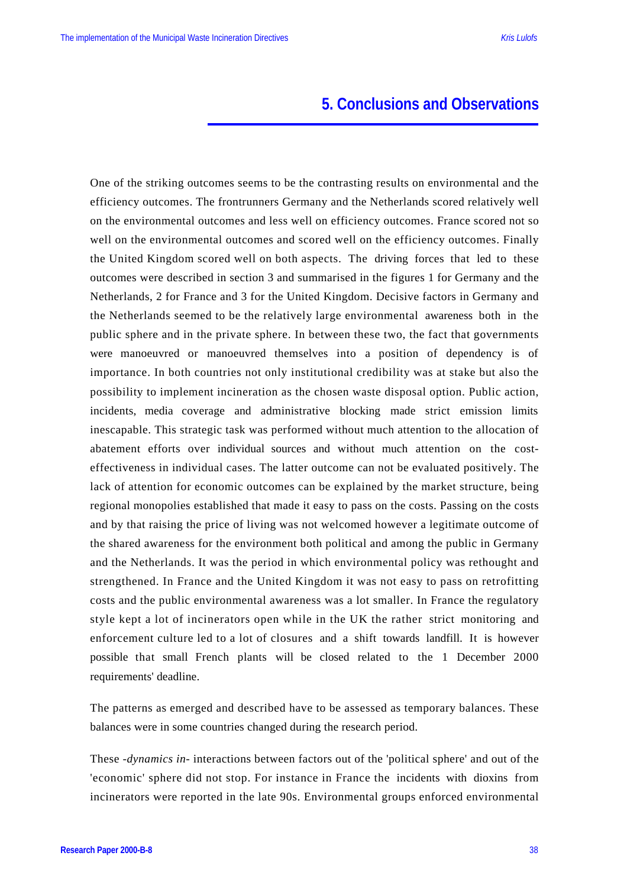# 5. Conclusions and Observations

One of the striking outcomes seems to be the contrasting results on environmental and the efficiency outcomes. The frontrunners Germany and the Netherlands scored relatively well on the environmental outcomes and less well on efficiency outcomes. France scored not so well on the environmental outcomes and scored well on the efficiency outcomes. Finally the United Kingdom scored well on both aspects. The driving forces that led to these outcomes were described in section 3 and summarised in the figures 1 for Germany and the Netherlands, 2 for France and 3 for the United Kingdom. Decisive factors in Germany and the Netherlands seemed to be the relatively large environmental awareness both in the public sphere and in the private sphere. In between these two, the fact that governments were manoeuvred or manoeuvred themselves into a position of dependency is of importance. In both countries not only institutional credibility was at stake but also the possibility to implement incineration as the chosen waste disposal option. Public action, incidents, media coverage and administrative blocking made strict emission limits inescapable. This strategic task was performed without much attention to the allocation of abatement efforts over individual sources and without much attention on the cost-effectiveness in individual cases. The latter outcome can not be evaluated positively. The lack of attention for economic outcomes can be explained by the market structure, being regional monopolies established that made it easy to pass on the costs. Passing on the costs and by that raising the price of living was not welcomed however a legitimate outcome of the shared awareness for the environment both political and among the public in Germany and the Netherlands. It was the period in which environmental policy was rethought and strengthened. In France and the United Kingdom it was not easy to pass on retrofitting costs and the public environmental awareness was a lot smaller. In France the regulatory style kept a lot of incinerators open while in the UK the rather strict monitoring and enforcement culture led to a lot of closures and a shift towards landfill. It is however possible that small French plants will be closed related to the 1 December 2000 requirements' deadline.

The patterns as emerged and described have to be assessed as temporary balances. These balances were in some countries changed during the research period.

These *-dynamics in-* interactions between factors out of the 'political sphere' and out of the 'economic' sphere did not stop. For instance in France the incidents with dioxins from incinerators were reported in the late 90s. Environmental groups enforced environmental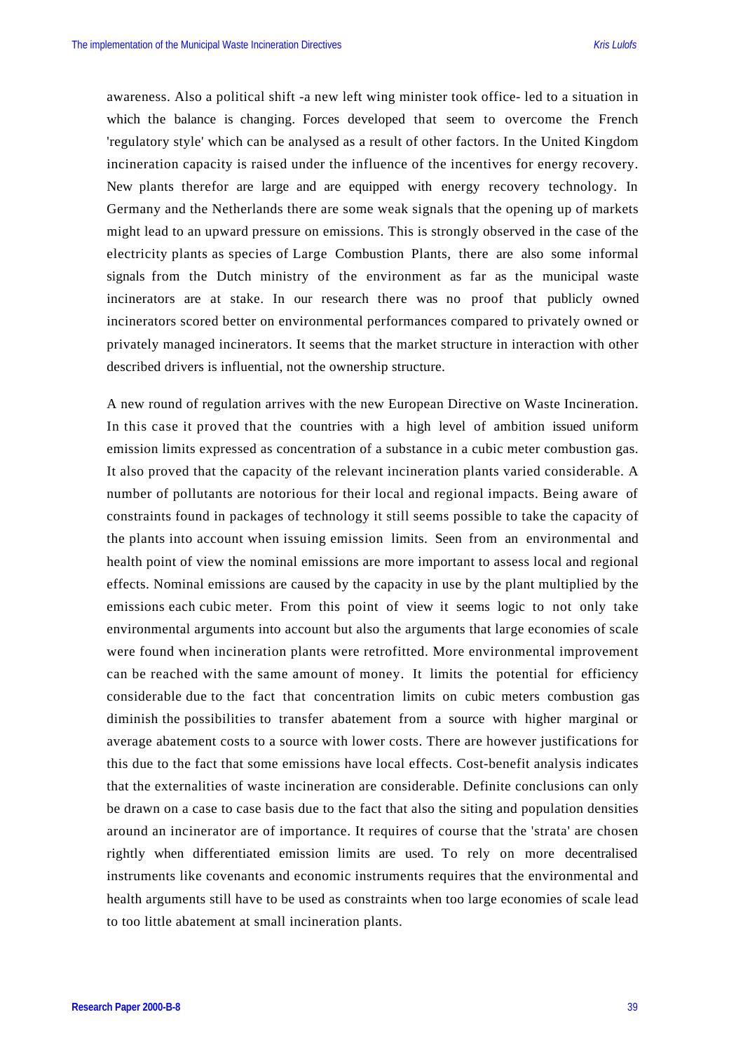awareness. Also a political shift -a new left wing minister took office- led to a situation in which the balance is changing. Forces developed that seem to overcome the French 'regulatory style' which can be analysed as a result of other factors. In the United Kingdom incineration capacity is raised under the influence of the incentives for energy recovery. New plants therefor are large and are equipped with energy recovery technology. In Germany and the Netherlands there are some weak signals that the opening up of markets might lead to an upward pressure on emissions. This is strongly observed in the case of the electricity plants as species of Large Combustion Plants, there are also some informal signals from the Dutch ministry of the environment as far as the municipal waste incinerators are at stake. In our research there was no proof that publicly owned incinerators scored better on environmental performances compared to privately owned or privately managed incinerators. It seems that the market structure in interaction with other described drivers is influential, not the ownership structure.

A new round of regulation arrives with the new European Directive on Waste Incineration. In this case it proved that the countries with a high level of ambition issued uniform emission limits expressed as concentration of a substance in a cubic meter combustion gas. It also proved that the capacity of the relevant incineration plants varied considerable. A number of pollutants are notorious for their local and regional impacts. Being aware of constraints found in packages of technology it still seems possible to take the capacity of the plants into account when issuing emission limits. Seen from an environmental and health point of view the nominal emissions are more important to assess local and regional effects. Nominal emissions are caused by the capacity in use by the plant multiplied by the emissions each cubic meter. From this point of view it seems logic to not only take environmental arguments into account but also the arguments that large economies of scale were found when incineration plants were retrofitted. More environmental improvement can be reached with the same amount of money. It limits the potential for efficiency considerable due to the fact that concentration limits on cubic meters combustion gas diminish the possibilities to transfer abatement from a source with higher marginal or average abatement costs to a source with lower costs. There are however justifications for this due to the fact that some emissions have local effects. Cost-benefit analysis indicates that the externalities of waste incineration are considerable. Definite conclusions can only be drawn on a case to case basis due to the fact that also the siting and population densities around an incinerator are of importance. It requires of course that the 'strata' are chosen rightly when differentiated emission limits are used. To rely on more decentralised instruments like covenants and economic instruments requires that the environmental and health arguments still have to be used as constraints when too large economies of scale lead to too little abatement at small incineration plants.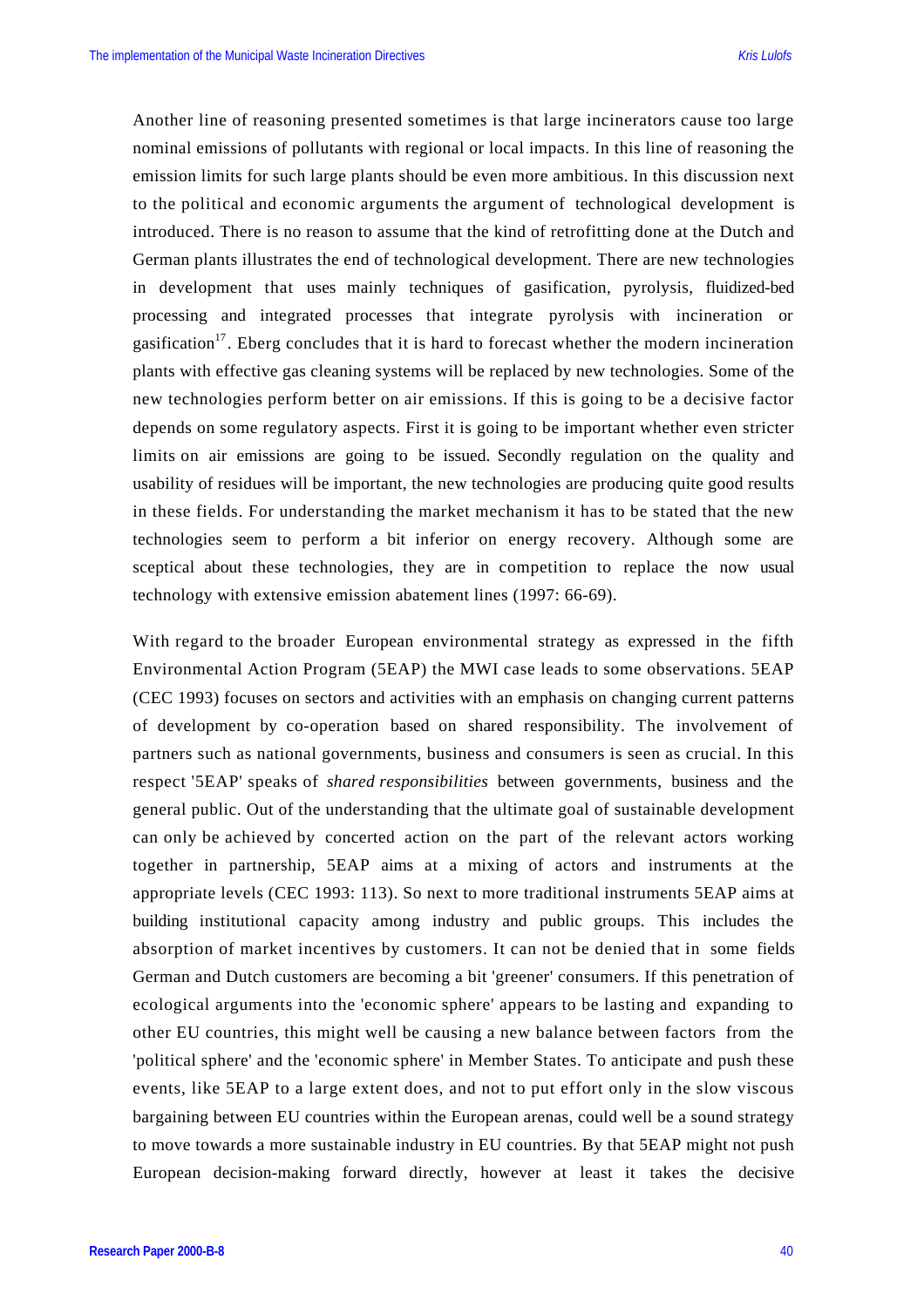Another line of reasoning presented sometimes is that large incinerators cause too large nominal emissions of pollutants with regional or local impacts. In this line of reasoning the emission limits for such large plants should be even more ambitious. In this discussion next to the political and economic arguments the argument of technological development is introduced. There is no reason to assume that the kind of retrofitting done at the Dutch and German plants illustrates the end of technological development. There are new technologies in development that uses mainly techniques of gasification, pyrolysis, fluidized-bed processing and integrated processes that integrate pyrolysis with incineration or gasification[17]. Eberg concludes that it is hard to forecast whether the modern incineration plants with effective gas cleaning systems will be replaced by new technologies. Some of the new technologies perform better on air emissions. If this is going to be a decisive factor depends on some regulatory aspects. First it is going to be important whether even stricter limits on air emissions are going to be issued. Secondly regulation on the quality and usability of residues will be important, the new technologies are producing quite good results in these fields. For understanding the market mechanism it has to be stated that the new technologies seem to perform a bit inferior on energy recovery. Although some are sceptical about these technologies, they are in competition to replace the now usual technology with extensive emission abatement lines (1997: 66-69).

With regard to the broader European environmental strategy as expressed in the fifth Environmental Action Program (5EAP) the MWI case leads to some observations. 5EAP (CEC 1993) focuses on sectors and activities with an emphasis on changing current patterns of development by co-operation based on shared responsibility. The involvement of partners such as national governments, business and consumers is seen as crucial. In this respect '5EAP' speaks of *shared responsibilities* between governments, business and the general public. Out of the understanding that the ultimate goal of sustainable development can only be achieved by concerted action on the part of the relevant actors working together in partnership, 5EAP aims at a mixing of actors and instruments at the appropriate levels (CEC 1993: 113). So next to more traditional instruments 5EAP aims at building institutional capacity among industry and public groups. This includes the absorption of market incentives by customers. It can not be denied that in some fields German and Dutch customers are becoming a bit 'greener' consumers. If this penetration of ecological arguments into the 'economic sphere' appears to be lasting and expanding to other EU countries, this might well be causing a new balance between factors from the 'political sphere' and the 'economic sphere' in Member States. To anticipate and push these events, like 5EAP to a large extent does, and not to put effort only in the slow viscous bargaining between EU countries within the European arenas, could well be a sound strategy to move towards a more sustainable industry in EU countries. By that 5EAP might not push European decision-making forward directly, however at least it takes the decisive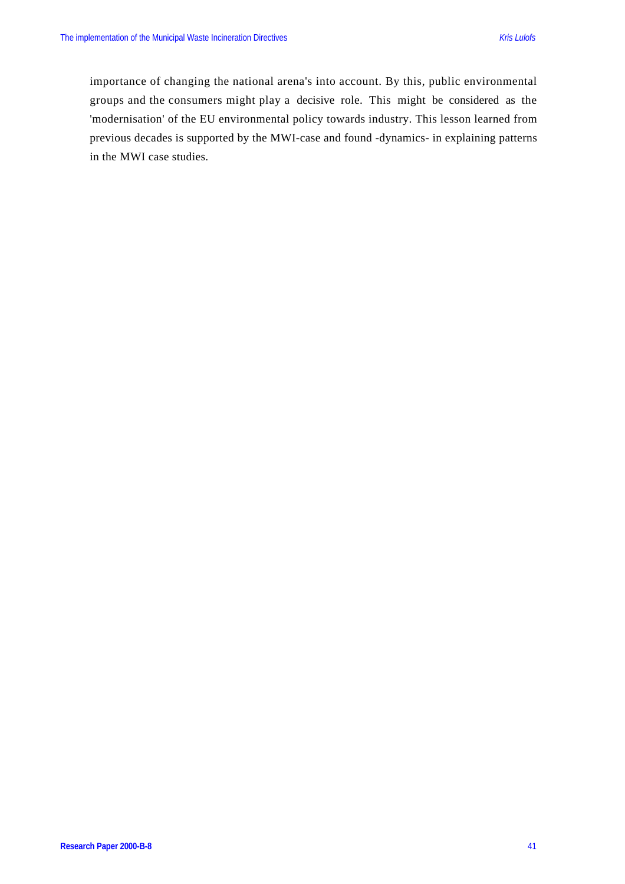importance of changing the national arena's into account. By this, public environmental groups and the consumers might play a decisive role. This might be considered as the 'modernisation' of the EU environmental policy towards industry. This lesson learned from previous decades is supported by the MWI-case and found -dynamics- in explaining patterns in the MWI case studies.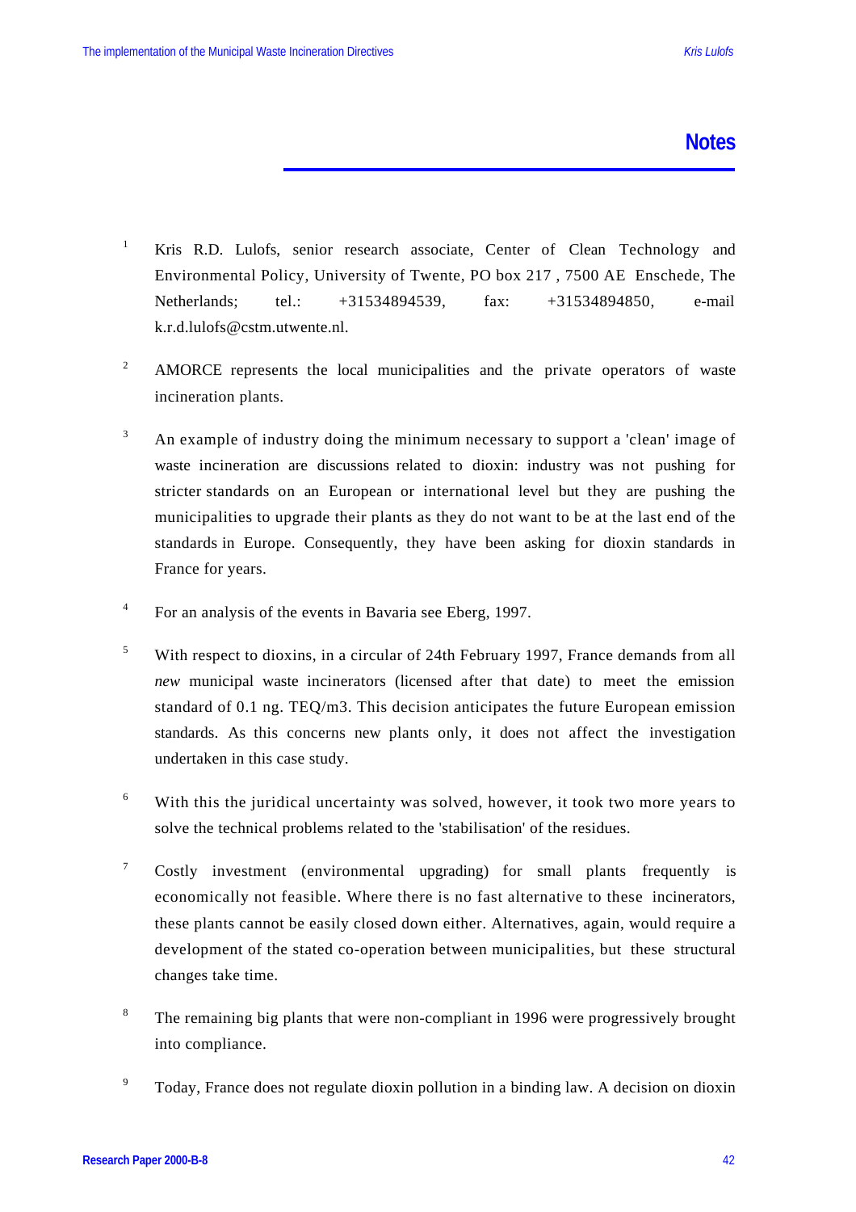# Notes

1. Kris R.D. Lulofs, senior research associate, Center of Clean Technology and Environmental Policy, University of Twente, PO box 217 , 7500 AE Enschede, The Netherlands; tel.: +31534894539, fax: +31534894850, e-mail k.r.d.lulofs@cstm.utwente.nl.

2. AMORCE represents the local municipalities and the private operators of waste incineration plants.

3. An example of industry doing the minimum necessary to support a 'clean' image of waste incineration are discussions related to dioxin: industry was not pushing for stricter standards on an European or international level but they are pushing the municipalities to upgrade their plants as they do not want to be at the last end of the standards in Europe. Consequently, they have been asking for dioxin standards in France for years.

4. For an analysis of the events in Bavaria see Eberg, 1997.

5. With respect to dioxins, in a circular of 24th February 1997, France demands from all *new* municipal waste incinerators (licensed after that date) to meet the emission standard of 0.1 ng. TEQ/m3. This decision anticipates the future European emission standards. As this concerns new plants only, it does not affect the investigation undertaken in this case study.

6. With this the juridical uncertainty was solved, however, it took two more years to solve the technical problems related to the 'stabilisation' of the residues.

7. Costly investment (environmental upgrading) for small plants frequently is economically not feasible. Where there is no fast alternative to these incinerators, these plants cannot be easily closed down either. Alternatives, again, would require a development of the stated co-operation between municipalities, but these structural changes take time.

8. The remaining big plants that were non-compliant in 1996 were progressively brought into compliance.

9. Today, France does not regulate dioxin pollution in a binding law. A decision on dioxin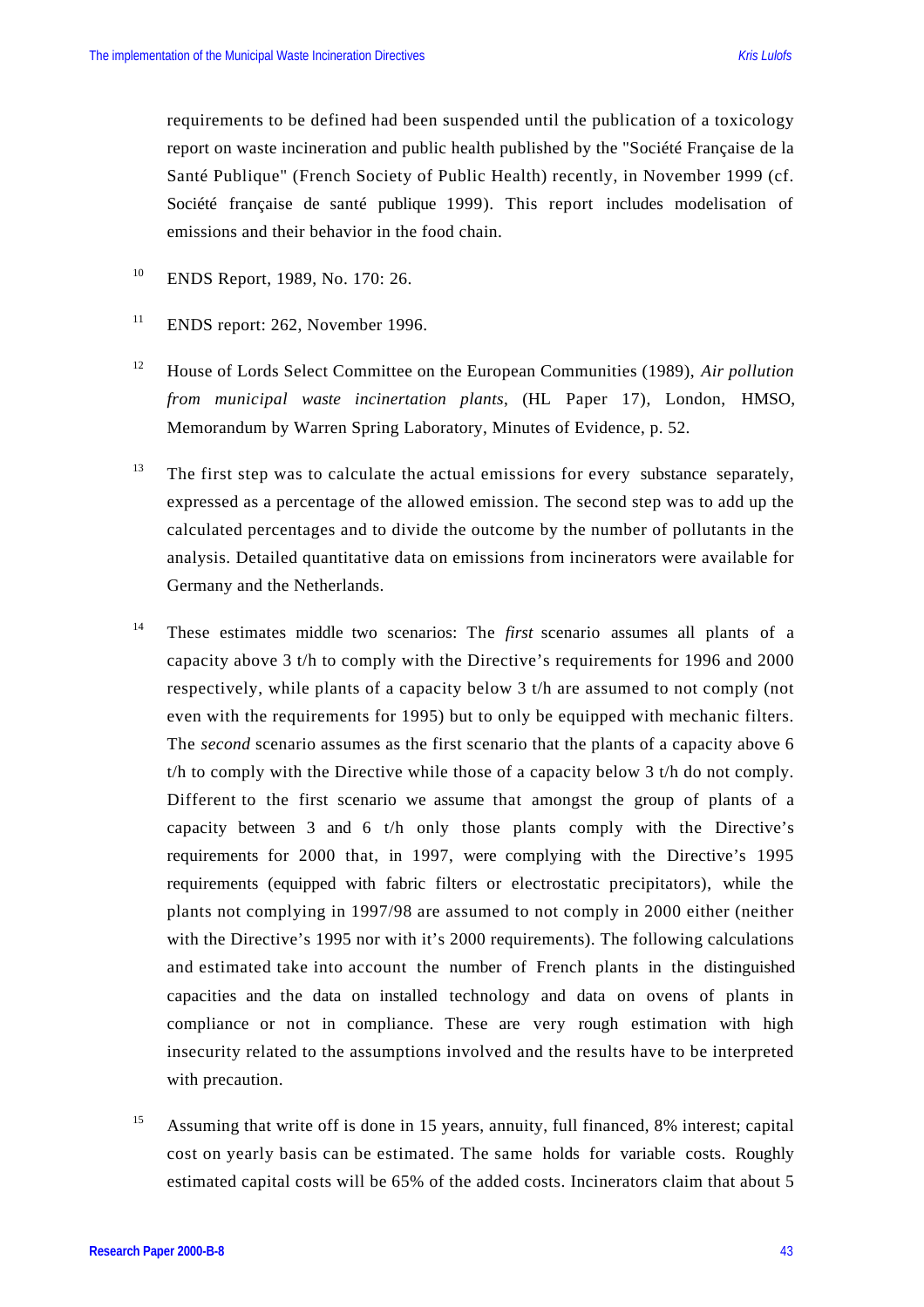requirements to be defined had been suspended until the publication of a toxicology report on waste incineration and public health published by the "Société Française de la Santé Publique" (French Society of Public Health) recently, in November 1999 (cf. Société française de santé publique 1999). This report includes modelisation of emissions and their behavior in the food chain.

[10] ENDS Report, 1989, No. 170: 26.

[11] ENDS report: 262, November 1996.

[12] House of Lords Select Committee on the European Communities (1989), *Air pollution from municipal waste incinertation plants*, (HL Paper 17), London, HMSO, Memorandum by Warren Spring Laboratory, Minutes of Evidence, p. 52.

[13] The first step was to calculate the actual emissions for every substance separately, expressed as a percentage of the allowed emission. The second step was to add up the calculated percentages and to divide the outcome by the number of pollutants in the analysis. Detailed quantitative data on emissions from incinerators were available for Germany and the Netherlands.

[14] These estimates middle two scenarios: The *first* scenario assumes all plants of a capacity above 3 t/h to comply with the Directive's requirements for 1996 and 2000 respectively, while plants of a capacity below 3 t/h are assumed to not comply (not even with the requirements for 1995) but to only be equipped with mechanic filters. The *second* scenario assumes as the first scenario that the plants of a capacity above 6 t/h to comply with the Directive while those of a capacity below 3 t/h do not comply. Different to the first scenario we assume that amongst the group of plants of a capacity between 3 and 6 t/h only those plants comply with the Directive's requirements for 2000 that, in 1997, were complying with the Directive's 1995 requirements (equipped with fabric filters or electrostatic precipitators), while the plants not complying in 1997/98 are assumed to not comply in 2000 either (neither with the Directive's 1995 nor with it's 2000 requirements). The following calculations and estimated take into account the number of French plants in the distinguished capacities and the data on installed technology and data on ovens of plants in compliance or not in compliance. These are very rough estimation with high insecurity related to the assumptions involved and the results have to be interpreted with precaution.

[15] Assuming that write off is done in 15 years, annuity, full financed, 8% interest; capital cost on yearly basis can be estimated. The same holds for variable costs. Roughly estimated capital costs will be 65% of the added costs. Incinerators claim that about 5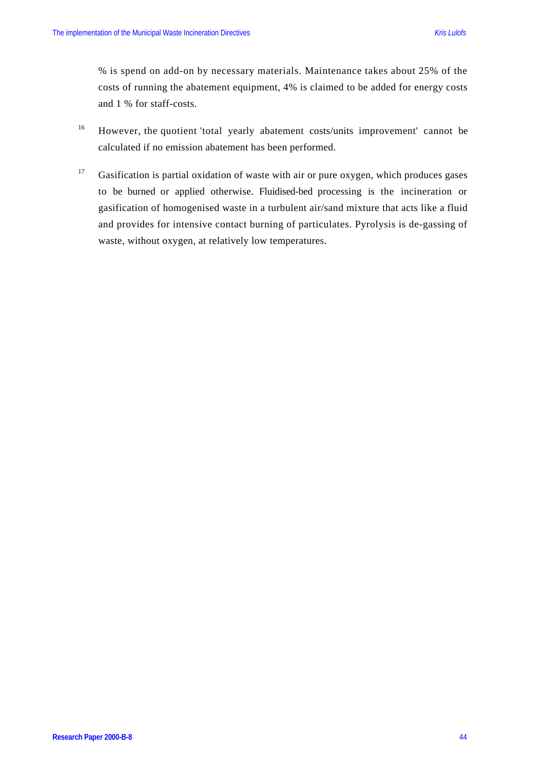% is spend on add-on by necessary materials. Maintenance takes about 25% of the costs of running the abatement equipment, 4% is claimed to be added for energy costs and 1 % for staff-costs.

[16] However, the quotient 'total yearly abatement costs/units improvement' cannot be calculated if no emission abatement has been performed.

[17] Gasification is partial oxidation of waste with air or pure oxygen, which produces gases to be burned or applied otherwise. Fluidised-bed processing is the incineration or gasification of homogenised waste in a turbulent air/sand mixture that acts like a fluid and provides for intensive contact burning of particulates. Pyrolysis is de-gassing of waste, without oxygen, at relatively low temperatures.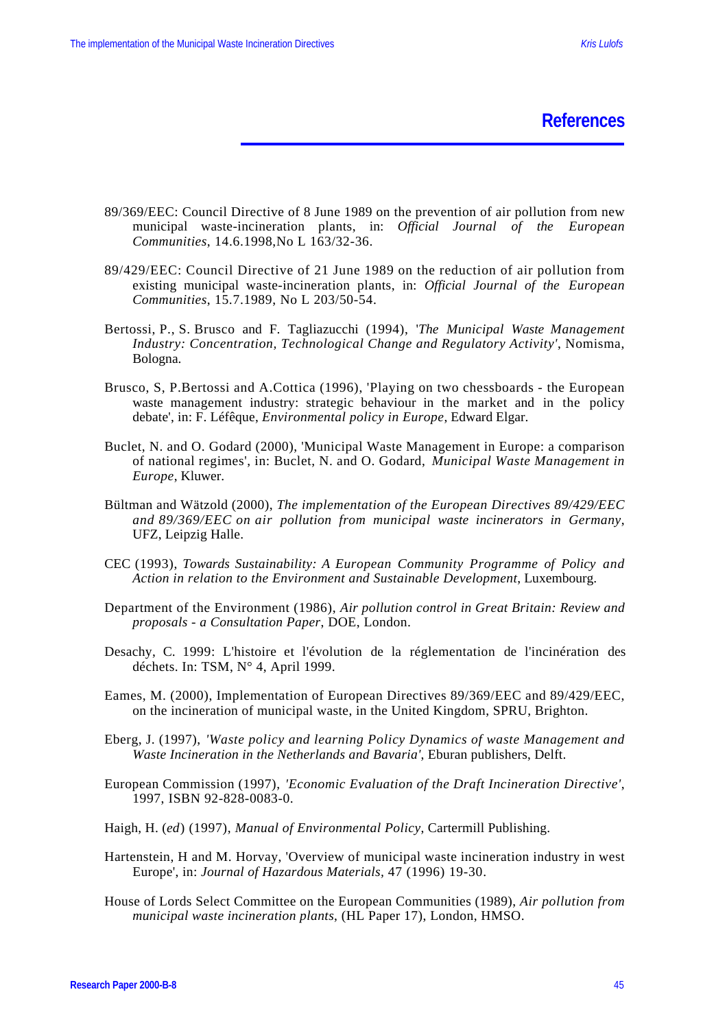# References

89/369/EEC: Council Directive of 8 June 1989 on the prevention of air pollution from new municipal waste-incineration plants, in: *Official Journal of the European Communities*, 14.6.1998,No L 163/32-36.

89/429/EEC: Council Directive of 21 June 1989 on the reduction of air pollution from existing municipal waste-incineration plants, in: *Official Journal of the European Communities*, 15.7.1989, No L 203/50-54.

Bertossi, P., S. Brusco and F. Tagliazucchi (1994), '*The Municipal Waste Management Industry: Concentration, Technological Change and Regulatory Activity'*, Nomisma, Bologna.

Brusco, S, P.Bertossi and A.Cottica (1996), 'Playing on two chessboards - the European waste management industry: strategic behaviour in the market and in the policy debate', in: F. Léfêque, *Environmental policy in Europe*, Edward Elgar.

Buclet, N. and O. Godard (2000), 'Municipal Waste Management in Europe: a comparison of national regimes', in: Buclet, N. and O. Godard, *Municipal Waste Management in Europe*, Kluwer.

Bültman and Wätzold (2000), *The implementation of the European Directives 89/429/EEC and 89/369/EEC on air pollution from municipal waste incinerators in Germany*, UFZ, Leipzig Halle.

CEC (1993), *Towards Sustainability: A European Community Programme of Policy and Action in relation to the Environment and Sustainable Development*, Luxembourg.

Department of the Environment (1986), *Air pollution control in Great Britain: Review and proposals - a Consultation Paper*, DOE, London.

Desachy, C. 1999: L'histoire et l'évolution de la réglementation de l'incinération des déchets. In: TSM, N° 4, April 1999.

Eames, M. (2000), Implementation of European Directives 89/369/EEC and 89/429/EEC, on the incineration of municipal waste, in the United Kingdom, SPRU, Brighton.

Eberg, J. (1997), *'Waste policy and learning Policy Dynamics of waste Management and Waste Incineration in the Netherlands and Bavaria'*, Eburan publishers, Delft.

European Commission (1997), *'Economic Evaluation of the Draft Incineration Directive'*, 1997, ISBN 92-828-0083-0.

Haigh, H. (*ed*) (1997), *Manual of Environmental Policy*, Cartermill Publishing.

Hartenstein, H and M. Horvay, 'Overview of municipal waste incineration industry in west Europe', in: *Journal of Hazardous Materials*, 47 (1996) 19-30.

House of Lords Select Committee on the European Communities (1989), *Air pollution from municipal waste incineration plants*, (HL Paper 17), London, HMSO.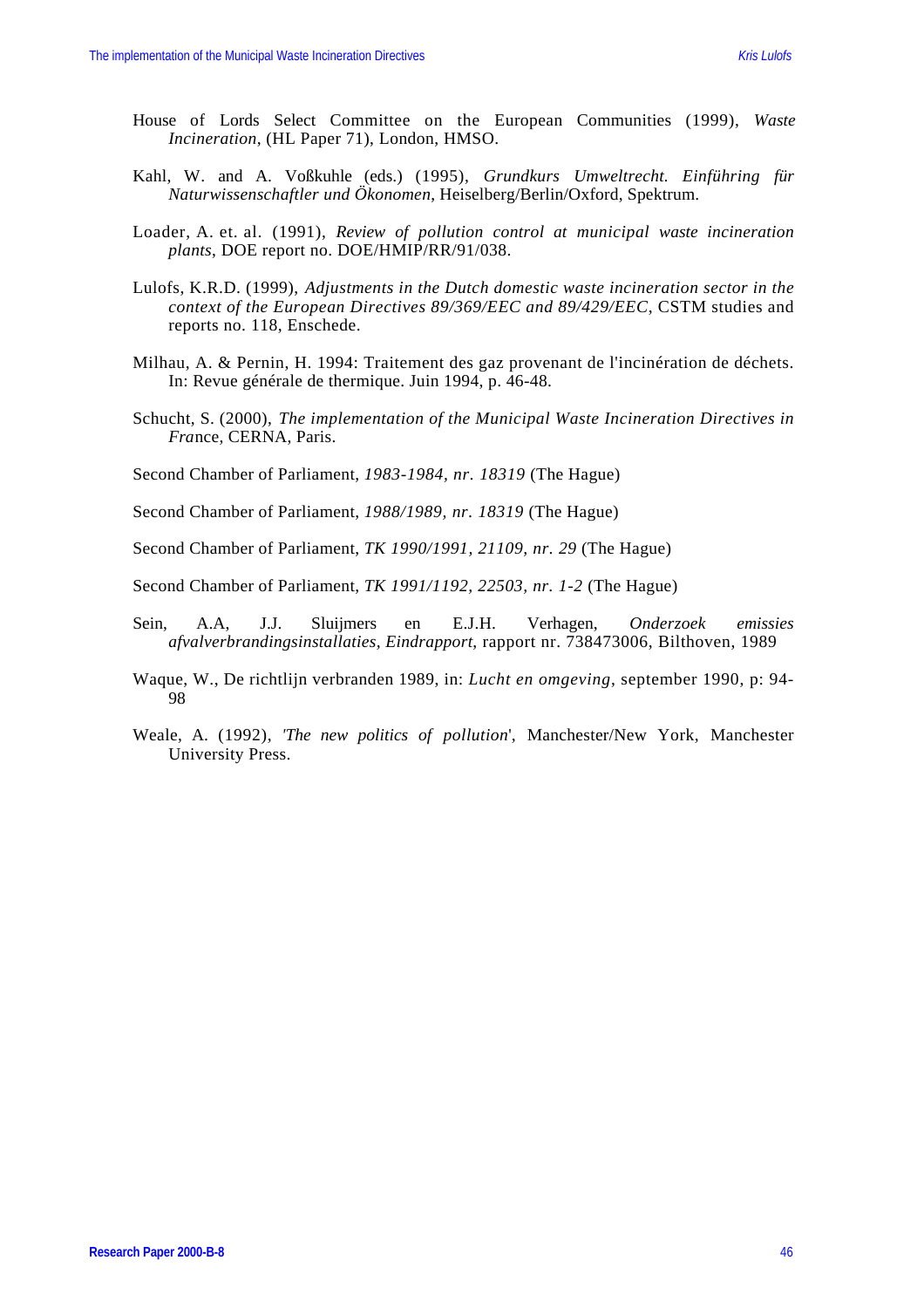House of Lords Select Committee on the European Communities (1999), *Waste Incineration*, (HL Paper 71), London, HMSO.

Kahl, W. and A. Voßkuhle (eds.) (1995), *Grundkurs Umweltrecht. Einführing für Naturwissenschaftler und Ökonomen*, Heiselberg/Berlin/Oxford, Spektrum.

Loader, A. et. al. (1991), *Review of pollution control at municipal waste incineration plants*, DOE report no. DOE/HMIP/RR/91/038.

Lulofs, K.R.D. (1999), *Adjustments in the Dutch domestic waste incineration sector in the context of the European Directives 89/369/EEC and 89/429/EEC*, CSTM studies and reports no. 118, Enschede.

Milhau, A. & Pernin, H. 1994: Traitement des gaz provenant de l'incinération de déchets. In: Revue générale de thermique. Juin 1994, p. 46-48.

Schucht, S. (2000), *The implementation of the Municipal Waste Incineration Directives in Fra*nce, CERNA, Paris.

Second Chamber of Parliament, *1983-1984, nr. 18319* (The Hague)

Second Chamber of Parliament, *1988/1989, nr. 18319* (The Hague)

Second Chamber of Parliament, *TK 1990/1991, 21109, nr. 29* (The Hague)

Second Chamber of Parliament, *TK 1991/1192, 22503, nr. 1-2* (The Hague)

Sein, A.A, J.J. Sluijmers en E.J.H. Verhagen, *Onderzoek emissies afvalverbrandingsinstallaties, Eindrapport*, rapport nr. 738473006, Bilthoven, 1989

Waque, W., De richtlijn verbranden 1989, in: *Lucht en omgeving*, september 1990, p: 94-98

Weale, A. (1992), *'The new politics of pollution*', Manchester/New York, Manchester University Press.